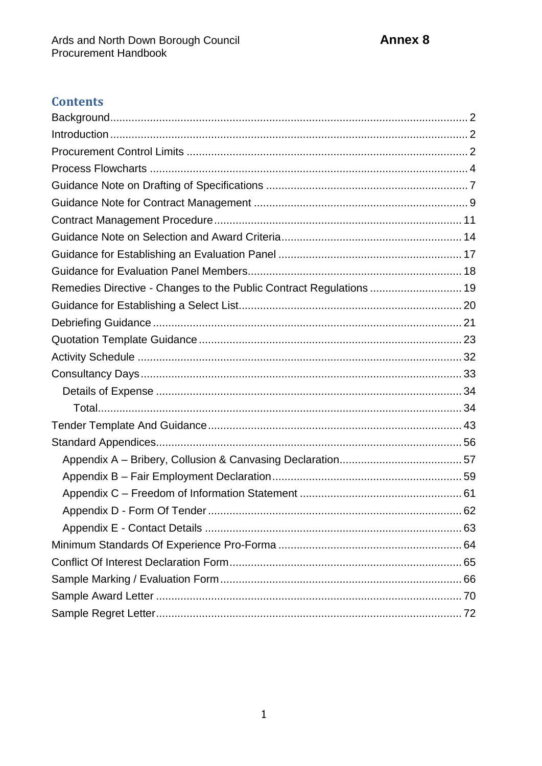Ards and North Down Borough Council
Procurement Handbook

**Annex 8**

## Contents

- Background ........ 2
- Introduction ........ 2
- Procurement Control Limits ........ 2
- Process Flowcharts ........ 4
- Guidance Note on Drafting of Specifications ........ 7
- Guidance Note for Contract Management ........ 9
- Contract Management Procedure ........ 11
- Guidance Note on Selection and Award Criteria ........ 14
- Guidance for Establishing an Evaluation Panel ........ 17
- Guidance for Evaluation Panel Members ........ 18
- Remedies Directive - Changes to the Public Contract Regulations ........ 19
- Guidance for Establishing a Select List ........ 20
- Debriefing Guidance ........ 21
- Quotation Template Guidance ........ 23
- Activity Schedule ........ 32
- Consultancy Days ........ 33
  - Details of Expense ........ 34
    - Total ........ 34
- Tender Template And Guidance ........ 43
- Standard Appendices ........ 56
  - Appendix A – Bribery, Collusion & Canvasing Declaration ........ 57
  - Appendix B – Fair Employment Declaration ........ 59
  - Appendix C – Freedom of Information Statement ........ 61
  - Appendix D - Form Of Tender ........ 62
  - Appendix E - Contact Details ........ 63
- Minimum Standards Of Experience Pro-Forma ........ 64
- Conflict Of Interest Declaration Form ........ 65
- Sample Marking / Evaluation Form ........ 66
- Sample Award Letter ........ 70
- Sample Regret Letter ........ 72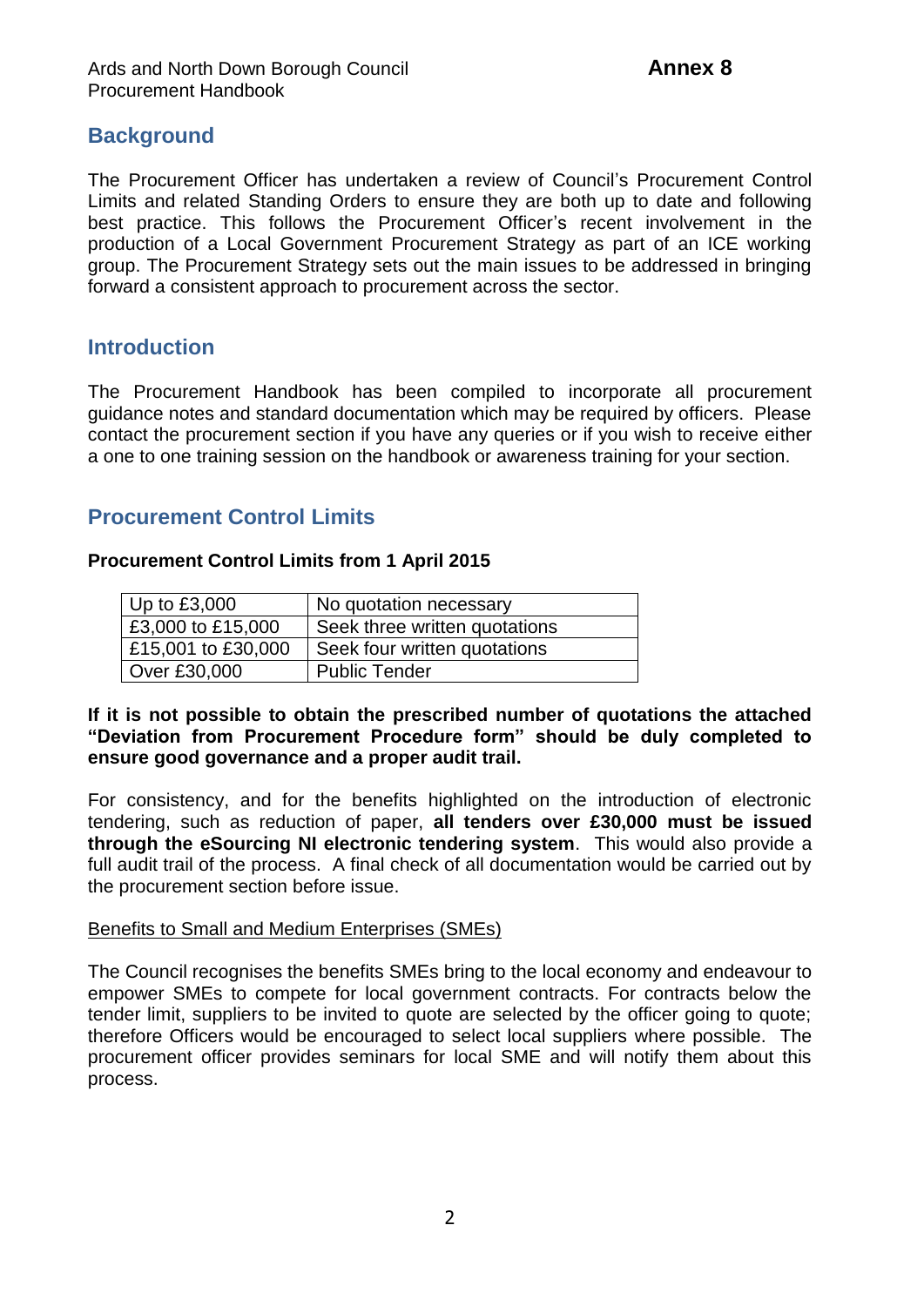## Background

The Procurement Officer has undertaken a review of Council's Procurement Control Limits and related Standing Orders to ensure they are both up to date and following best practice. This follows the Procurement Officer's recent involvement in the production of a Local Government Procurement Strategy as part of an ICE working group. The Procurement Strategy sets out the main issues to be addressed in bringing forward a consistent approach to procurement across the sector.

## Introduction

The Procurement Handbook has been compiled to incorporate all procurement guidance notes and standard documentation which may be required by officers. Please contact the procurement section if you have any queries or if you wish to receive either a one to one training session on the handbook or awareness training for your section.

## Procurement Control Limits

**Procurement Control Limits from 1 April 2015**

| Up to £3,000 | No quotation necessary |
|---|---|
| £3,000 to £15,000 | Seek three written quotations |
| £15,001 to £30,000 | Seek four written quotations |
| Over £30,000 | Public Tender |

**If it is not possible to obtain the prescribed number of quotations the attached "Deviation from Procurement Procedure form" should be duly completed to ensure good governance and a proper audit trail.**

For consistency, and for the benefits highlighted on the introduction of electronic tendering, such as reduction of paper, **all tenders over £30,000 must be issued through the eSourcing NI electronic tendering system**. This would also provide a full audit trail of the process. A final check of all documentation would be carried out by the procurement section before issue.

Benefits to Small and Medium Enterprises (SMEs)

The Council recognises the benefits SMEs bring to the local economy and endeavour to empower SMEs to compete for local government contracts. For contracts below the tender limit, suppliers to be invited to quote are selected by the officer going to quote; therefore Officers would be encouraged to select local suppliers where possible. The procurement officer provides seminars for local SME and will notify them about this process.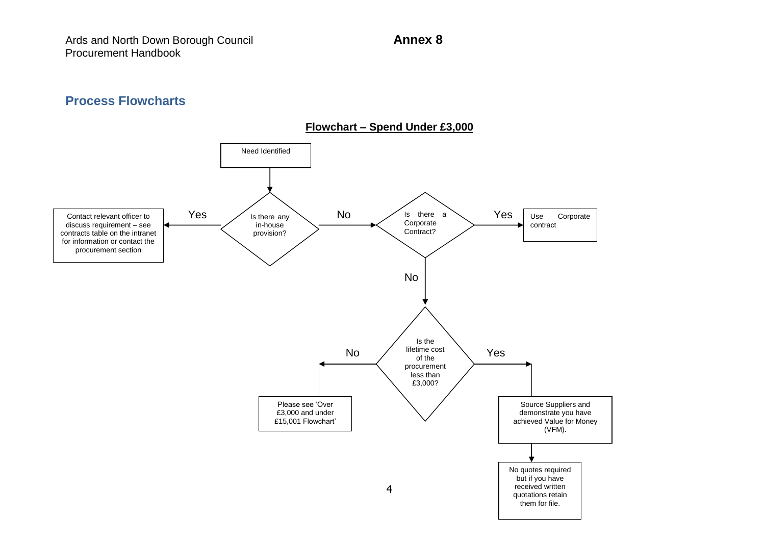**Annex 8**

## Process Flowcharts

**Flowchart – Spend Under £3,000**

Need Identified

Is there any in-house provision?

- Yes → Contact relevant officer to discuss requirement – see contracts table on the intranet for information or contact the procurement section
- No → Is there a Corporate Contract?
  - Yes → Use Corporate contract
  - No → Is the lifetime cost of the procurement less than £3,000?
    - No → Please see 'Over £3,000 and under £15,001 Flowchart'
    - Yes → Source Suppliers and demonstrate you have achieved Value for Money (VFM).
      - → No quotes required but if you have received written quotations retain them for file.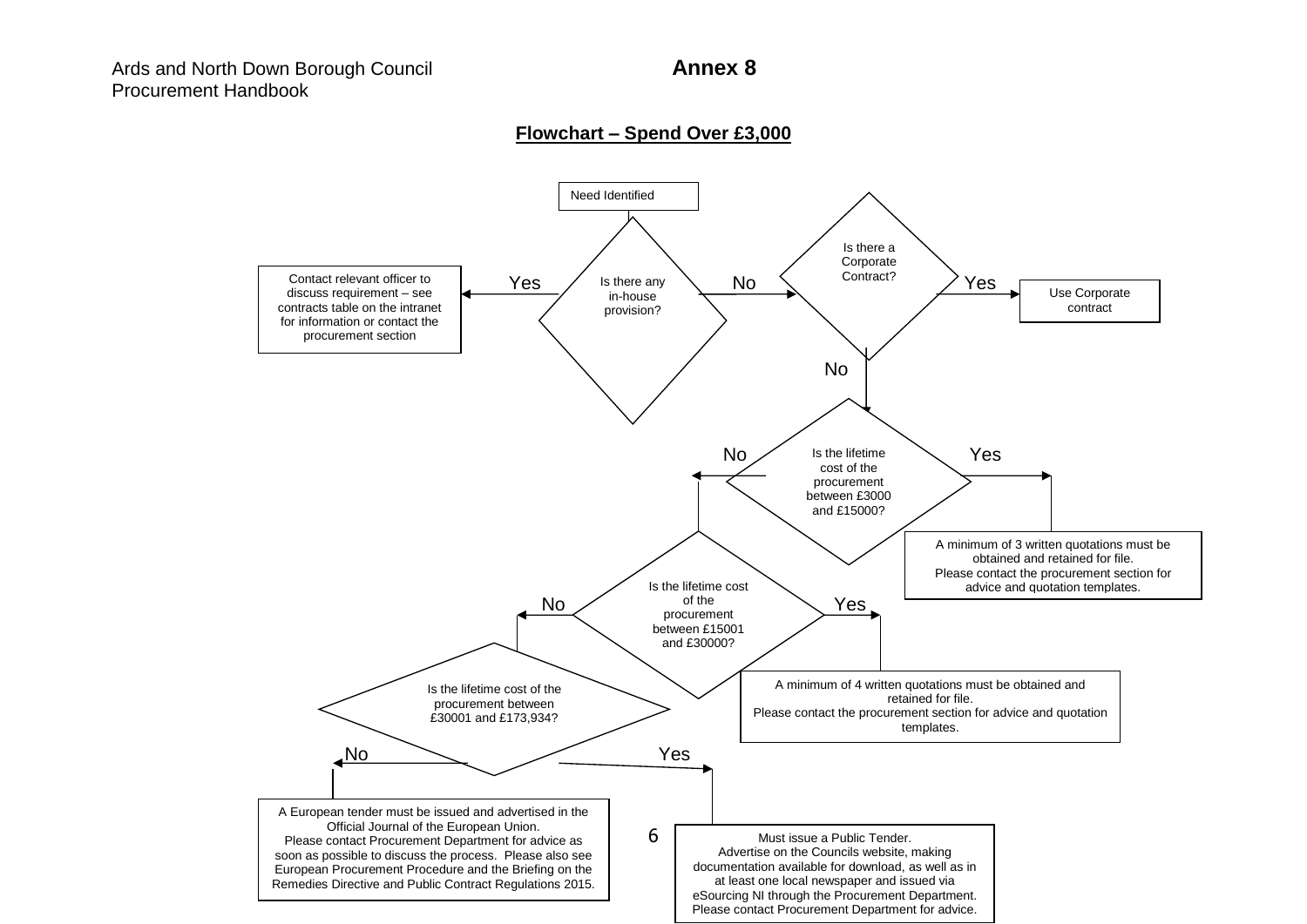## Annex 8

### Flowchart – Spend Over £3,000

**Need Identified**

**Is there any in-house provision?**

- **Yes** → Contact relevant officer to discuss requirement – see contracts table on the intranet for information or contact the procurement section
- **No** → **Is there a Corporate Contract?**
  - **Yes** → Use Corporate contract
  - **No** → **Is the lifetime cost of the procurement between £3000 and £15000?**
    - **Yes** → A minimum of 3 written quotations must be obtained and retained for file. Please contact the procurement section for advice and quotation templates.
    - **No** → **Is the lifetime cost of the procurement between £15001 and £30000?**
      - **Yes** → A minimum of 4 written quotations must be obtained and retained for file. Please contact the procurement section for advice and quotation templates.
      - **No** → **Is the lifetime cost of the procurement between £30001 and £173,934?**
        - **Yes** → Must issue a Public Tender. Advertise on the Councils website, making documentation available for download, as well as in at least one local newspaper and issued via eSourcing NI through the Procurement Department. Please contact Procurement Department for advice.
        - **No** → A European tender must be issued and advertised in the Official Journal of the European Union. Please contact Procurement Department for advice as soon as possible to discuss the process. Please also see European Procurement Procedure and the Briefing on the Remedies Directive and Public Contract Regulations 2015.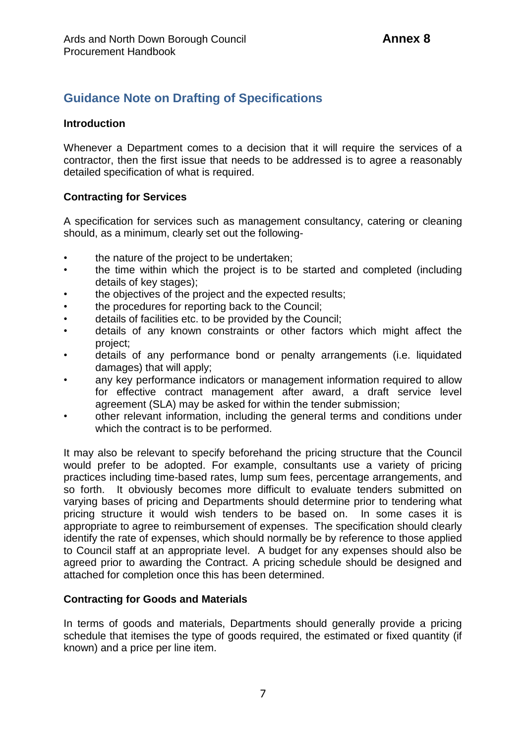## Guidance Note on Drafting of Specifications

**Introduction**

Whenever a Department comes to a decision that it will require the services of a contractor, then the first issue that needs to be addressed is to agree a reasonably detailed specification of what is required.

**Contracting for Services**

A specification for services such as management consultancy, catering or cleaning should, as a minimum, clearly set out the following-

- the nature of the project to be undertaken;
- the time within which the project is to be started and completed (including details of key stages);
- the objectives of the project and the expected results;
- the procedures for reporting back to the Council;
- details of facilities etc. to be provided by the Council;
- details of any known constraints or other factors which might affect the project;
- details of any performance bond or penalty arrangements (i.e. liquidated damages) that will apply;
- any key performance indicators or management information required to allow for effective contract management after award, a draft service level agreement (SLA) may be asked for within the tender submission;
- other relevant information, including the general terms and conditions under which the contract is to be performed.

It may also be relevant to specify beforehand the pricing structure that the Council would prefer to be adopted. For example, consultants use a variety of pricing practices including time-based rates, lump sum fees, percentage arrangements, and so forth. It obviously becomes more difficult to evaluate tenders submitted on varying bases of pricing and Departments should determine prior to tendering what pricing structure it would wish tenders to be based on. In some cases it is appropriate to agree to reimbursement of expenses. The specification should clearly identify the rate of expenses, which should normally be by reference to those applied to Council staff at an appropriate level. A budget for any expenses should also be agreed prior to awarding the Contract. A pricing schedule should be designed and attached for completion once this has been determined.

**Contracting for Goods and Materials**

In terms of goods and materials, Departments should generally provide a pricing schedule that itemises the type of goods required, the estimated or fixed quantity (if known) and a price per line item.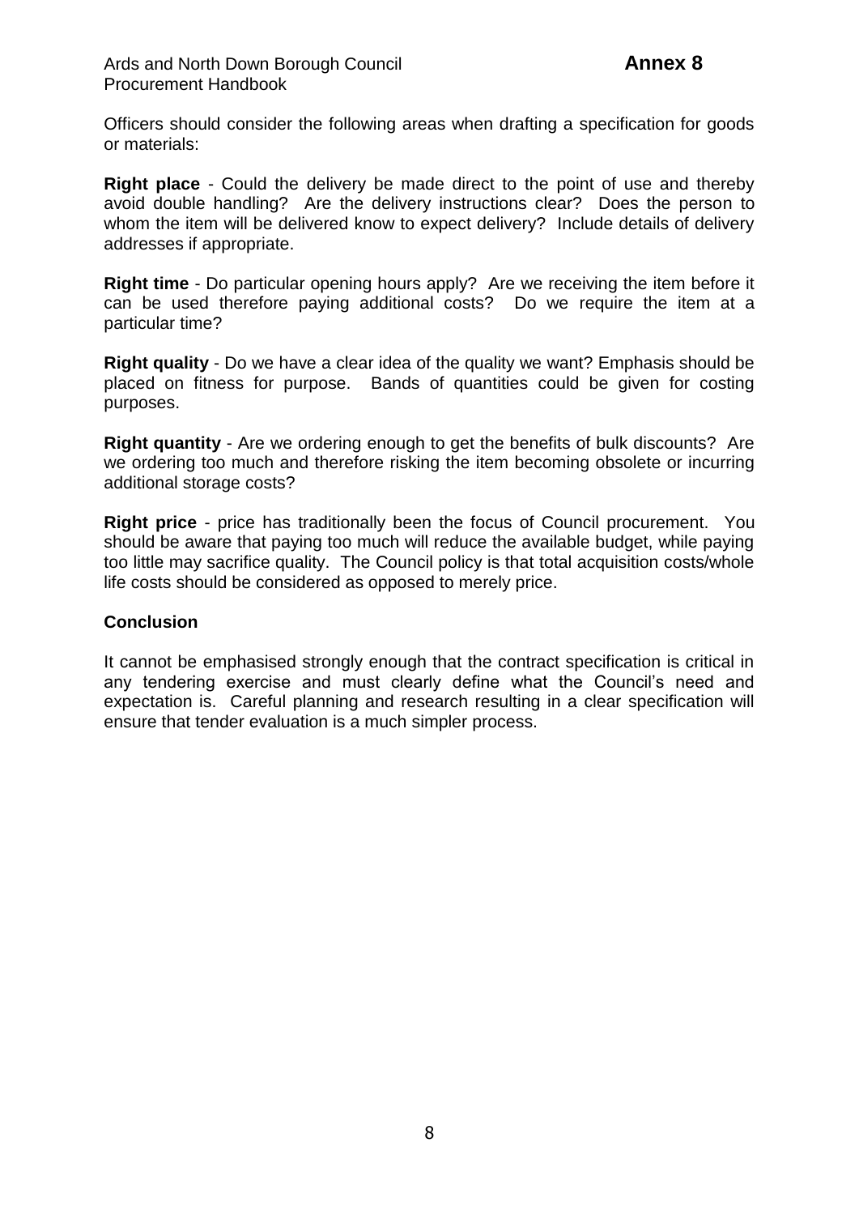Officers should consider the following areas when drafting a specification for goods or materials:

**Right place** - Could the delivery be made direct to the point of use and thereby avoid double handling? Are the delivery instructions clear? Does the person to whom the item will be delivered know to expect delivery? Include details of delivery addresses if appropriate.

**Right time** - Do particular opening hours apply? Are we receiving the item before it can be used therefore paying additional costs? Do we require the item at a particular time?

**Right quality** - Do we have a clear idea of the quality we want? Emphasis should be placed on fitness for purpose. Bands of quantities could be given for costing purposes.

**Right quantity** - Are we ordering enough to get the benefits of bulk discounts? Are we ordering too much and therefore risking the item becoming obsolete or incurring additional storage costs?

**Right price** - price has traditionally been the focus of Council procurement. You should be aware that paying too much will reduce the available budget, while paying too little may sacrifice quality. The Council policy is that total acquisition costs/whole life costs should be considered as opposed to merely price.

## Conclusion

It cannot be emphasised strongly enough that the contract specification is critical in any tendering exercise and must clearly define what the Council's need and expectation is. Careful planning and research resulting in a clear specification will ensure that tender evaluation is a much simpler process.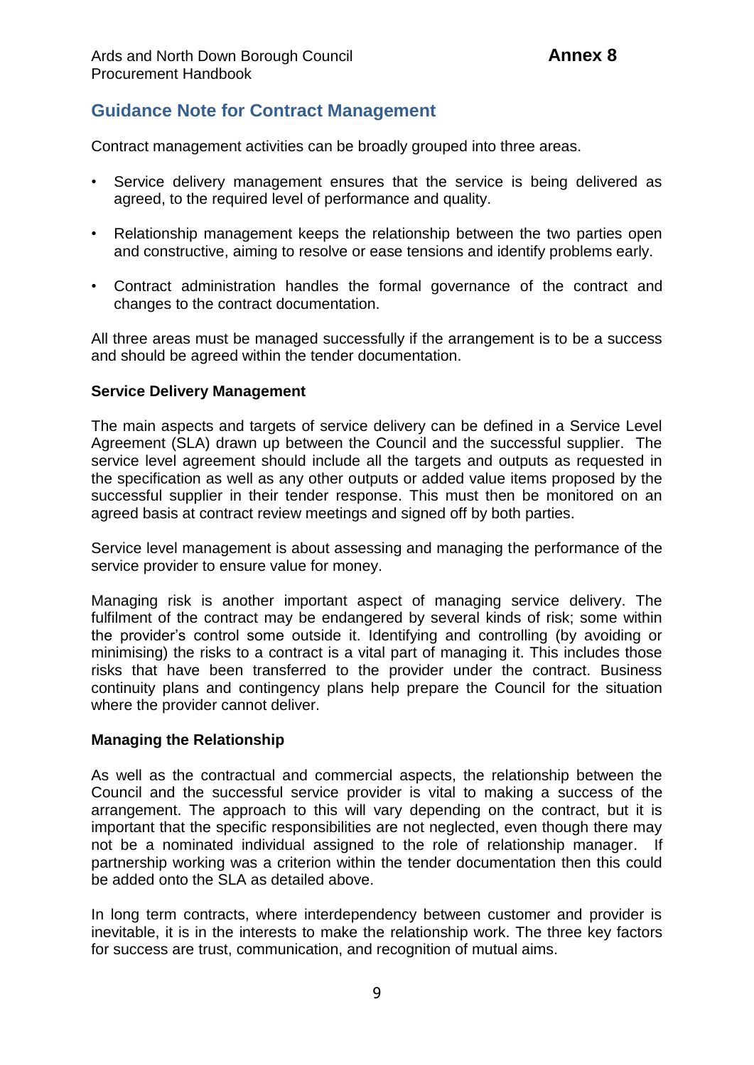## Guidance Note for Contract Management

Contract management activities can be broadly grouped into three areas.

- Service delivery management ensures that the service is being delivered as agreed, to the required level of performance and quality.
- Relationship management keeps the relationship between the two parties open and constructive, aiming to resolve or ease tensions and identify problems early.
- Contract administration handles the formal governance of the contract and changes to the contract documentation.

All three areas must be managed successfully if the arrangement is to be a success and should be agreed within the tender documentation.

**Service Delivery Management**

The main aspects and targets of service delivery can be defined in a Service Level Agreement (SLA) drawn up between the Council and the successful supplier. The service level agreement should include all the targets and outputs as requested in the specification as well as any other outputs or added value items proposed by the successful supplier in their tender response. This must then be monitored on an agreed basis at contract review meetings and signed off by both parties.

Service level management is about assessing and managing the performance of the service provider to ensure value for money.

Managing risk is another important aspect of managing service delivery. The fulfilment of the contract may be endangered by several kinds of risk; some within the provider's control some outside it. Identifying and controlling (by avoiding or minimising) the risks to a contract is a vital part of managing it. This includes those risks that have been transferred to the provider under the contract. Business continuity plans and contingency plans help prepare the Council for the situation where the provider cannot deliver.

**Managing the Relationship**

As well as the contractual and commercial aspects, the relationship between the Council and the successful service provider is vital to making a success of the arrangement. The approach to this will vary depending on the contract, but it is important that the specific responsibilities are not neglected, even though there may not be a nominated individual assigned to the role of relationship manager. If partnership working was a criterion within the tender documentation then this could be added onto the SLA as detailed above.

In long term contracts, where interdependency between customer and provider is inevitable, it is in the interests to make the relationship work. The three key factors for success are trust, communication, and recognition of mutual aims.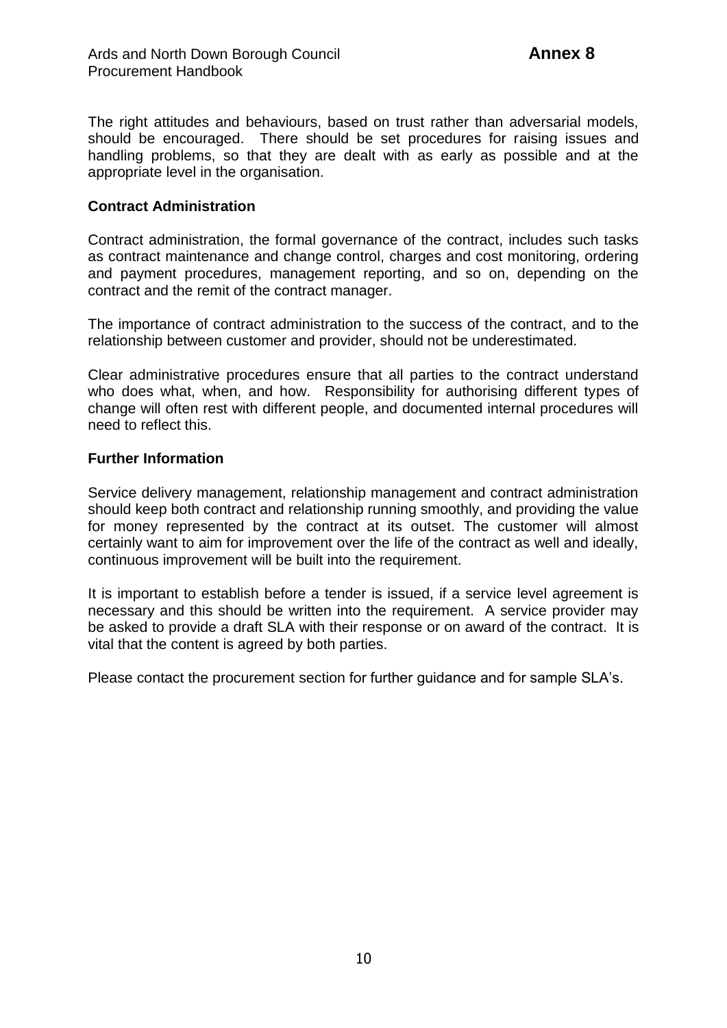The right attitudes and behaviours, based on trust rather than adversarial models, should be encouraged. There should be set procedures for raising issues and handling problems, so that they are dealt with as early as possible and at the appropriate level in the organisation.

**Contract Administration**

Contract administration, the formal governance of the contract, includes such tasks as contract maintenance and change control, charges and cost monitoring, ordering and payment procedures, management reporting, and so on, depending on the contract and the remit of the contract manager.

The importance of contract administration to the success of the contract, and to the relationship between customer and provider, should not be underestimated.

Clear administrative procedures ensure that all parties to the contract understand who does what, when, and how. Responsibility for authorising different types of change will often rest with different people, and documented internal procedures will need to reflect this.

**Further Information**

Service delivery management, relationship management and contract administration should keep both contract and relationship running smoothly, and providing the value for money represented by the contract at its outset. The customer will almost certainly want to aim for improvement over the life of the contract as well and ideally, continuous improvement will be built into the requirement.

It is important to establish before a tender is issued, if a service level agreement is necessary and this should be written into the requirement. A service provider may be asked to provide a draft SLA with their response or on award of the contract. It is vital that the content is agreed by both parties.

Please contact the procurement section for further guidance and for sample SLA's.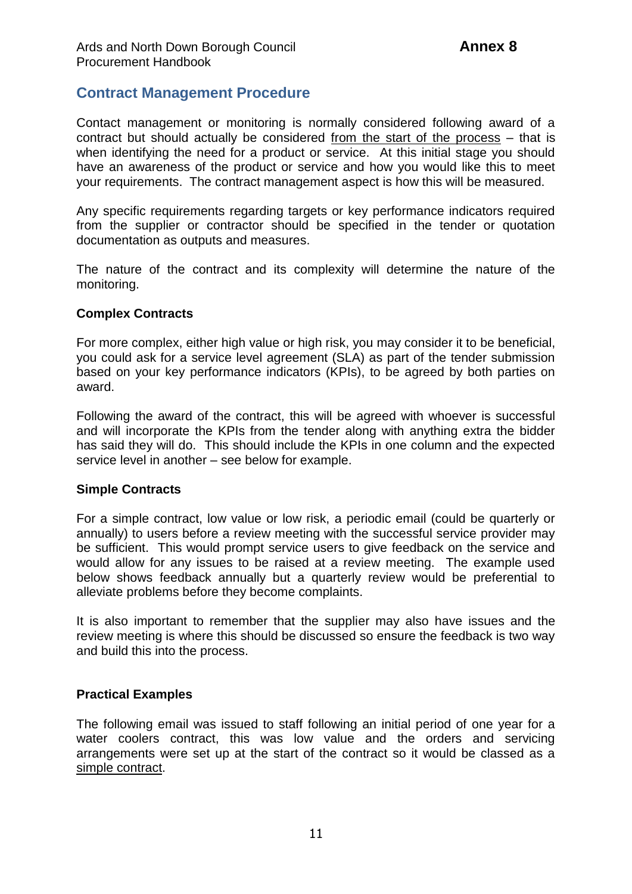## Contract Management Procedure

Contact management or monitoring is normally considered following award of a contract but should actually be considered from the start of the process – that is when identifying the need for a product or service. At this initial stage you should have an awareness of the product or service and how you would like this to meet your requirements. The contract management aspect is how this will be measured.

Any specific requirements regarding targets or key performance indicators required from the supplier or contractor should be specified in the tender or quotation documentation as outputs and measures.

The nature of the contract and its complexity will determine the nature of the monitoring.

**Complex Contracts**

For more complex, either high value or high risk, you may consider it to be beneficial, you could ask for a service level agreement (SLA) as part of the tender submission based on your key performance indicators (KPIs), to be agreed by both parties on award.

Following the award of the contract, this will be agreed with whoever is successful and will incorporate the KPIs from the tender along with anything extra the bidder has said they will do. This should include the KPIs in one column and the expected service level in another – see below for example.

**Simple Contracts**

For a simple contract, low value or low risk, a periodic email (could be quarterly or annually) to users before a review meeting with the successful service provider may be sufficient. This would prompt service users to give feedback on the service and would allow for any issues to be raised at a review meeting. The example used below shows feedback annually but a quarterly review would be preferential to alleviate problems before they become complaints.

It is also important to remember that the supplier may also have issues and the review meeting is where this should be discussed so ensure the feedback is two way and build this into the process.

**Practical Examples**

The following email was issued to staff following an initial period of one year for a water coolers contract, this was low value and the orders and servicing arrangements were set up at the start of the contract so it would be classed as a simple contract.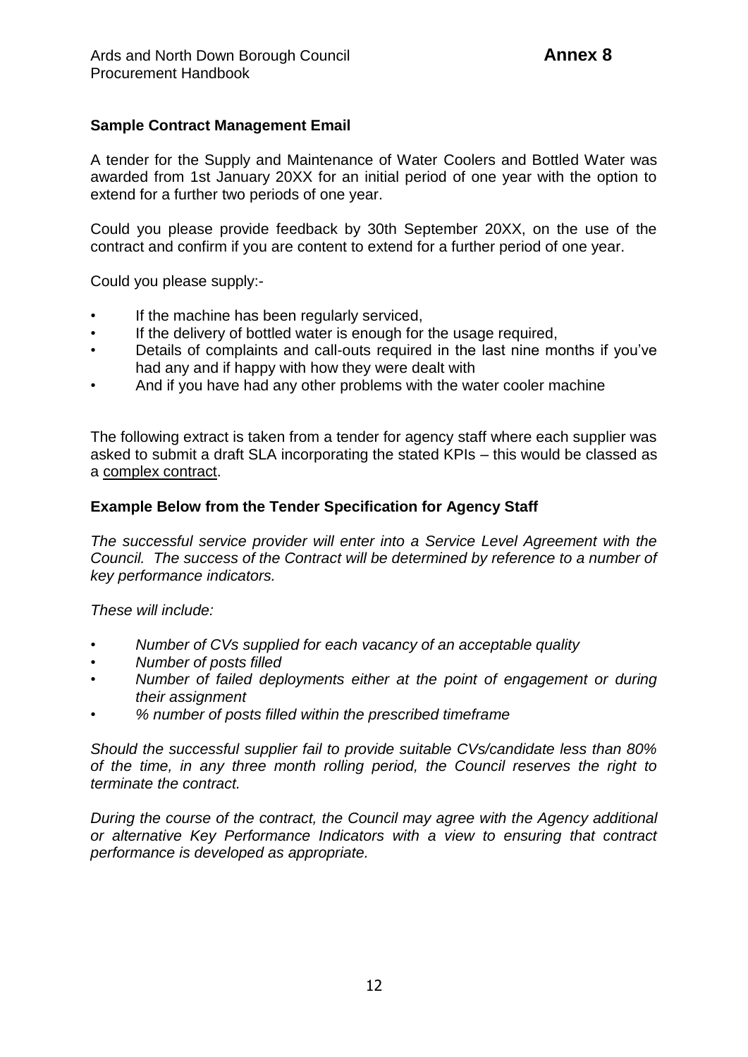**Annex 8**

**Sample Contract Management Email**

A tender for the Supply and Maintenance of Water Coolers and Bottled Water was awarded from 1st January 20XX for an initial period of one year with the option to extend for a further two periods of one year.

Could you please provide feedback by 30th September 20XX, on the use of the contract and confirm if you are content to extend for a further period of one year.

Could you please supply:-

- If the machine has been regularly serviced,
- If the delivery of bottled water is enough for the usage required,
- Details of complaints and call-outs required in the last nine months if you've had any and if happy with how they were dealt with
- And if you have had any other problems with the water cooler machine

The following extract is taken from a tender for agency staff where each supplier was asked to submit a draft SLA incorporating the stated KPIs – this would be classed as a <u>complex contract</u>.

**Example Below from the Tender Specification for Agency Staff**

*The successful service provider will enter into a Service Level Agreement with the Council. The success of the Contract will be determined by reference to a number of key performance indicators.*

*These will include:*

- *Number of CVs supplied for each vacancy of an acceptable quality*
- *Number of posts filled*
- *Number of failed deployments either at the point of engagement or during their assignment*
- *% number of posts filled within the prescribed timeframe*

*Should the successful supplier fail to provide suitable CVs/candidate less than 80% of the time, in any three month rolling period, the Council reserves the right to terminate the contract.*

*During the course of the contract, the Council may agree with the Agency additional or alternative Key Performance Indicators with a view to ensuring that contract performance is developed as appropriate.*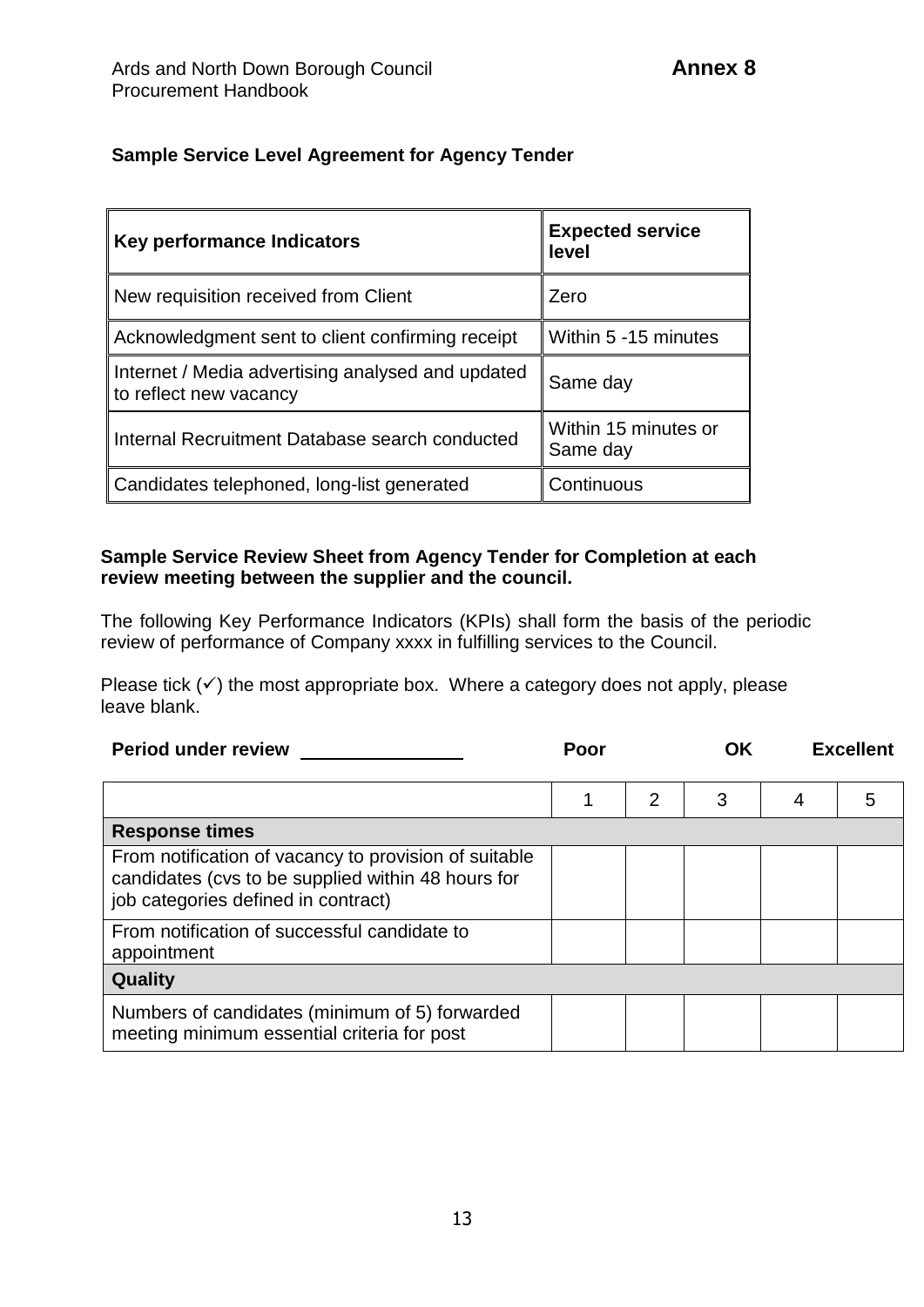**Annex 8**

**Sample Service Level Agreement for Agency Tender**

| **Key performance Indicators** | **Expected service level** |
|---|---|
| New requisition received from Client | Zero |
| Acknowledgment sent to client confirming receipt | Within 5 -15 minutes |
| Internet / Media advertising analysed and updated to reflect new vacancy | Same day |
| Internal Recruitment Database search conducted | Within 15 minutes or Same day |
| Candidates telephoned, long-list generated | Continuous |

**Sample Service Review Sheet from Agency Tender for Completion at each review meeting between the supplier and the council.**

The following Key Performance Indicators (KPIs) shall form the basis of the periodic review of performance of Company xxxx in fulfilling services to the Council.

Please tick (✓) the most appropriate box. Where a category does not apply, please leave blank.

**Period under review** ________________

| | Poor | | OK | | Excellent |
|---|---|---|---|---|---|
| | 1 | 2 | 3 | 4 | 5 |
| **Response times** | | | | | |
| From notification of vacancy to provision of suitable candidates (cvs to be supplied within 48 hours for job categories defined in contract) | | | | | |
| From notification of successful candidate to appointment | | | | | |
| **Quality** | | | | | |
| Numbers of candidates (minimum of 5) forwarded meeting minimum essential criteria for post | | | | | |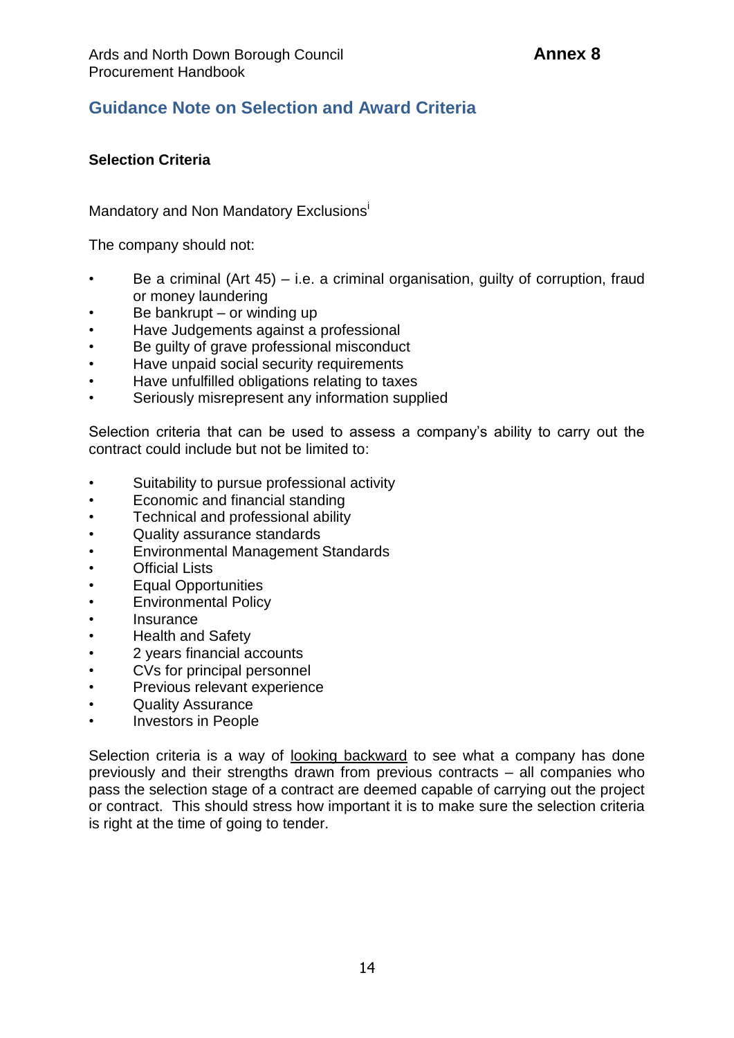## Guidance Note on Selection and Award Criteria

### Selection Criteria

Mandatory and Non Mandatory Exclusions[i]

The company should not:

- Be a criminal (Art 45) – i.e. a criminal organisation, guilty of corruption, fraud or money laundering
- Be bankrupt – or winding up
- Have Judgements against a professional
- Be guilty of grave professional misconduct
- Have unpaid social security requirements
- Have unfulfilled obligations relating to taxes
- Seriously misrepresent any information supplied

Selection criteria that can be used to assess a company's ability to carry out the contract could include but not be limited to:

- Suitability to pursue professional activity
- Economic and financial standing
- Technical and professional ability
- Quality assurance standards
- Environmental Management Standards
- Official Lists
- Equal Opportunities
- Environmental Policy
- Insurance
- Health and Safety
- 2 years financial accounts
- CVs for principal personnel
- Previous relevant experience
- Quality Assurance
- Investors in People

Selection criteria is a way of looking backward to see what a company has done previously and their strengths drawn from previous contracts – all companies who pass the selection stage of a contract are deemed capable of carrying out the project or contract. This should stress how important it is to make sure the selection criteria is right at the time of going to tender.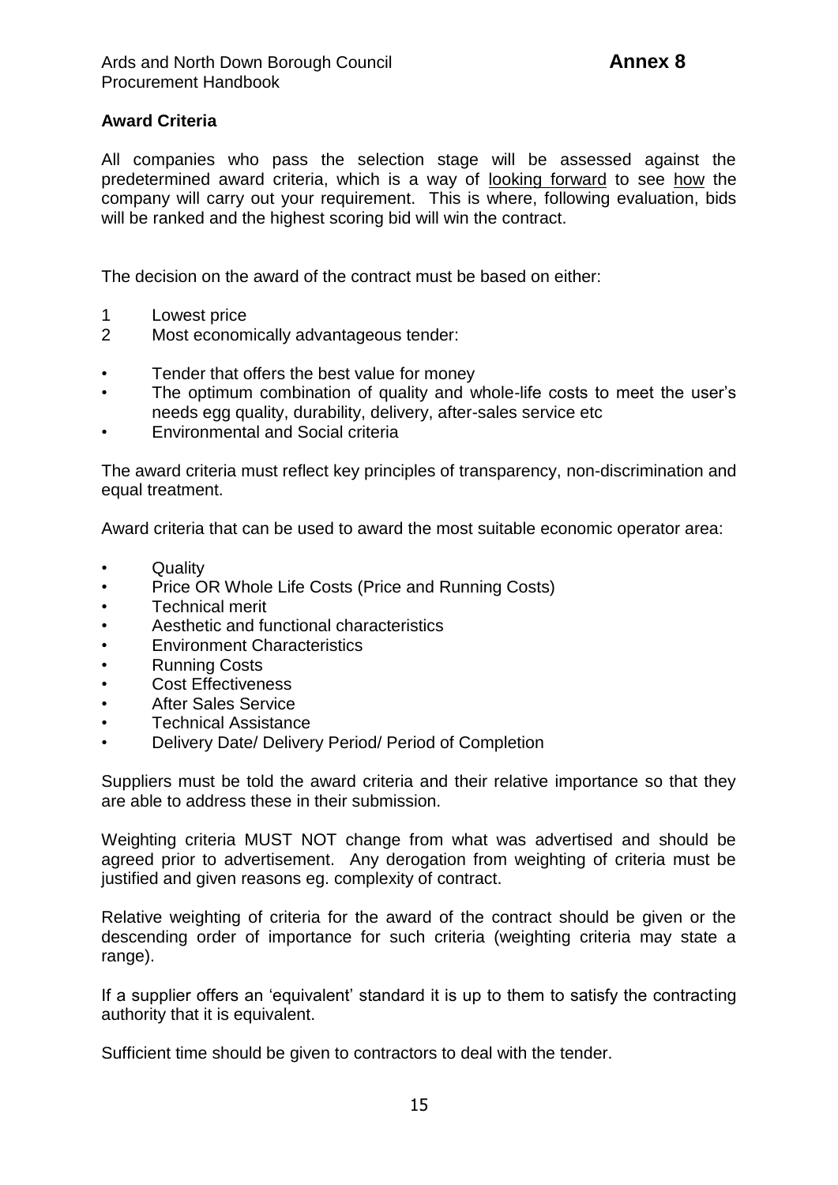**Award Criteria**

All companies who pass the selection stage will be assessed against the predetermined award criteria, which is a way of looking forward to see how the company will carry out your requirement. This is where, following evaluation, bids will be ranked and the highest scoring bid will win the contract.

The decision on the award of the contract must be based on either:

1 Lowest price
2 Most economically advantageous tender:

- Tender that offers the best value for money
- The optimum combination of quality and whole-life costs to meet the user's needs egg quality, durability, delivery, after-sales service etc
- Environmental and Social criteria

The award criteria must reflect key principles of transparency, non-discrimination and equal treatment.

Award criteria that can be used to award the most suitable economic operator area:

- Quality
- Price OR Whole Life Costs (Price and Running Costs)
- Technical merit
- Aesthetic and functional characteristics
- Environment Characteristics
- Running Costs
- Cost Effectiveness
- After Sales Service
- Technical Assistance
- Delivery Date/ Delivery Period/ Period of Completion

Suppliers must be told the award criteria and their relative importance so that they are able to address these in their submission.

Weighting criteria MUST NOT change from what was advertised and should be agreed prior to advertisement. Any derogation from weighting of criteria must be justified and given reasons eg. complexity of contract.

Relative weighting of criteria for the award of the contract should be given or the descending order of importance for such criteria (weighting criteria may state a range).

If a supplier offers an 'equivalent' standard it is up to them to satisfy the contracting authority that it is equivalent.

Sufficient time should be given to contractors to deal with the tender.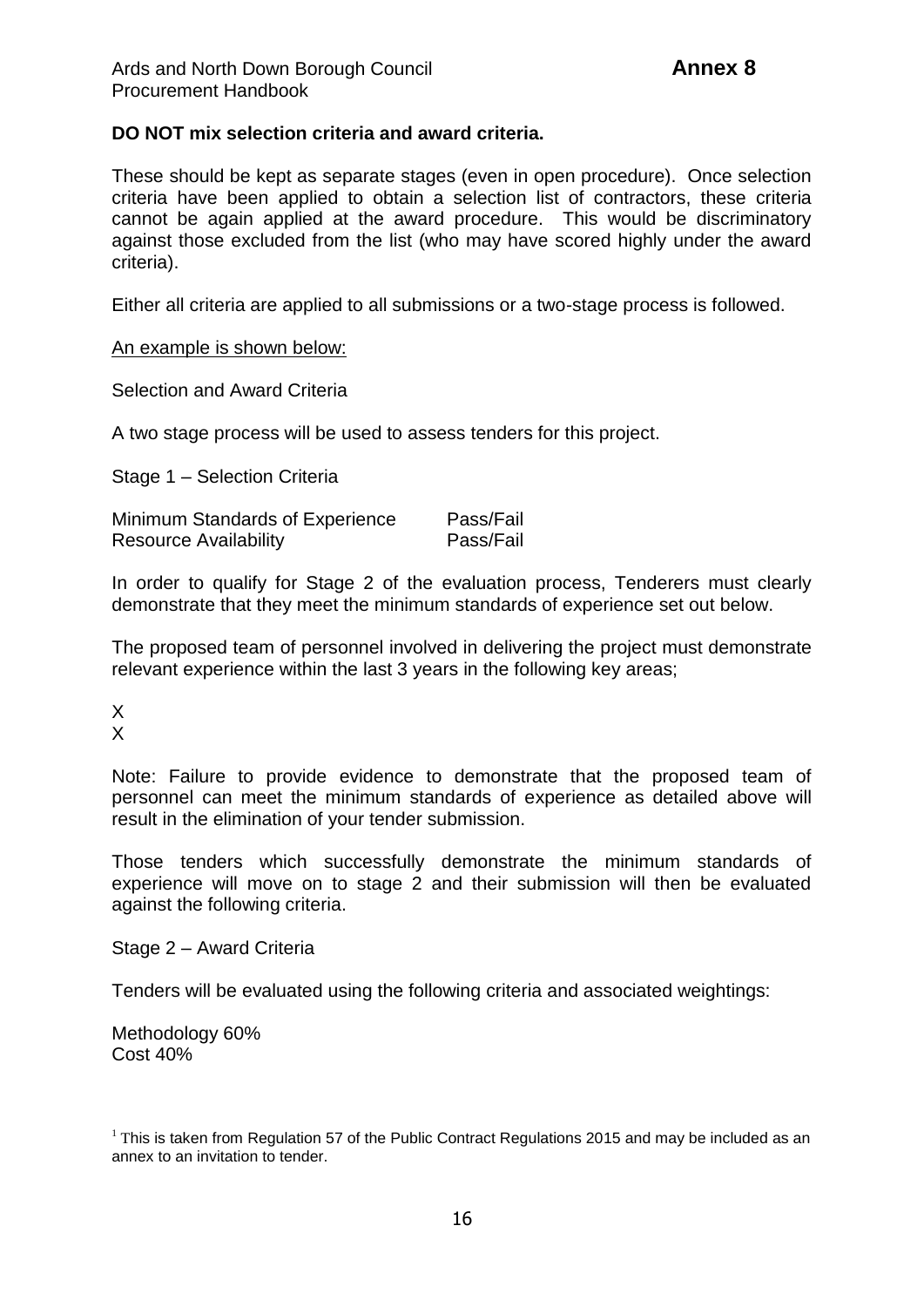**DO NOT mix selection criteria and award criteria.**

These should be kept as separate stages (even in open procedure). Once selection criteria have been applied to obtain a selection list of contractors, these criteria cannot be again applied at the award procedure. This would be discriminatory against those excluded from the list (who may have scored highly under the award criteria).

Either all criteria are applied to all submissions or a two-stage process is followed.

<u>An example is shown below:</u>

Selection and Award Criteria

A two stage process will be used to assess tenders for this project.

Stage 1 – Selection Criteria

| | |
|---|---|
| Minimum Standards of Experience | Pass/Fail |
| Resource Availability | Pass/Fail |

In order to qualify for Stage 2 of the evaluation process, Tenderers must clearly demonstrate that they meet the minimum standards of experience set out below.

The proposed team of personnel involved in delivering the project must demonstrate relevant experience within the last 3 years in the following key areas;

X
X

Note: Failure to provide evidence to demonstrate that the proposed team of personnel can meet the minimum standards of experience as detailed above will result in the elimination of your tender submission.

Those tenders which successfully demonstrate the minimum standards of experience will move on to stage 2 and their submission will then be evaluated against the following criteria.

Stage 2 – Award Criteria

Tenders will be evaluated using the following criteria and associated weightings:

Methodology 60%
Cost 40%

[1] This is taken from Regulation 57 of the Public Contract Regulations 2015 and may be included as an annex to an invitation to tender.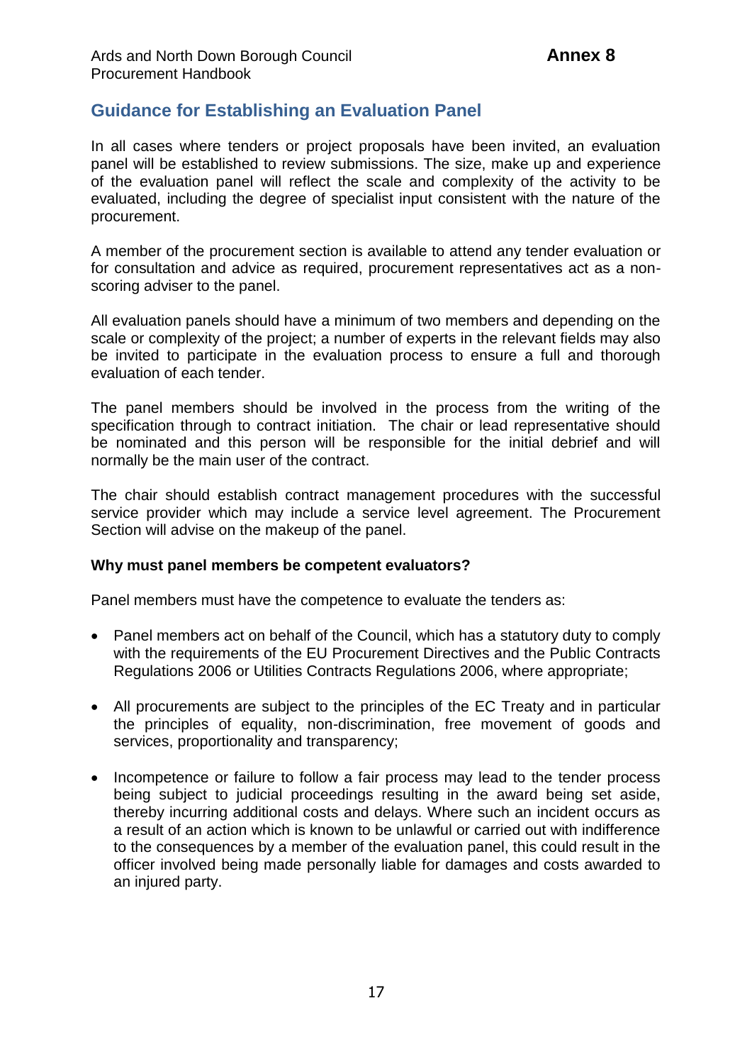# Guidance for Establishing an Evaluation Panel

In all cases where tenders or project proposals have been invited, an evaluation panel will be established to review submissions. The size, make up and experience of the evaluation panel will reflect the scale and complexity of the activity to be evaluated, including the degree of specialist input consistent with the nature of the procurement.

A member of the procurement section is available to attend any tender evaluation or for consultation and advice as required, procurement representatives act as a non-scoring adviser to the panel.

All evaluation panels should have a minimum of two members and depending on the scale or complexity of the project; a number of experts in the relevant fields may also be invited to participate in the evaluation process to ensure a full and thorough evaluation of each tender.

The panel members should be involved in the process from the writing of the specification through to contract initiation. The chair or lead representative should be nominated and this person will be responsible for the initial debrief and will normally be the main user of the contract.

The chair should establish contract management procedures with the successful service provider which may include a service level agreement. The Procurement Section will advise on the makeup of the panel.

**Why must panel members be competent evaluators?**

Panel members must have the competence to evaluate the tenders as:

- Panel members act on behalf of the Council, which has a statutory duty to comply with the requirements of the EU Procurement Directives and the Public Contracts Regulations 2006 or Utilities Contracts Regulations 2006, where appropriate;
- All procurements are subject to the principles of the EC Treaty and in particular the principles of equality, non-discrimination, free movement of goods and services, proportionality and transparency;
- Incompetence or failure to follow a fair process may lead to the tender process being subject to judicial proceedings resulting in the award being set aside, thereby incurring additional costs and delays. Where such an incident occurs as a result of an action which is known to be unlawful or carried out with indifference to the consequences by a member of the evaluation panel, this could result in the officer involved being made personally liable for damages and costs awarded to an injured party.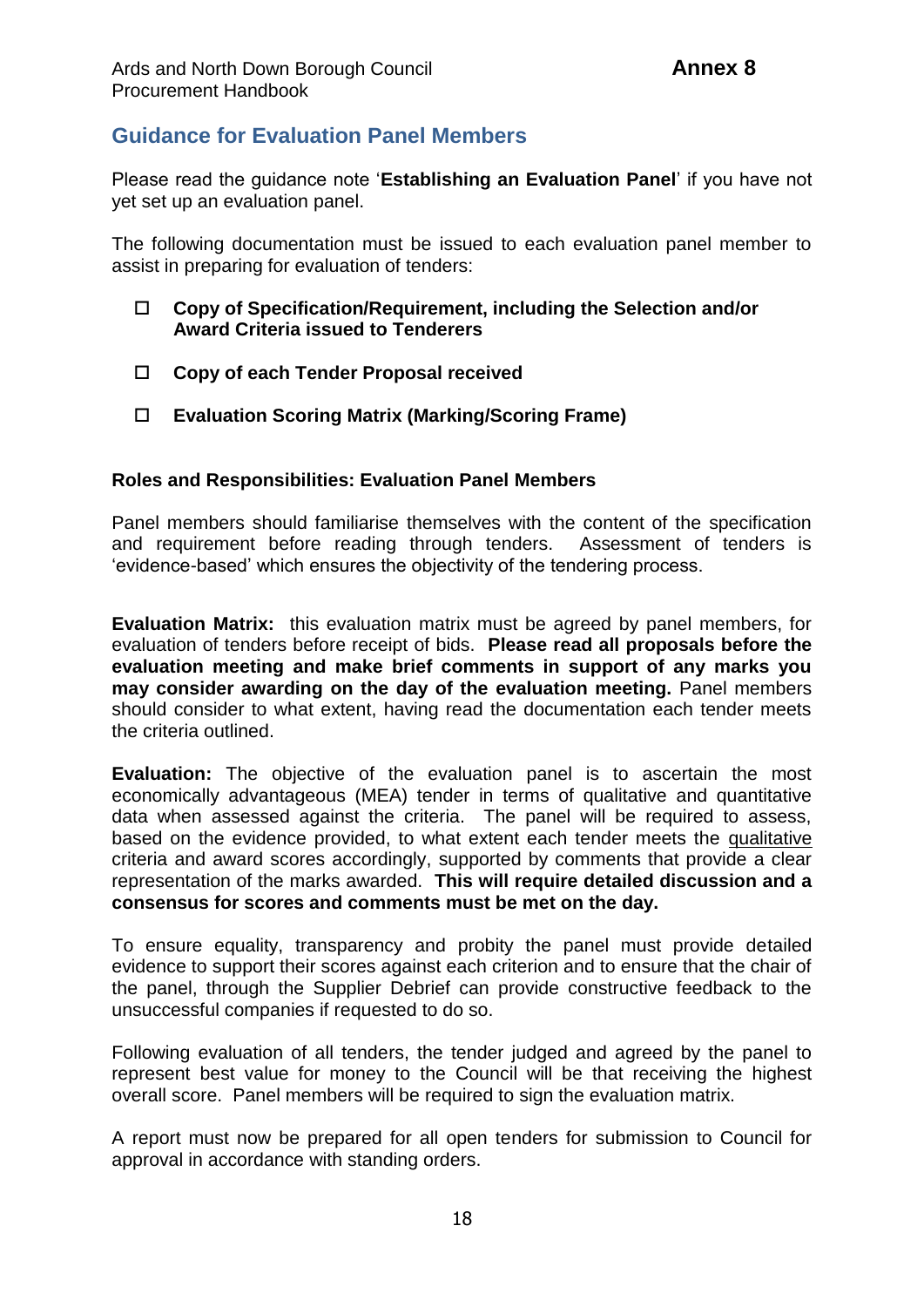## Guidance for Evaluation Panel Members

Please read the guidance note '**Establishing an Evaluation Panel**' if you have not yet set up an evaluation panel.

The following documentation must be issued to each evaluation panel member to assist in preparing for evaluation of tenders:

- ☐ **Copy of Specification/Requirement, including the Selection and/or Award Criteria issued to Tenderers**
- ☐ **Copy of each Tender Proposal received**
- ☐ **Evaluation Scoring Matrix (Marking/Scoring Frame)**

**Roles and Responsibilities: Evaluation Panel Members**

Panel members should familiarise themselves with the content of the specification and requirement before reading through tenders. Assessment of tenders is 'evidence-based' which ensures the objectivity of the tendering process.

**Evaluation Matrix:** this evaluation matrix must be agreed by panel members, for evaluation of tenders before receipt of bids. **Please read all proposals before the evaluation meeting and make brief comments in support of any marks you may consider awarding on the day of the evaluation meeting.** Panel members should consider to what extent, having read the documentation each tender meets the criteria outlined.

**Evaluation:** The objective of the evaluation panel is to ascertain the most economically advantageous (MEA) tender in terms of qualitative and quantitative data when assessed against the criteria. The panel will be required to assess, based on the evidence provided, to what extent each tender meets the qualitative criteria and award scores accordingly, supported by comments that provide a clear representation of the marks awarded. **This will require detailed discussion and a consensus for scores and comments must be met on the day.**

To ensure equality, transparency and probity the panel must provide detailed evidence to support their scores against each criterion and to ensure that the chair of the panel, through the Supplier Debrief can provide constructive feedback to the unsuccessful companies if requested to do so.

Following evaluation of all tenders, the tender judged and agreed by the panel to represent best value for money to the Council will be that receiving the highest overall score. Panel members will be required to sign the evaluation matrix.

A report must now be prepared for all open tenders for submission to Council for approval in accordance with standing orders.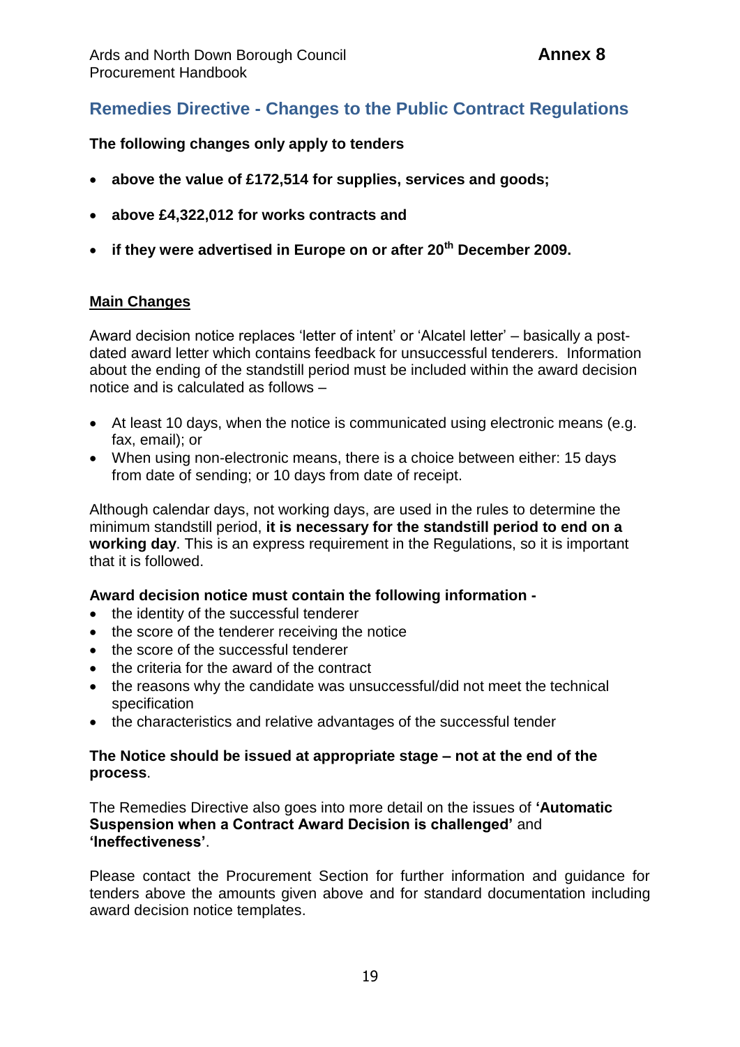## Remedies Directive - Changes to the Public Contract Regulations

**The following changes only apply to tenders**

- **above the value of £172,514 for supplies, services and goods;**
- **above £4,322,012 for works contracts and**
- **if they were advertised in Europe on or after 20th December 2009.**

**Main Changes**

Award decision notice replaces 'letter of intent' or 'Alcatel letter' – basically a post-dated award letter which contains feedback for unsuccessful tenderers. Information about the ending of the standstill period must be included within the award decision notice and is calculated as follows –

- At least 10 days, when the notice is communicated using electronic means (e.g. fax, email); or
- When using non-electronic means, there is a choice between either: 15 days from date of sending; or 10 days from date of receipt.

Although calendar days, not working days, are used in the rules to determine the minimum standstill period, **it is necessary for the standstill period to end on a working day**. This is an express requirement in the Regulations, so it is important that it is followed.

**Award decision notice must contain the following information -**

- the identity of the successful tenderer
- the score of the tenderer receiving the notice
- the score of the successful tenderer
- the criteria for the award of the contract
- the reasons why the candidate was unsuccessful/did not meet the technical specification
- the characteristics and relative advantages of the successful tender

**The Notice should be issued at appropriate stage – not at the end of the process**.

The Remedies Directive also goes into more detail on the issues of **'Automatic Suspension when a Contract Award Decision is challenged'** and **'Ineffectiveness'**.

Please contact the Procurement Section for further information and guidance for tenders above the amounts given above and for standard documentation including award decision notice templates.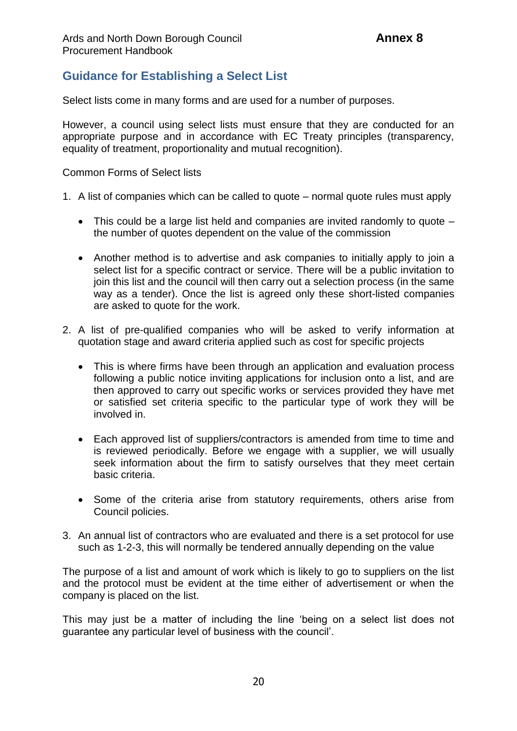**Annex 8**

## Guidance for Establishing a Select List

Select lists come in many forms and are used for a number of purposes.

However, a council using select lists must ensure that they are conducted for an appropriate purpose and in accordance with EC Treaty principles (transparency, equality of treatment, proportionality and mutual recognition).

Common Forms of Select lists

1. A list of companies which can be called to quote – normal quote rules must apply
   - This could be a large list held and companies are invited randomly to quote – the number of quotes dependent on the value of the commission
   - Another method is to advertise and ask companies to initially apply to join a select list for a specific contract or service. There will be a public invitation to join this list and the council will then carry out a selection process (in the same way as a tender). Once the list is agreed only these short-listed companies are asked to quote for the work.
2. A list of pre-qualified companies who will be asked to verify information at quotation stage and award criteria applied such as cost for specific projects
   - This is where firms have been through an application and evaluation process following a public notice inviting applications for inclusion onto a list, and are then approved to carry out specific works or services provided they have met or satisfied set criteria specific to the particular type of work they will be involved in.
   - Each approved list of suppliers/contractors is amended from time to time and is reviewed periodically. Before we engage with a supplier, we will usually seek information about the firm to satisfy ourselves that they meet certain basic criteria.
   - Some of the criteria arise from statutory requirements, others arise from Council policies.
3. An annual list of contractors who are evaluated and there is a set protocol for use such as 1-2-3, this will normally be tendered annually depending on the value

The purpose of a list and amount of work which is likely to go to suppliers on the list and the protocol must be evident at the time either of advertisement or when the company is placed on the list.

This may just be a matter of including the line 'being on a select list does not guarantee any particular level of business with the council'.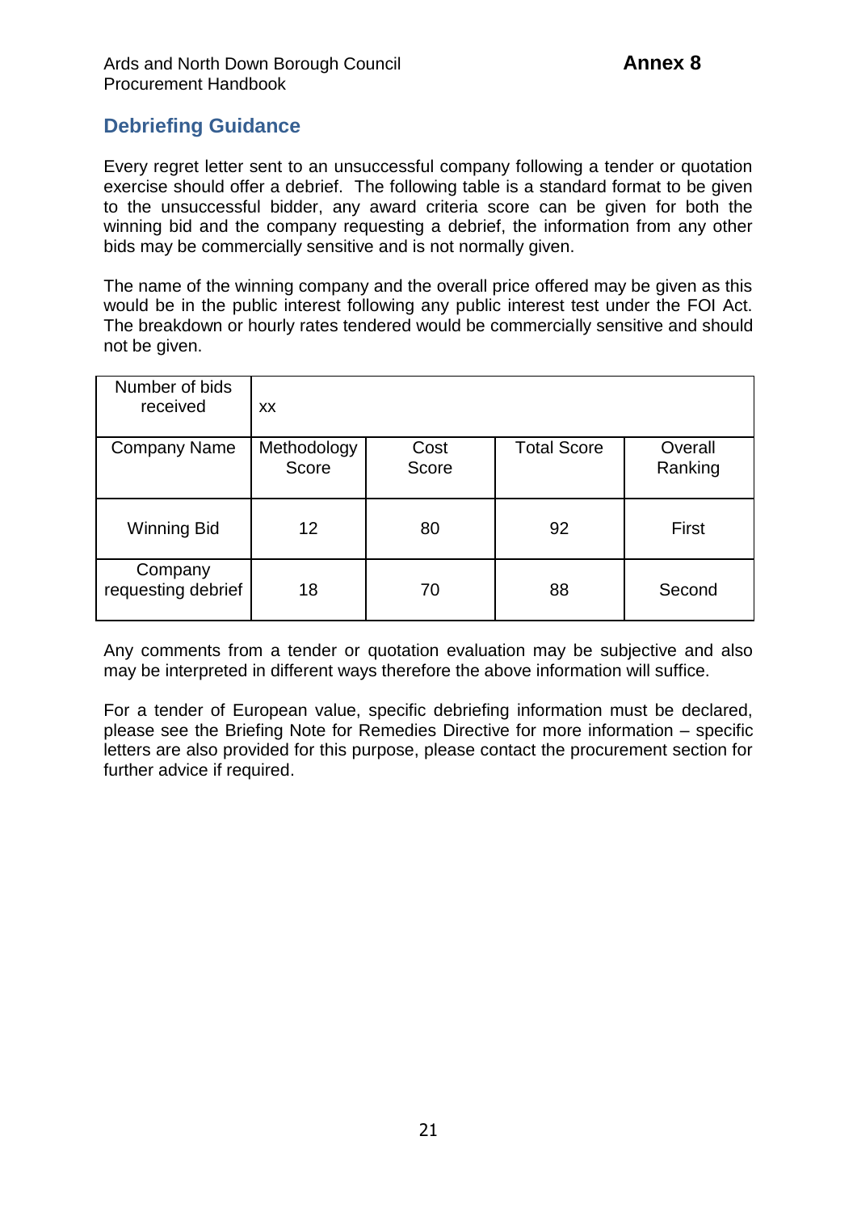## Debriefing Guidance

Every regret letter sent to an unsuccessful company following a tender or quotation exercise should offer a debrief. The following table is a standard format to be given to the unsuccessful bidder, any award criteria score can be given for both the winning bid and the company requesting a debrief, the information from any other bids may be commercially sensitive and is not normally given.

The name of the winning company and the overall price offered may be given as this would be in the public interest following any public interest test under the FOI Act. The breakdown or hourly rates tendered would be commercially sensitive and should not be given.

| Number of bids received | xx | | | |
|---|---|---|---|---|
| Company Name | Methodology Score | Cost Score | Total Score | Overall Ranking |
| Winning Bid | 12 | 80 | 92 | First |
| Company requesting debrief | 18 | 70 | 88 | Second |

Any comments from a tender or quotation evaluation may be subjective and also may be interpreted in different ways therefore the above information will suffice.

For a tender of European value, specific debriefing information must be declared, please see the Briefing Note for Remedies Directive for more information – specific letters are also provided for this purpose, please contact the procurement section for further advice if required.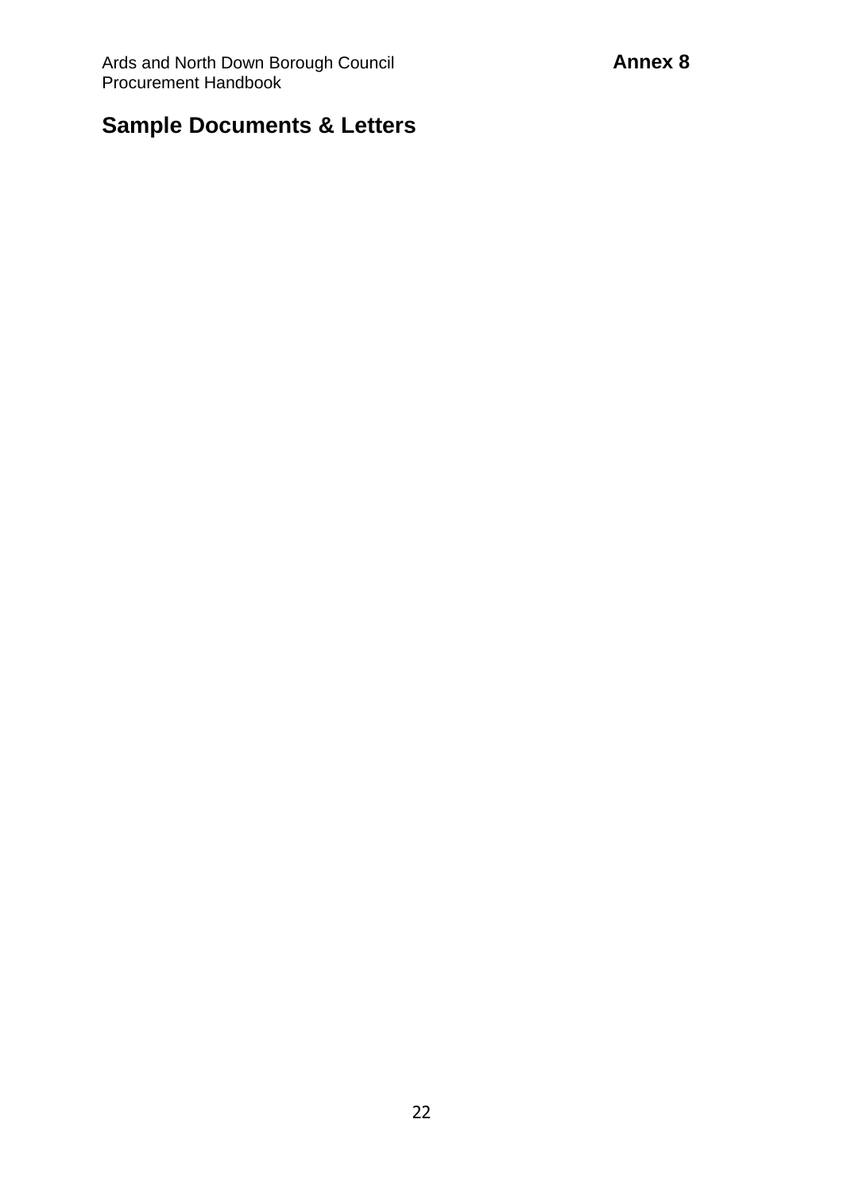# Sample Documents & Letters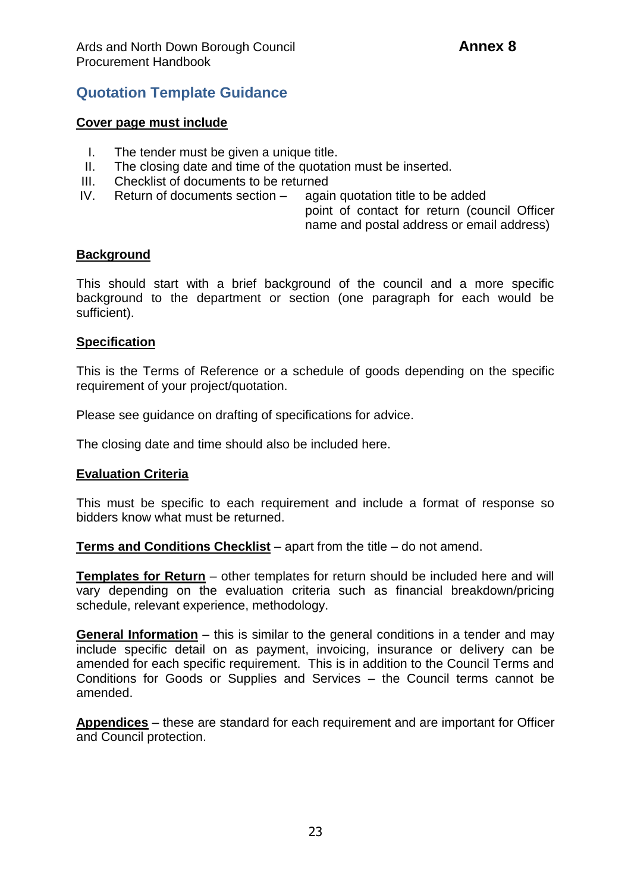Annex 8

# Quotation Template Guidance

**Cover page must include**

I. The tender must be given a unique title.
II. The closing date and time of the quotation must be inserted.
III. Checklist of documents to be returned
IV. Return of documents section – again quotation title to be added
point of contact for return (council Officer name and postal address or email address)

**Background**

This should start with a brief background of the council and a more specific background to the department or section (one paragraph for each would be sufficient).

**Specification**

This is the Terms of Reference or a schedule of goods depending on the specific requirement of your project/quotation.

Please see guidance on drafting of specifications for advice.

The closing date and time should also be included here.

**Evaluation Criteria**

This must be specific to each requirement and include a format of response so bidders know what must be returned.

**Terms and Conditions Checklist** – apart from the title – do not amend.

**Templates for Return** – other templates for return should be included here and will vary depending on the evaluation criteria such as financial breakdown/pricing schedule, relevant experience, methodology.

**General Information** – this is similar to the general conditions in a tender and may include specific detail on as payment, invoicing, insurance or delivery can be amended for each specific requirement. This is in addition to the Council Terms and Conditions for Goods or Supplies and Services – the Council terms cannot be amended.

**Appendices** – these are standard for each requirement and are important for Officer and Council protection.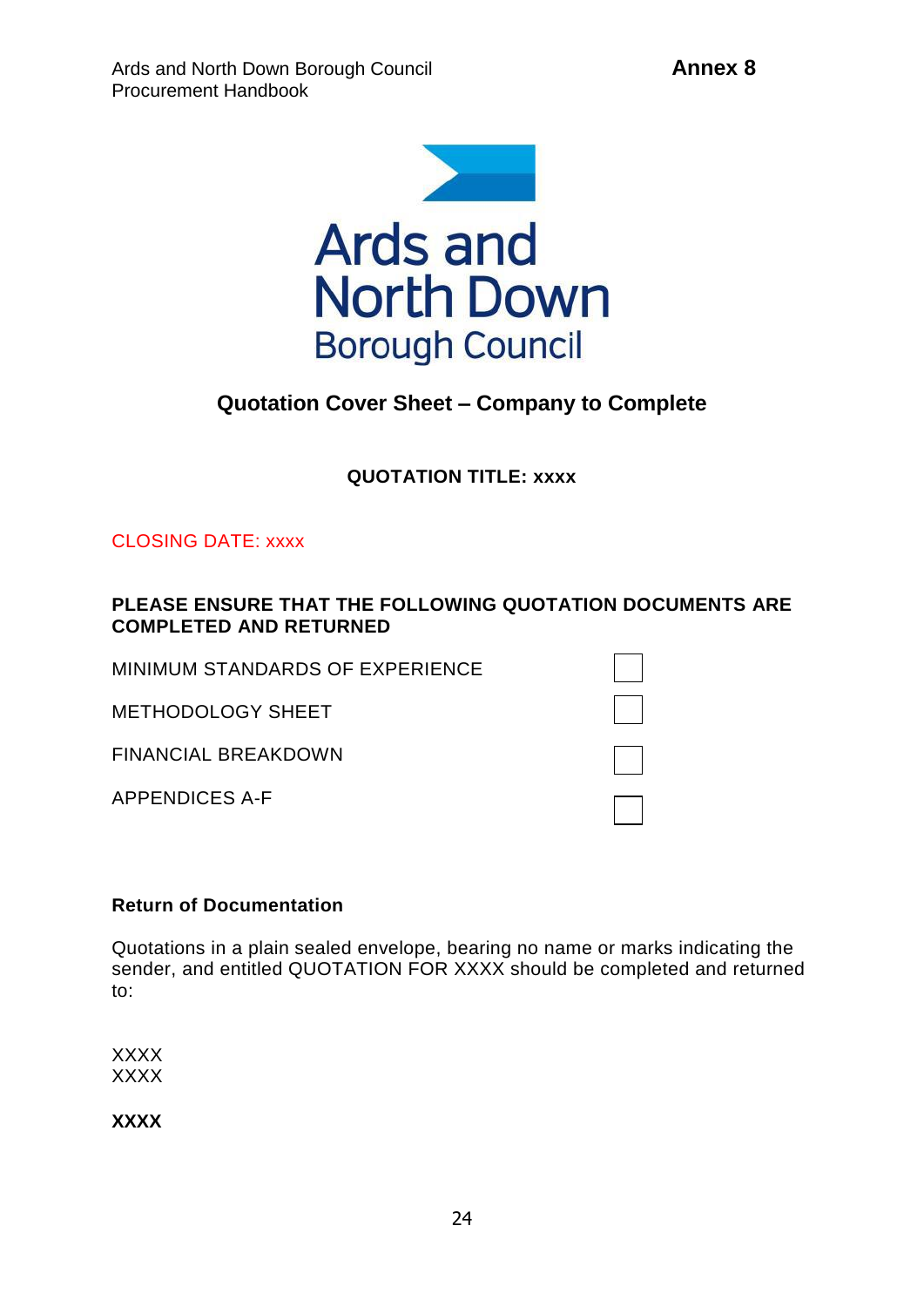Annex 8

Ards and North Down Borough Council

## Quotation Cover Sheet – Company to Complete

**QUOTATION TITLE: xxxx**

CLOSING DATE: xxxx

**PLEASE ENSURE THAT THE FOLLOWING QUOTATION DOCUMENTS ARE COMPLETED AND RETURNED**

| | |
|---|---|
| MINIMUM STANDARDS OF EXPERIENCE | ☐ |
| METHODOLOGY SHEET | ☐ |
| FINANCIAL BREAKDOWN | ☐ |
| APPENDICES A-F | ☐ |

**Return of Documentation**

Quotations in a plain sealed envelope, bearing no name or marks indicating the sender, and entitled QUOTATION FOR XXXX should be completed and returned to:

XXXX
XXXX

**XXXX**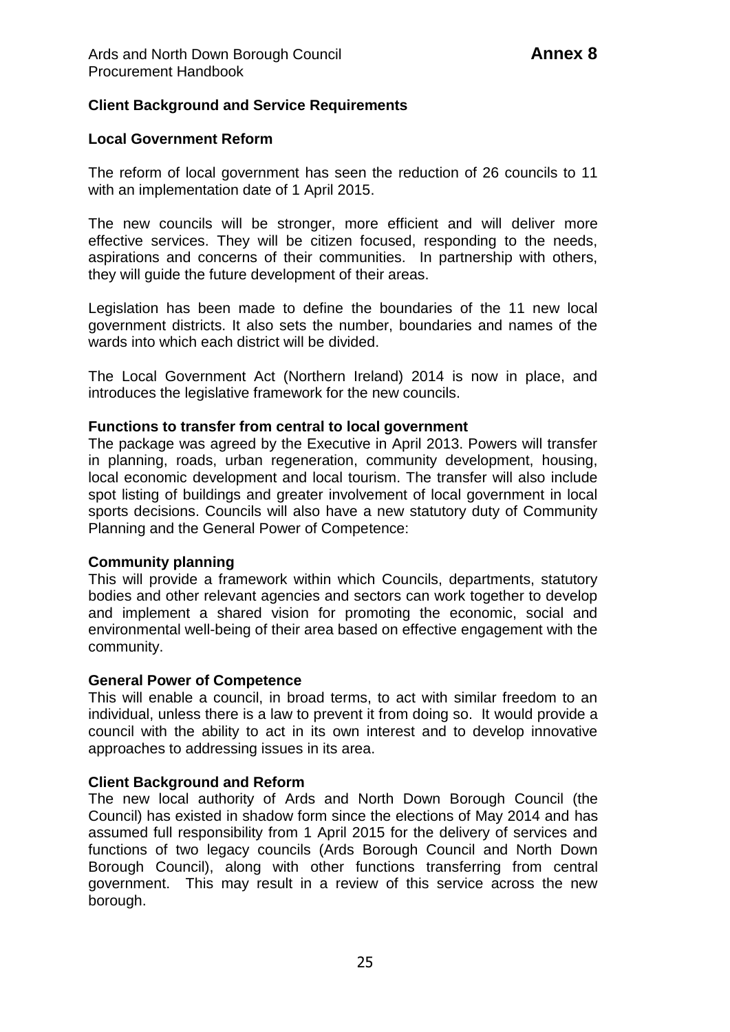**Annex 8**

## Client Background and Service Requirements

### Local Government Reform

The reform of local government has seen the reduction of 26 councils to 11 with an implementation date of 1 April 2015.

The new councils will be stronger, more efficient and will deliver more effective services. They will be citizen focused, responding to the needs, aspirations and concerns of their communities. In partnership with others, they will guide the future development of their areas.

Legislation has been made to define the boundaries of the 11 new local government districts. It also sets the number, boundaries and names of the wards into which each district will be divided.

The Local Government Act (Northern Ireland) 2014 is now in place, and introduces the legislative framework for the new councils.

### Functions to transfer from central to local government

The package was agreed by the Executive in April 2013. Powers will transfer in planning, roads, urban regeneration, community development, housing, local economic development and local tourism. The transfer will also include spot listing of buildings and greater involvement of local government in local sports decisions. Councils will also have a new statutory duty of Community Planning and the General Power of Competence:

### Community planning

This will provide a framework within which Councils, departments, statutory bodies and other relevant agencies and sectors can work together to develop and implement a shared vision for promoting the economic, social and environmental well-being of their area based on effective engagement with the community.

### General Power of Competence

This will enable a council, in broad terms, to act with similar freedom to an individual, unless there is a law to prevent it from doing so. It would provide a council with the ability to act in its own interest and to develop innovative approaches to addressing issues in its area.

### Client Background and Reform

The new local authority of Ards and North Down Borough Council (the Council) has existed in shadow form since the elections of May 2014 and has assumed full responsibility from 1 April 2015 for the delivery of services and functions of two legacy councils (Ards Borough Council and North Down Borough Council), along with other functions transferring from central government. This may result in a review of this service across the new borough.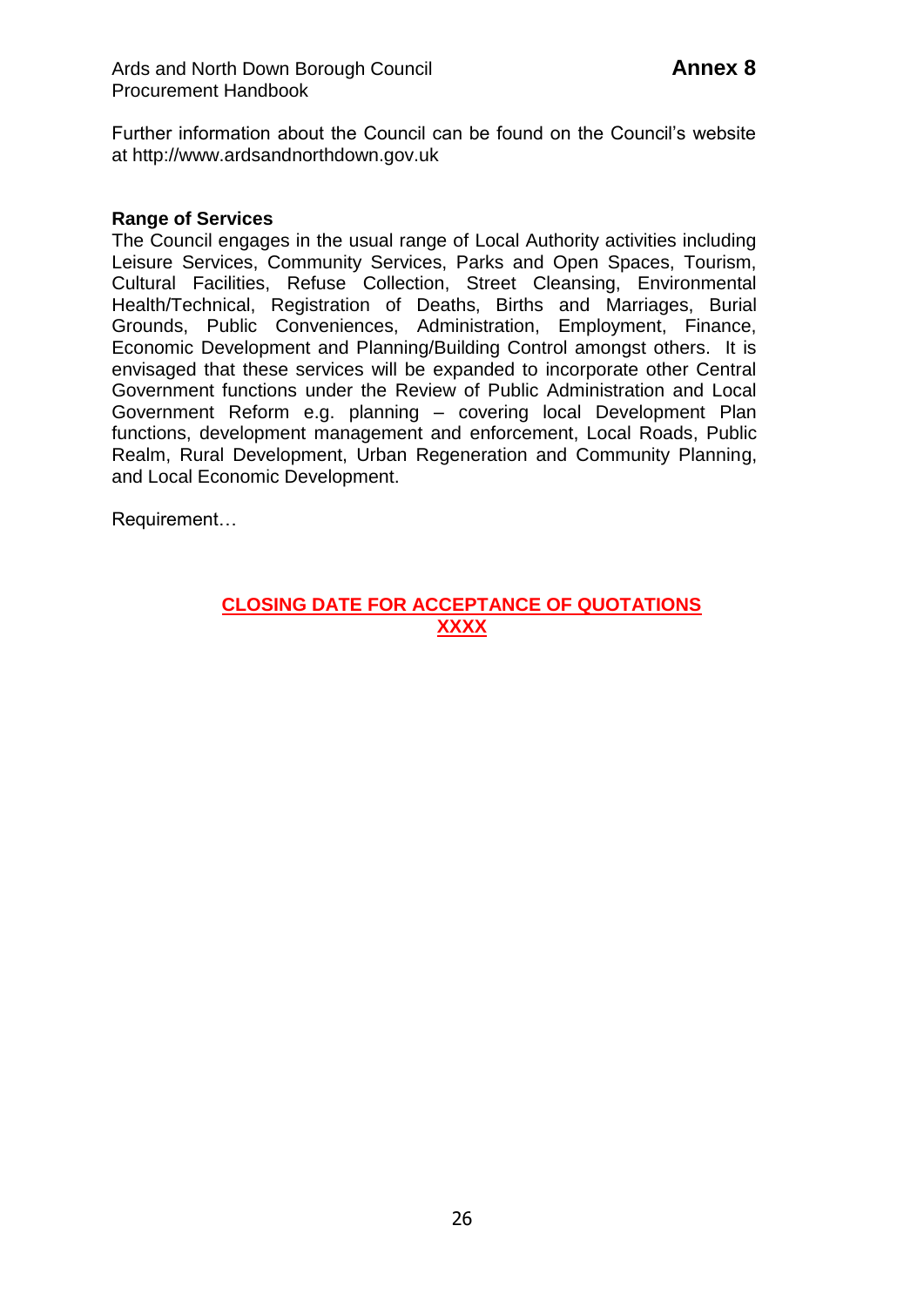Further information about the Council can be found on the Council's website at http://www.ardsandnorthdown.gov.uk

**Range of Services**

The Council engages in the usual range of Local Authority activities including Leisure Services, Community Services, Parks and Open Spaces, Tourism, Cultural Facilities, Refuse Collection, Street Cleansing, Environmental Health/Technical, Registration of Deaths, Births and Marriages, Burial Grounds, Public Conveniences, Administration, Employment, Finance, Economic Development and Planning/Building Control amongst others. It is envisaged that these services will be expanded to incorporate other Central Government functions under the Review of Public Administration and Local Government Reform e.g. planning – covering local Development Plan functions, development management and enforcement, Local Roads, Public Realm, Rural Development, Urban Regeneration and Community Planning, and Local Economic Development.

Requirement…

**CLOSING DATE FOR ACCEPTANCE OF QUOTATIONS**
**XXXX**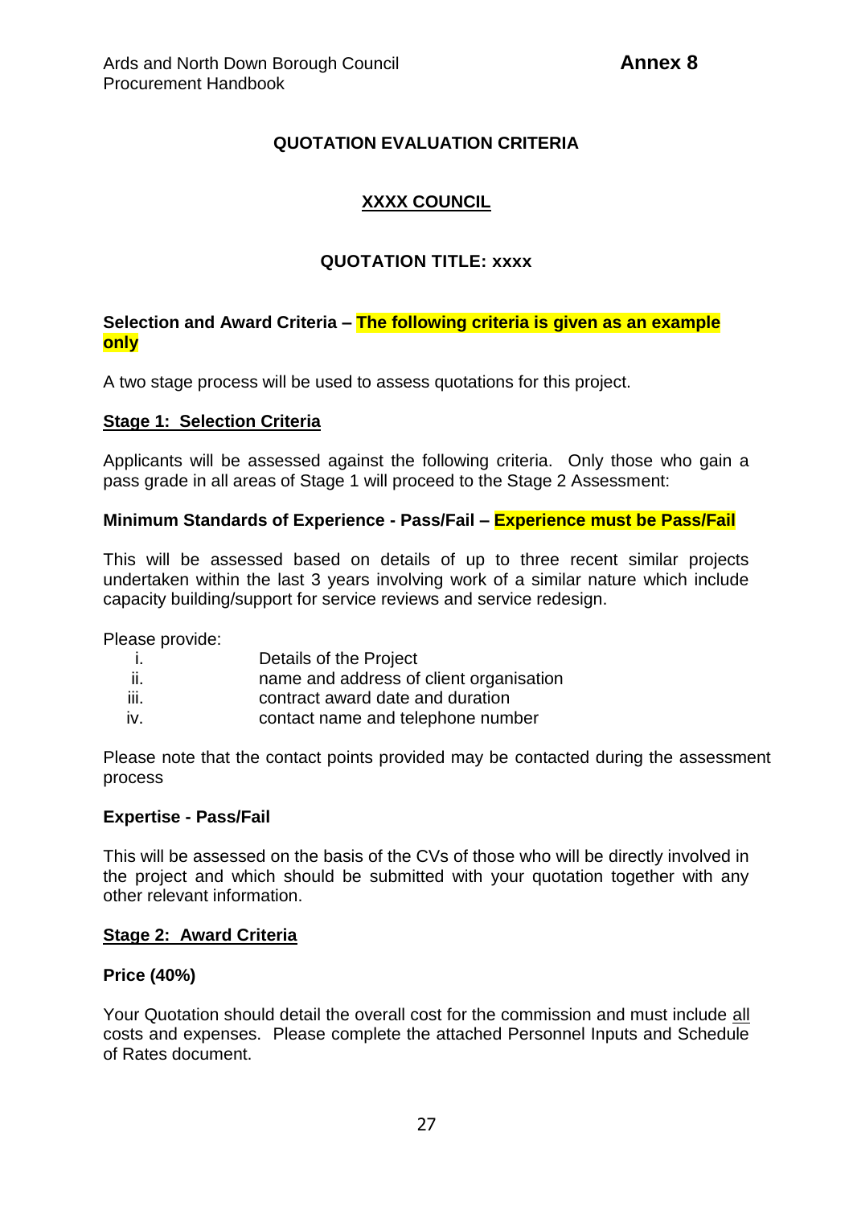# QUOTATION EVALUATION CRITERIA

## XXXX COUNCIL

## QUOTATION TITLE: xxxx

**Selection and Award Criteria – The following criteria is given as an example only**

A two stage process will be used to assess quotations for this project.

**Stage 1: Selection Criteria**

Applicants will be assessed against the following criteria. Only those who gain a pass grade in all areas of Stage 1 will proceed to the Stage 2 Assessment:

**Minimum Standards of Experience - Pass/Fail – Experience must be Pass/Fail**

This will be assessed based on details of up to three recent similar projects undertaken within the last 3 years involving work of a similar nature which include capacity building/support for service reviews and service redesign.

Please provide:

- i. Details of the Project
- ii. name and address of client organisation
- iii. contract award date and duration
- iv. contact name and telephone number

Please note that the contact points provided may be contacted during the assessment process

**Expertise - Pass/Fail**

This will be assessed on the basis of the CVs of those who will be directly involved in the project and which should be submitted with your quotation together with any other relevant information.

**Stage 2: Award Criteria**

**Price (40%)**

Your Quotation should detail the overall cost for the commission and must include all costs and expenses. Please complete the attached Personnel Inputs and Schedule of Rates document.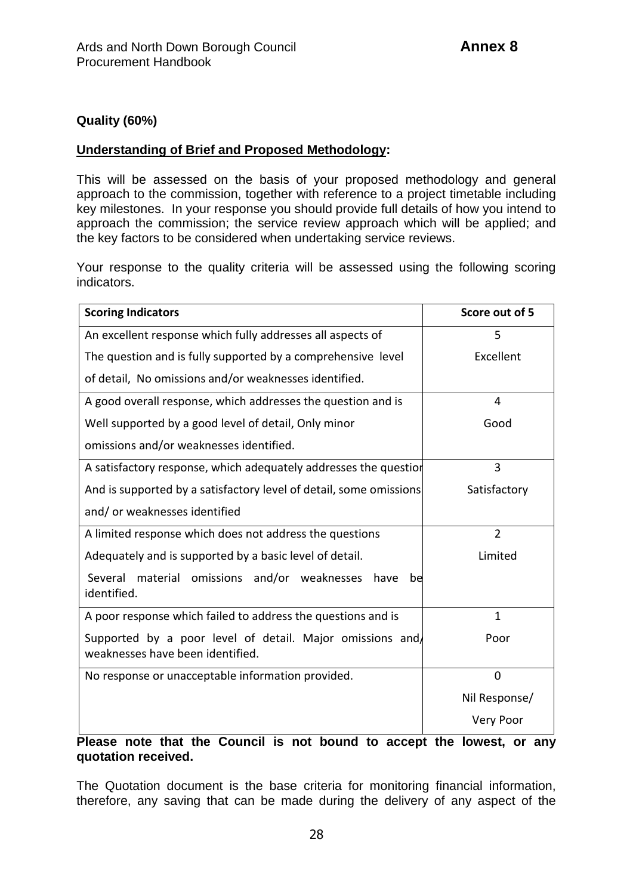**Quality (60%)**

**<u>Understanding of Brief and Proposed Methodology</u>:**

This will be assessed on the basis of your proposed methodology and general approach to the commission, together with reference to a project timetable including key milestones. In your response you should provide full details of how you intend to approach the commission; the service review approach which will be applied; and the key factors to be considered when undertaking service reviews.

Your response to the quality criteria will be assessed using the following scoring indicators.

| Scoring Indicators | Score out of 5 |
|---|---|
| An excellent response which fully addresses all aspects of The question and is fully supported by a comprehensive level of detail, No omissions and/or weaknesses identified. | 5 Excellent |
| A good overall response, which addresses the question and is Well supported by a good level of detail, Only minor omissions and/or weaknesses identified. | 4 Good |
| A satisfactory response, which adequately addresses the question And is supported by a satisfactory level of detail, some omissions and/ or weaknesses identified | 3 Satisfactory |
| A limited response which does not address the questions Adequately and is supported by a basic level of detail. Several material omissions and/or weaknesses have be identified. | 2 Limited |
| A poor response which failed to address the questions and is Supported by a poor level of detail. Major omissions and/ weaknesses have been identified. | 1 Poor |
| No response or unacceptable information provided. | 0 Nil Response/ Very Poor |

**Please note that the Council is not bound to accept the lowest, or any quotation received.**

The Quotation document is the base criteria for monitoring financial information, therefore, any saving that can be made during the delivery of any aspect of the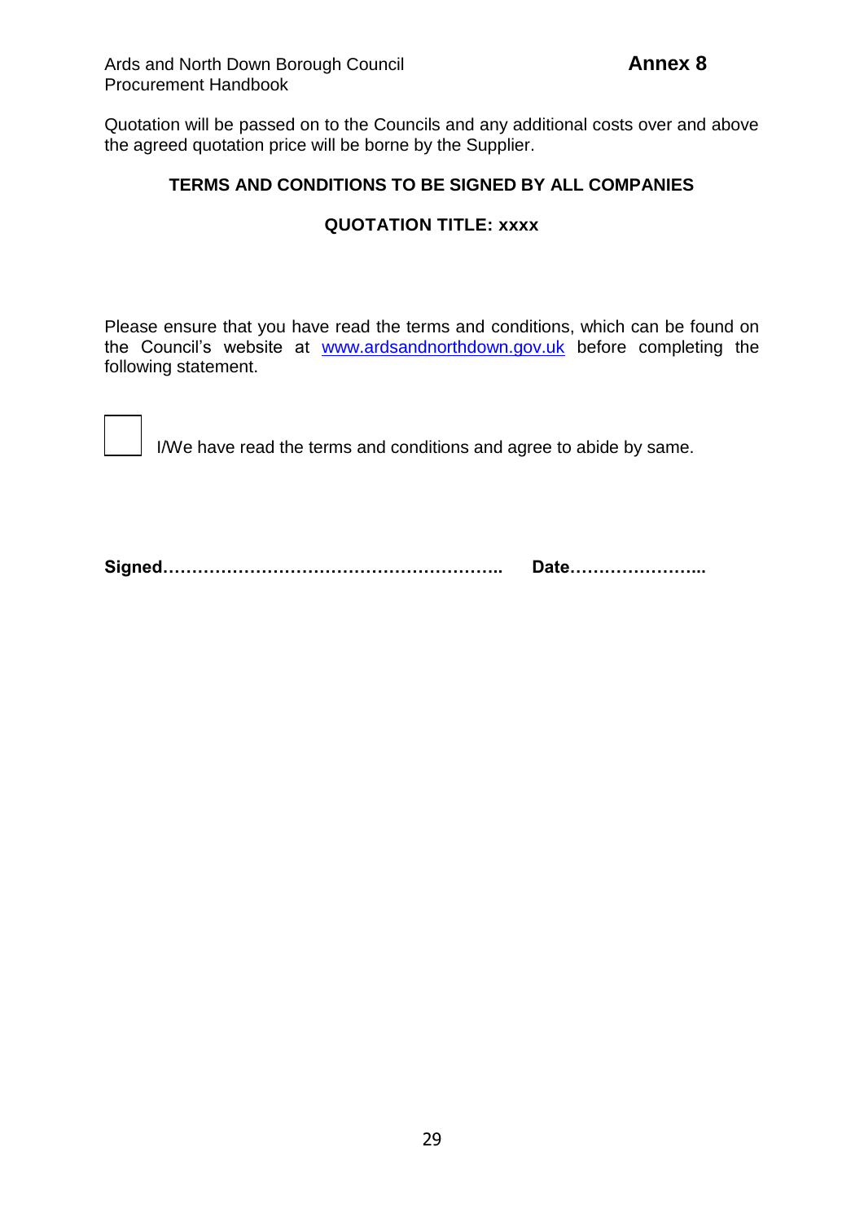Quotation will be passed on to the Councils and any additional costs over and above the agreed quotation price will be borne by the Supplier.

**TERMS AND CONDITIONS TO BE SIGNED BY ALL COMPANIES**

**QUOTATION TITLE: xxxx**

Please ensure that you have read the terms and conditions, which can be found on the Council's website at www.ardsandnorthdown.gov.uk before completing the following statement.

☐ I/We have read the terms and conditions and agree to abide by same.

**Signed…………………………………………………..  Date…………………...**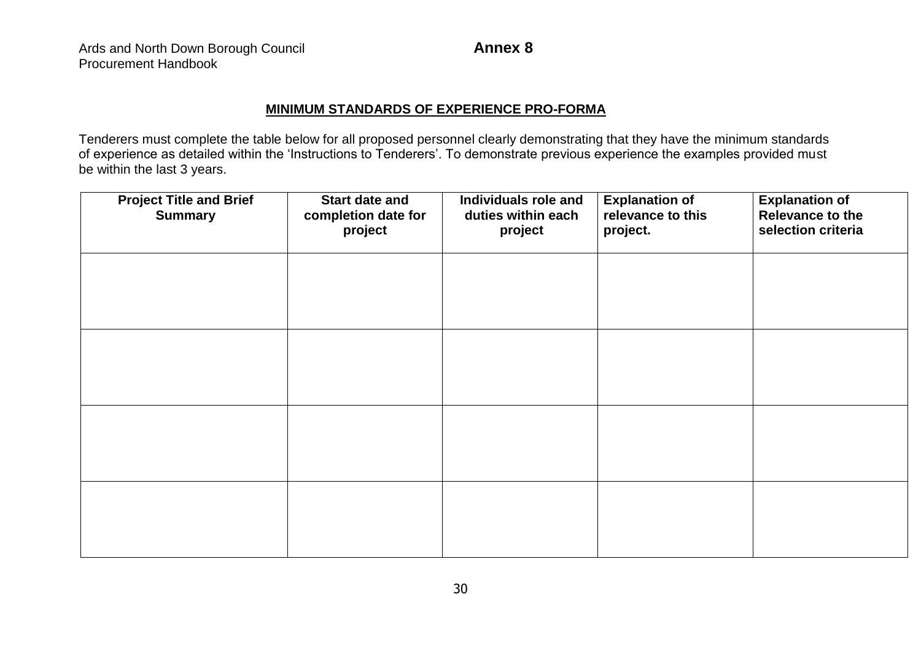**Annex 8**

## MINIMUM STANDARDS OF EXPERIENCE PRO-FORMA

Tenderers must complete the table below for all proposed personnel clearly demonstrating that they have the minimum standards of experience as detailed within the 'Instructions to Tenderers'. To demonstrate previous experience the examples provided must be within the last 3 years.

| Project Title and Brief Summary | Start date and completion date for project | Individuals role and duties within each project | Explanation of relevance to this project. | Explanation of Relevance to the selection criteria |
|---|---|---|---|---|
| | | | | |
| | | | | |
| | | | | |
| | | | | |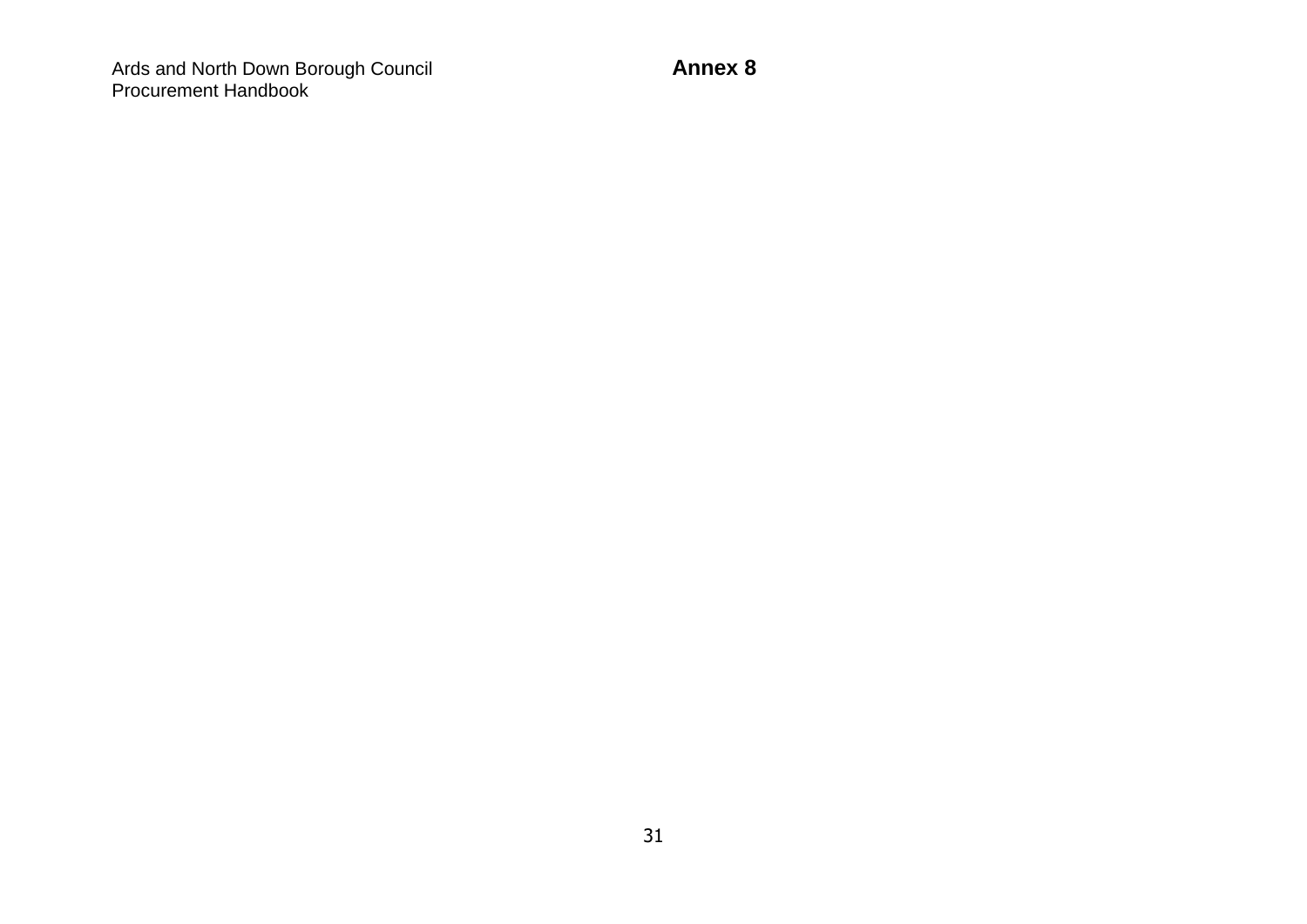# Annex 8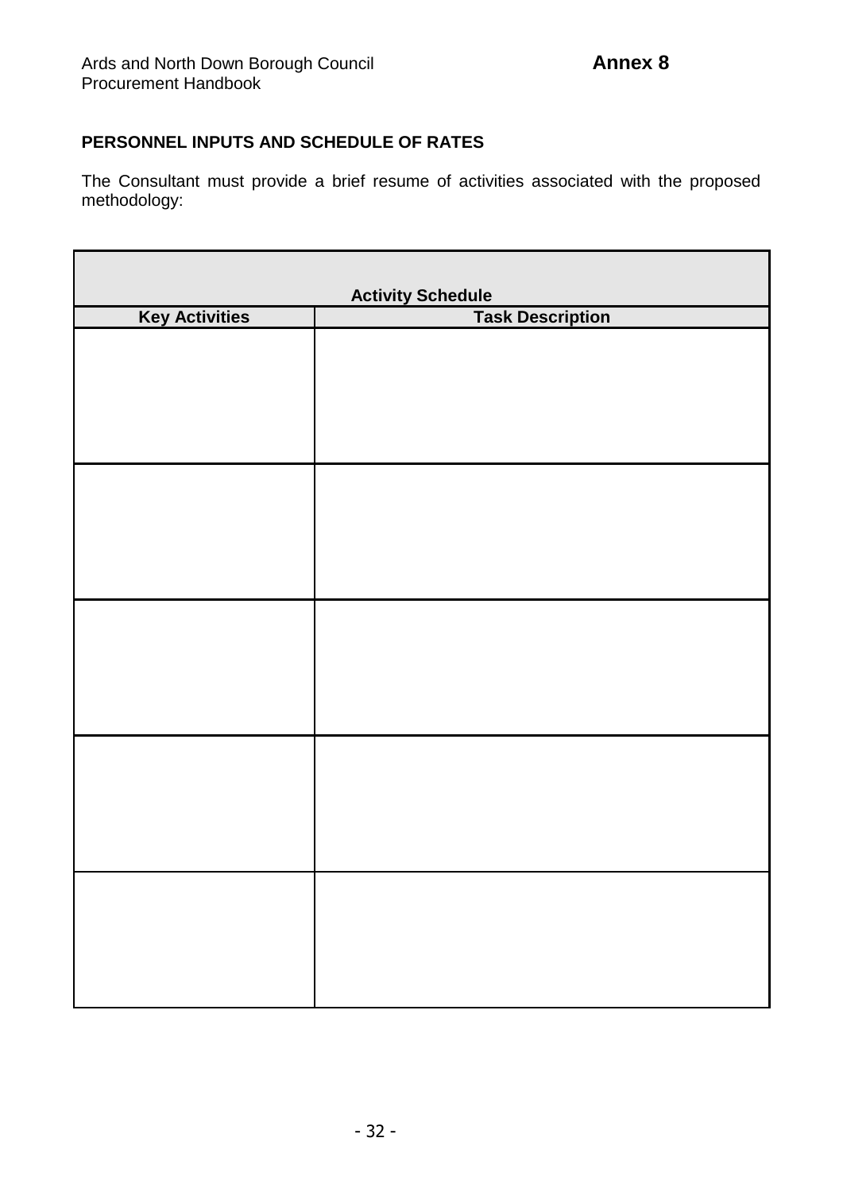**Annex 8**

**PERSONNEL INPUTS AND SCHEDULE OF RATES**

The Consultant must provide a brief resume of activities associated with the proposed methodology:

| **Activity Schedule** | |
|---|---|
| **Key Activities** | **Task Description** |
| | |
| | |
| | |
| | |
| | |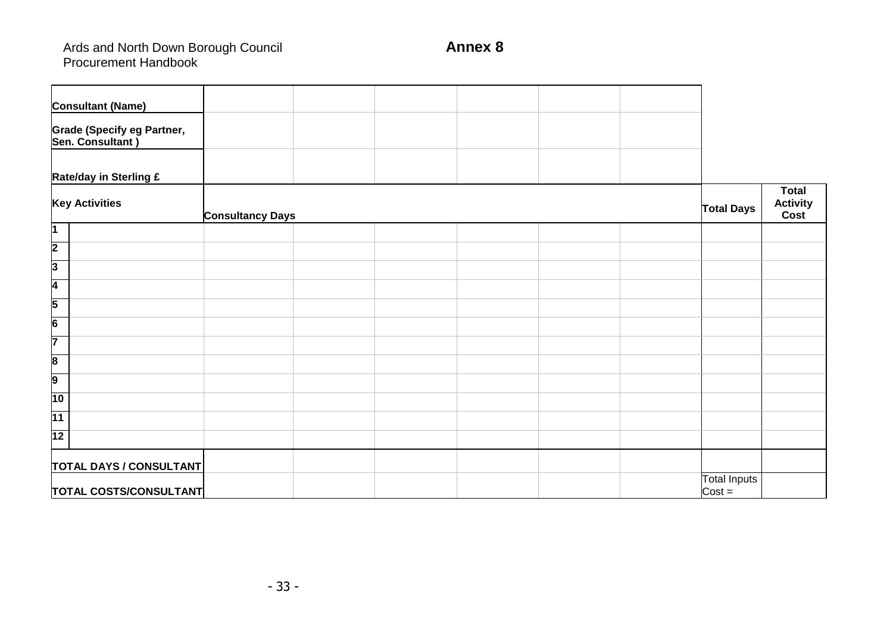# Annex 8

| Consultant (Name) | | | | | | | | |
|---|---|---|---|---|---|---|---|---|
| Grade (Specify eg Partner, Sen. Consultant ) | | | | | | | | |
| Rate/day in Sterling £ | | | | | | | | |
| Key Activities | Consultancy Days | | | | | | Total Days | Total Activity Cost |
| 1 | | | | | | | | |
| 2 | | | | | | | | |
| 3 | | | | | | | | |
| 4 | | | | | | | | |
| 5 | | | | | | | | |
| 6 | | | | | | | | |
| 7 | | | | | | | | |
| 8 | | | | | | | | |
| 9 | | | | | | | | |
| 10 | | | | | | | | |
| 11 | | | | | | | | |
| 12 | | | | | | | | |
| TOTAL DAYS / CONSULTANT | | | | | | | | |
| TOTAL COSTS/CONSULTANT | | | | | | | Total Inputs Cost = | |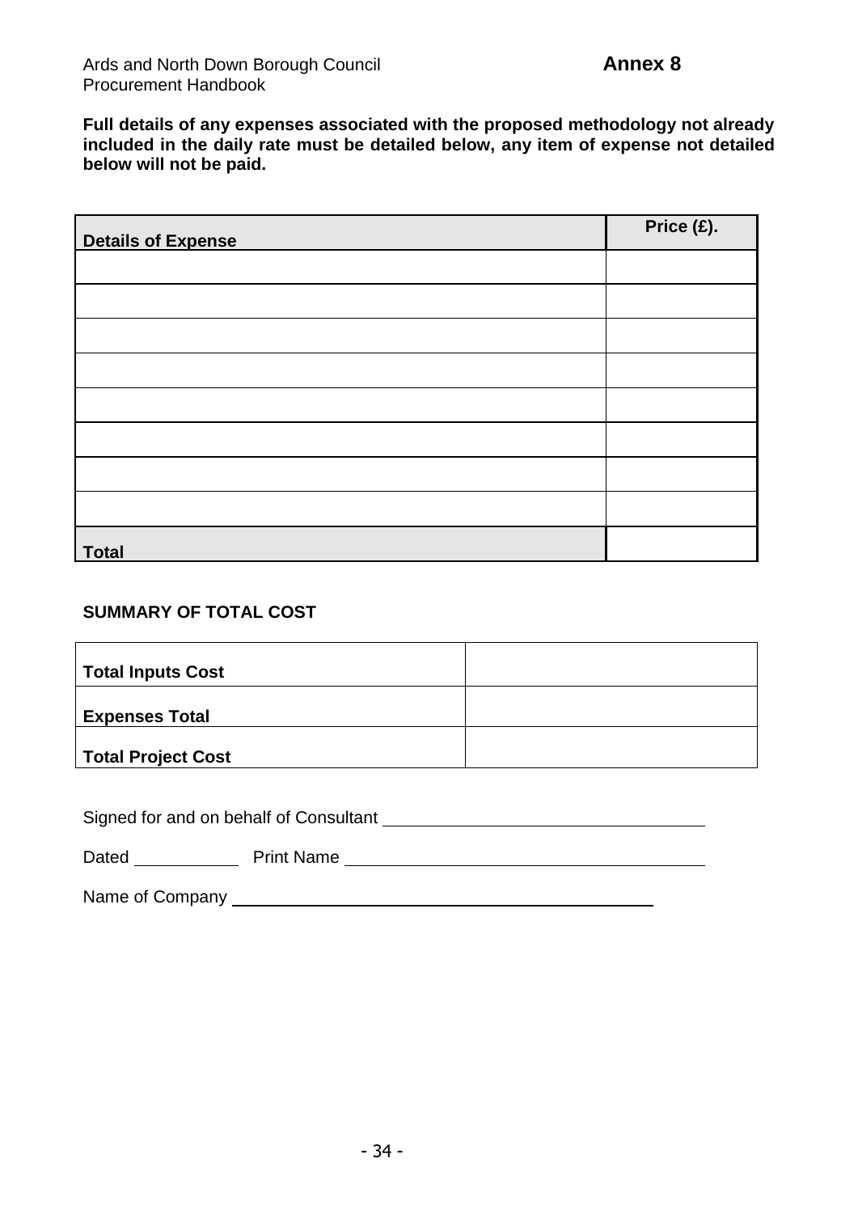**Full details of any expenses associated with the proposed methodology not already included in the daily rate must be detailed below, any item of expense not detailed below will not be paid.**

| **Details of Expense** | **Price (£).** |
|---|---|
| | |
| | |
| | |
| | |
| | |
| | |
| | |
| | |
| **Total** | |

**SUMMARY OF TOTAL COST**

| | |
|---|---|
| **Total Inputs Cost** | |
| **Expenses Total** | |
| **Total Project Cost** | |

Signed for and on behalf of Consultant ____________________________

Dated ____________ Print Name ____________________________

Name of Company ____________________________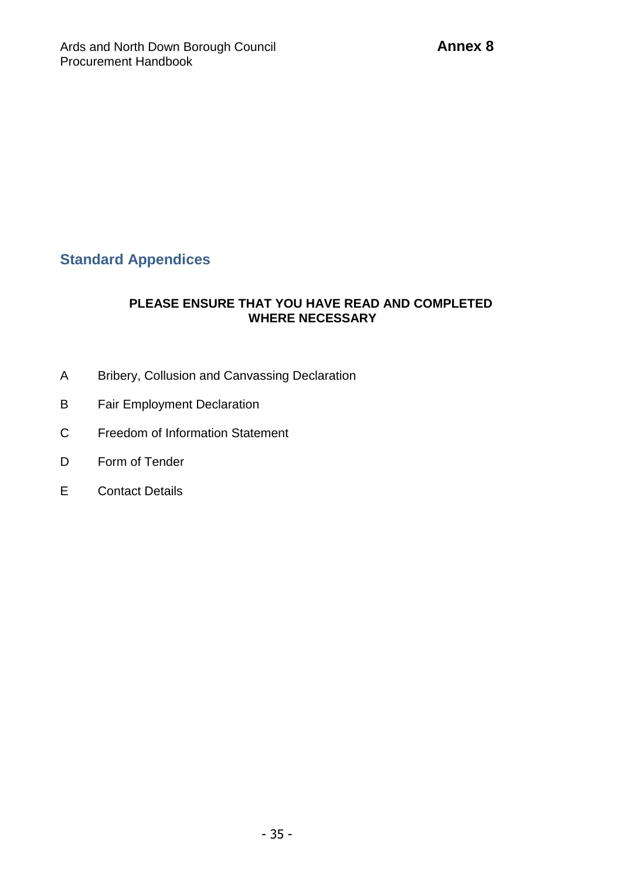## Standard Appendices

**PLEASE ENSURE THAT YOU HAVE READ AND COMPLETED WHERE NECESSARY**

A Bribery, Collusion and Canvassing Declaration

B Fair Employment Declaration

C Freedom of Information Statement

D Form of Tender

E Contact Details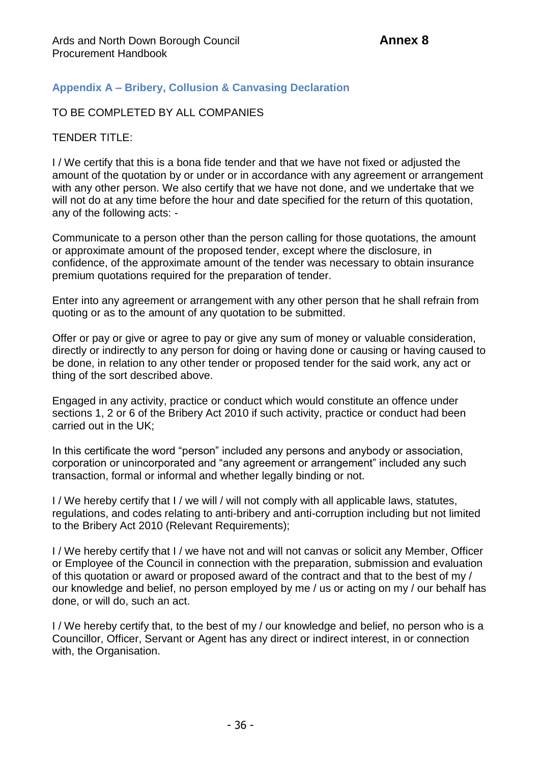## Appendix A – Bribery, Collusion & Canvasing Declaration

TO BE COMPLETED BY ALL COMPANIES

TENDER TITLE:

I / We certify that this is a bona fide tender and that we have not fixed or adjusted the amount of the quotation by or under or in accordance with any agreement or arrangement with any other person. We also certify that we have not done, and we undertake that we will not do at any time before the hour and date specified for the return of this quotation, any of the following acts: -

Communicate to a person other than the person calling for those quotations, the amount or approximate amount of the proposed tender, except where the disclosure, in confidence, of the approximate amount of the tender was necessary to obtain insurance premium quotations required for the preparation of tender.

Enter into any agreement or arrangement with any other person that he shall refrain from quoting or as to the amount of any quotation to be submitted.

Offer or pay or give or agree to pay or give any sum of money or valuable consideration, directly or indirectly to any person for doing or having done or causing or having caused to be done, in relation to any other tender or proposed tender for the said work, any act or thing of the sort described above.

Engaged in any activity, practice or conduct which would constitute an offence under sections 1, 2 or 6 of the Bribery Act 2010 if such activity, practice or conduct had been carried out in the UK;

In this certificate the word "person" included any persons and anybody or association, corporation or unincorporated and "any agreement or arrangement" included any such transaction, formal or informal and whether legally binding or not.

I / We hereby certify that I / we will / will not comply with all applicable laws, statutes, regulations, and codes relating to anti-bribery and anti-corruption including but not limited to the Bribery Act 2010 (Relevant Requirements);

I / We hereby certify that I / we have not and will not canvas or solicit any Member, Officer or Employee of the Council in connection with the preparation, submission and evaluation of this quotation or award or proposed award of the contract and that to the best of my / our knowledge and belief, no person employed by me / us or acting on my / our behalf has done, or will do, such an act.

I / We hereby certify that, to the best of my / our knowledge and belief, no person who is a Councillor, Officer, Servant or Agent has any direct or indirect interest, in or connection with, the Organisation.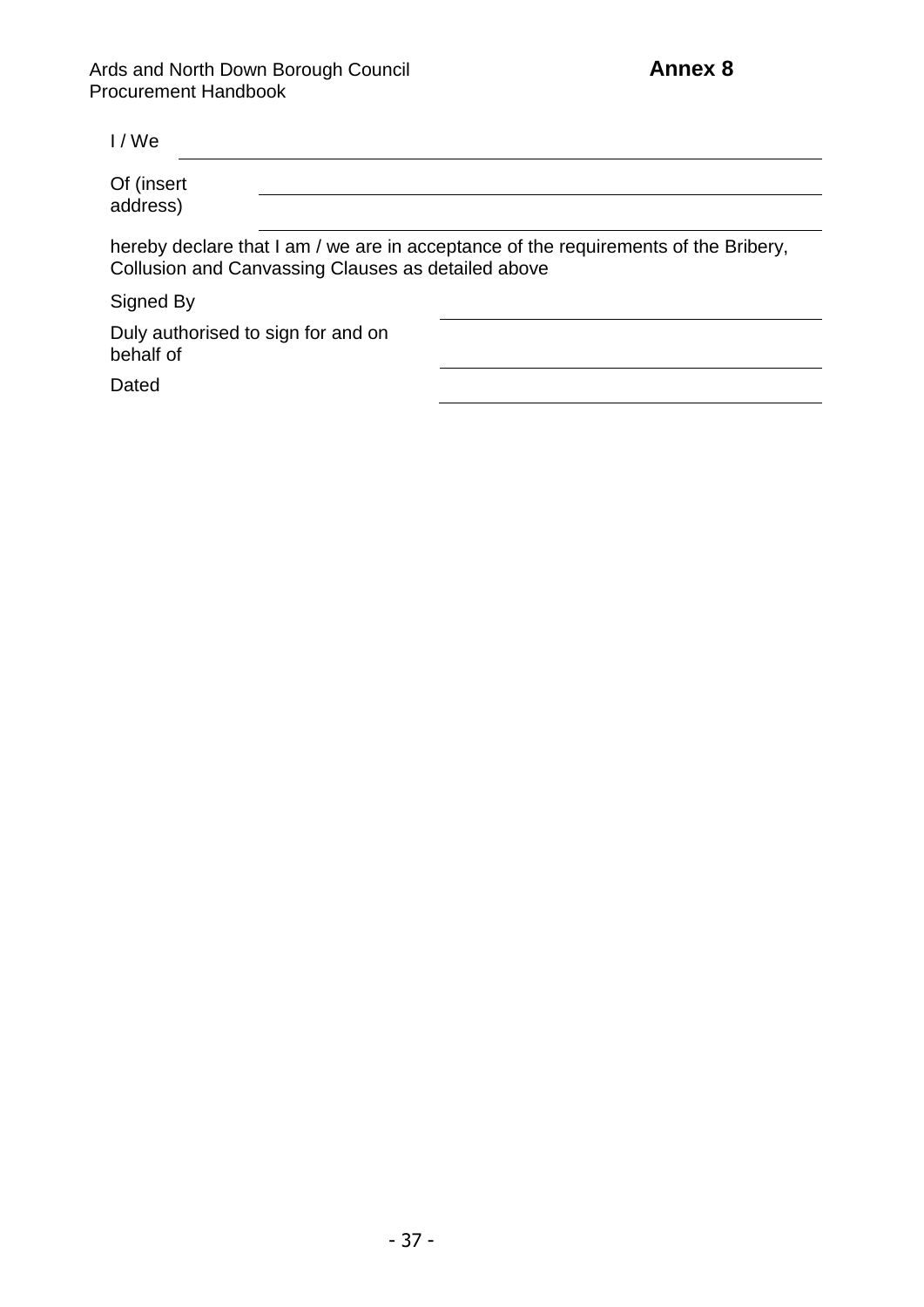I / We \_\_\_\_\_\_\_\_\_\_\_\_\_\_\_\_\_\_\_\_\_\_\_\_\_\_\_\_\_\_\_\_\_\_\_\_\_\_\_\_

Of (insert address) \_\_\_\_\_\_\_\_\_\_\_\_\_\_\_\_\_\_\_\_\_\_\_\_\_\_\_\_\_\_\_\_\_\_\_\_\_\_\_\_

\_\_\_\_\_\_\_\_\_\_\_\_\_\_\_\_\_\_\_\_\_\_\_\_\_\_\_\_\_\_\_\_\_\_\_\_\_\_\_\_

hereby declare that I am / we are in acceptance of the requirements of the Bribery, Collusion and Canvassing Clauses as detailed above

Signed By \_\_\_\_\_\_\_\_\_\_\_\_\_\_\_\_\_\_\_\_\_\_\_\_\_\_\_\_\_\_

Duly authorised to sign for and on behalf of \_\_\_\_\_\_\_\_\_\_\_\_\_\_\_\_\_\_\_\_\_\_\_\_\_\_\_\_\_\_

\_\_\_\_\_\_\_\_\_\_\_\_\_\_\_\_\_\_\_\_\_\_\_\_\_\_\_\_\_\_

Dated \_\_\_\_\_\_\_\_\_\_\_\_\_\_\_\_\_\_\_\_\_\_\_\_\_\_\_\_\_\_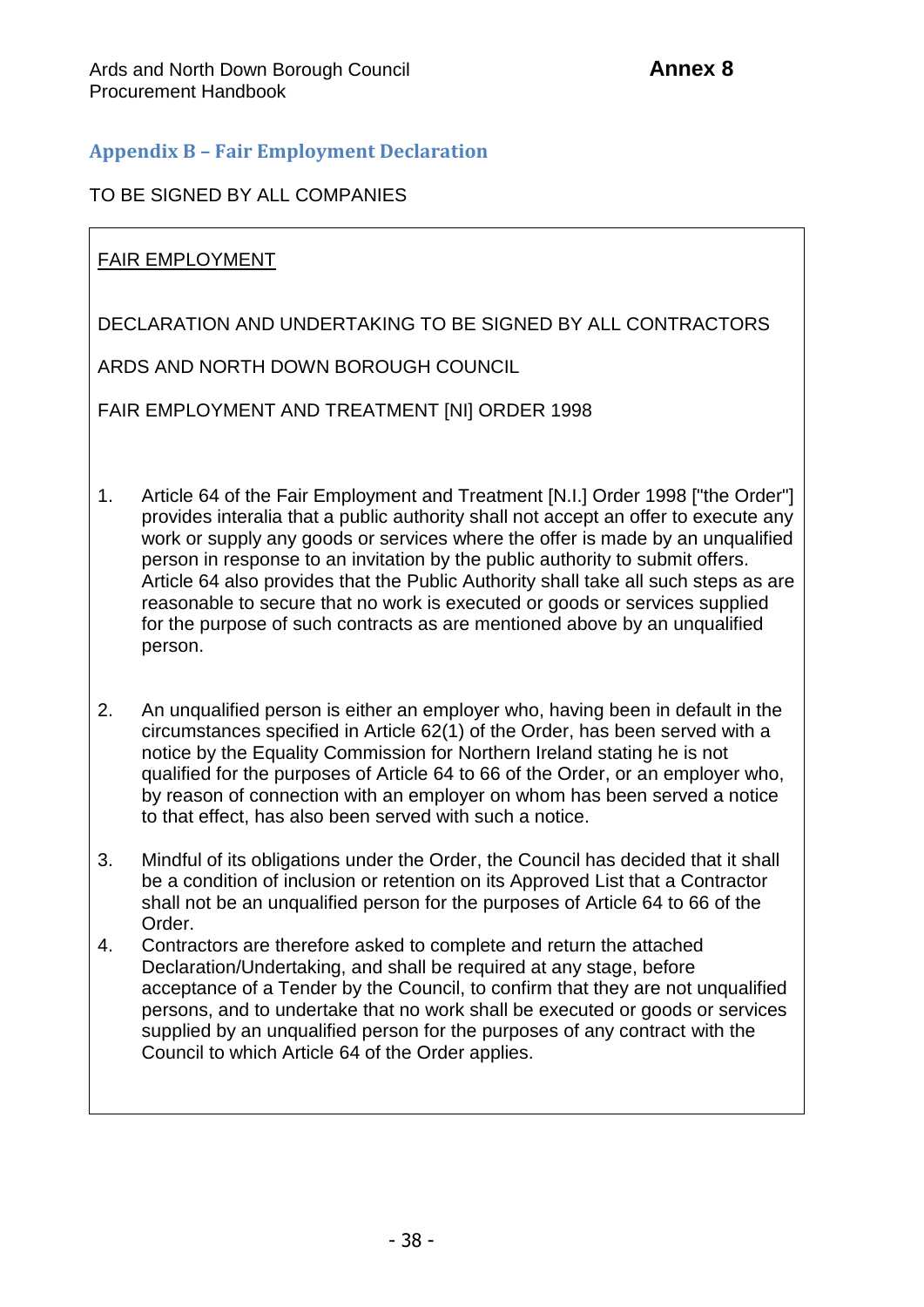## Appendix B – Fair Employment Declaration

TO BE SIGNED BY ALL COMPANIES

<u>FAIR EMPLOYMENT</u>

DECLARATION AND UNDERTAKING TO BE SIGNED BY ALL CONTRACTORS

ARDS AND NORTH DOWN BOROUGH COUNCIL

FAIR EMPLOYMENT AND TREATMENT [NI] ORDER 1998

1. Article 64 of the Fair Employment and Treatment [N.I.] Order 1998 ["the Order"] provides interalia that a public authority shall not accept an offer to execute any work or supply any goods or services where the offer is made by an unqualified person in response to an invitation by the public authority to submit offers. Article 64 also provides that the Public Authority shall take all such steps as are reasonable to secure that no work is executed or goods or services supplied for the purpose of such contracts as are mentioned above by an unqualified person.

2. An unqualified person is either an employer who, having been in default in the circumstances specified in Article 62(1) of the Order, has been served with a notice by the Equality Commission for Northern Ireland stating he is not qualified for the purposes of Article 64 to 66 of the Order, or an employer who, by reason of connection with an employer on whom has been served a notice to that effect, has also been served with such a notice.

3. Mindful of its obligations under the Order, the Council has decided that it shall be a condition of inclusion or retention on its Approved List that a Contractor shall not be an unqualified person for the purposes of Article 64 to 66 of the Order.

4. Contractors are therefore asked to complete and return the attached Declaration/Undertaking, and shall be required at any stage, before acceptance of a Tender by the Council, to confirm that they are not unqualified persons, and to undertake that no work shall be executed or goods or services supplied by an unqualified person for the purposes of any contract with the Council to which Article 64 of the Order applies.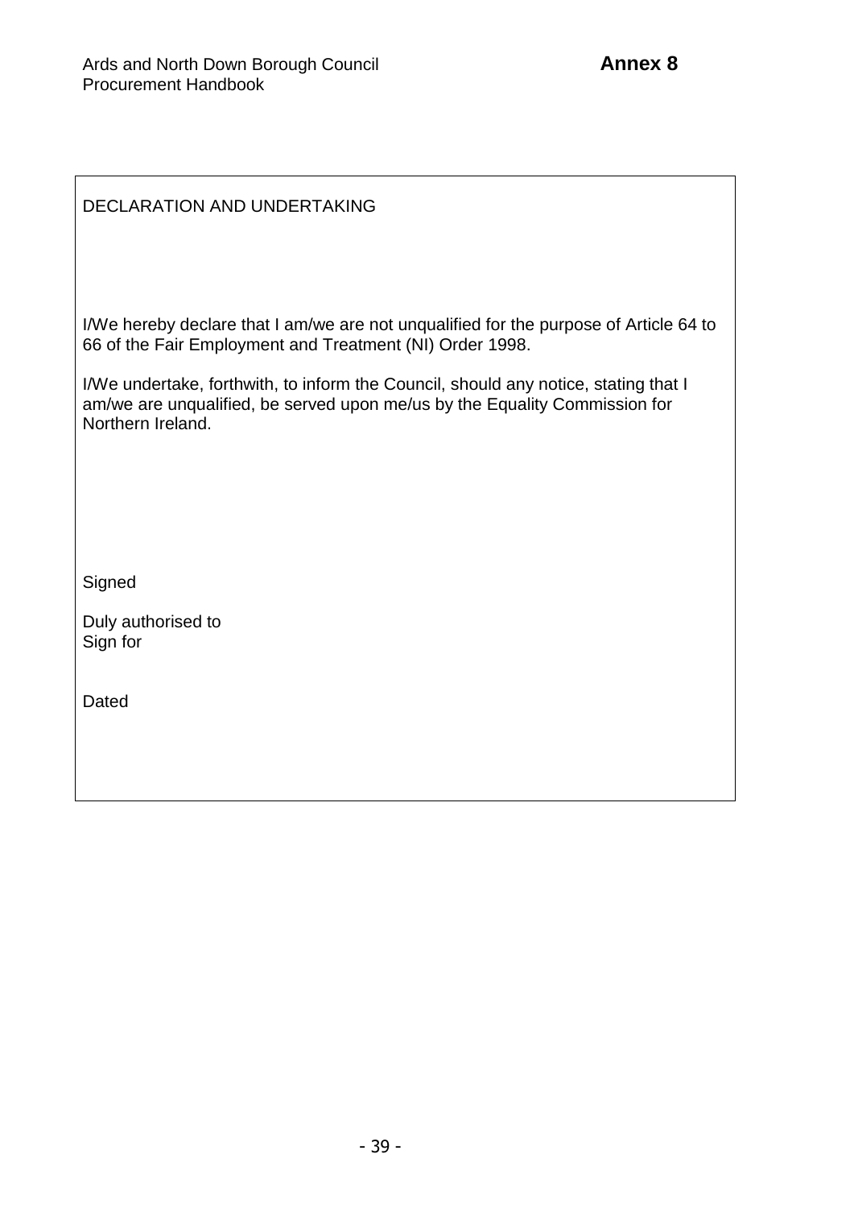**Annex 8**

DECLARATION AND UNDERTAKING

I/We hereby declare that I am/we are not unqualified for the purpose of Article 64 to 66 of the Fair Employment and Treatment (NI) Order 1998.

I/We undertake, forthwith, to inform the Council, should any notice, stating that I am/we are unqualified, be served upon me/us by the Equality Commission for Northern Ireland.

Signed

Duly authorised to
Sign for

Dated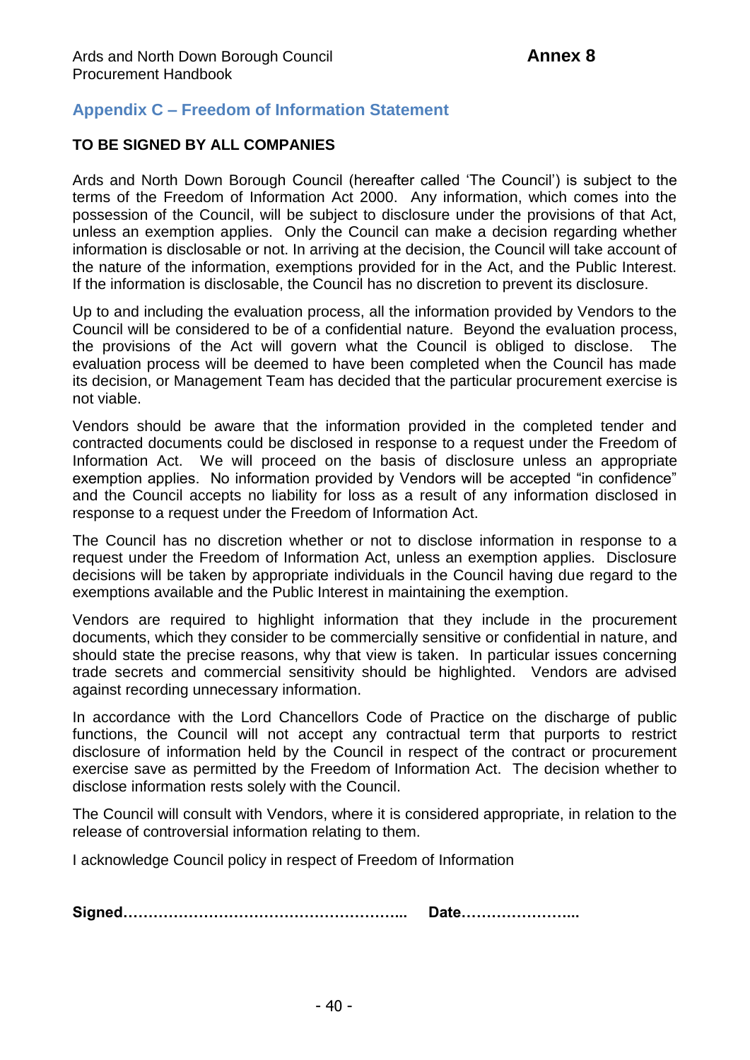**Annex 8**

## Appendix C – Freedom of Information Statement

**TO BE SIGNED BY ALL COMPANIES**

Ards and North Down Borough Council (hereafter called 'The Council') is subject to the terms of the Freedom of Information Act 2000. Any information, which comes into the possession of the Council, will be subject to disclosure under the provisions of that Act, unless an exemption applies. Only the Council can make a decision regarding whether information is disclosable or not. In arriving at the decision, the Council will take account of the nature of the information, exemptions provided for in the Act, and the Public Interest. If the information is disclosable, the Council has no discretion to prevent its disclosure.

Up to and including the evaluation process, all the information provided by Vendors to the Council will be considered to be of a confidential nature. Beyond the evaluation process, the provisions of the Act will govern what the Council is obliged to disclose. The evaluation process will be deemed to have been completed when the Council has made its decision, or Management Team has decided that the particular procurement exercise is not viable.

Vendors should be aware that the information provided in the completed tender and contracted documents could be disclosed in response to a request under the Freedom of Information Act. We will proceed on the basis of disclosure unless an appropriate exemption applies. No information provided by Vendors will be accepted "in confidence" and the Council accepts no liability for loss as a result of any information disclosed in response to a request under the Freedom of Information Act.

The Council has no discretion whether or not to disclose information in response to a request under the Freedom of Information Act, unless an exemption applies. Disclosure decisions will be taken by appropriate individuals in the Council having due regard to the exemptions available and the Public Interest in maintaining the exemption.

Vendors are required to highlight information that they include in the procurement documents, which they consider to be commercially sensitive or confidential in nature, and should state the precise reasons, why that view is taken. In particular issues concerning trade secrets and commercial sensitivity should be highlighted. Vendors are advised against recording unnecessary information.

In accordance with the Lord Chancellors Code of Practice on the discharge of public functions, the Council will not accept any contractual term that purports to restrict disclosure of information held by the Council in respect of the contract or procurement exercise save as permitted by the Freedom of Information Act. The decision whether to disclose information rests solely with the Council.

The Council will consult with Vendors, where it is considered appropriate, in relation to the release of controversial information relating to them.

I acknowledge Council policy in respect of Freedom of Information

**Signed………………………………………………..     Date…………………..**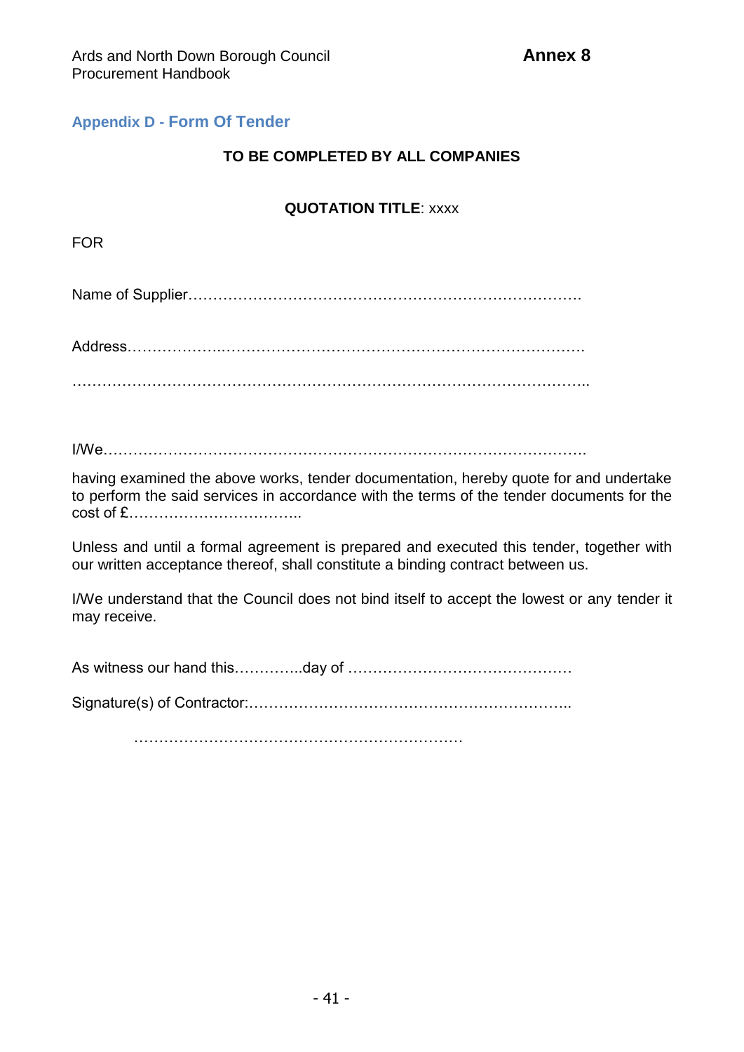**Annex 8**

## Appendix D - Form Of Tender

**TO BE COMPLETED BY ALL COMPANIES**

**QUOTATION TITLE**: xxxx

FOR

Name of Supplier……………………………………………………………………….

Address……………….……………………….……………………………………….

…………………………………………………………………………………………..

I/We……………………………………………………………………………………….

having examined the above works, tender documentation, hereby quote for and undertake to perform the said services in accordance with the terms of the tender documents for the cost of £……………………………..

Unless and until a formal agreement is prepared and executed this tender, together with our written acceptance thereof, shall constitute a binding contract between us.

I/We understand that the Council does not bind itself to accept the lowest or any tender it may receive.

As witness our hand this…………..day of ………………………………………

Signature(s) of Contractor:………………………………………………………..

…………………………………………………………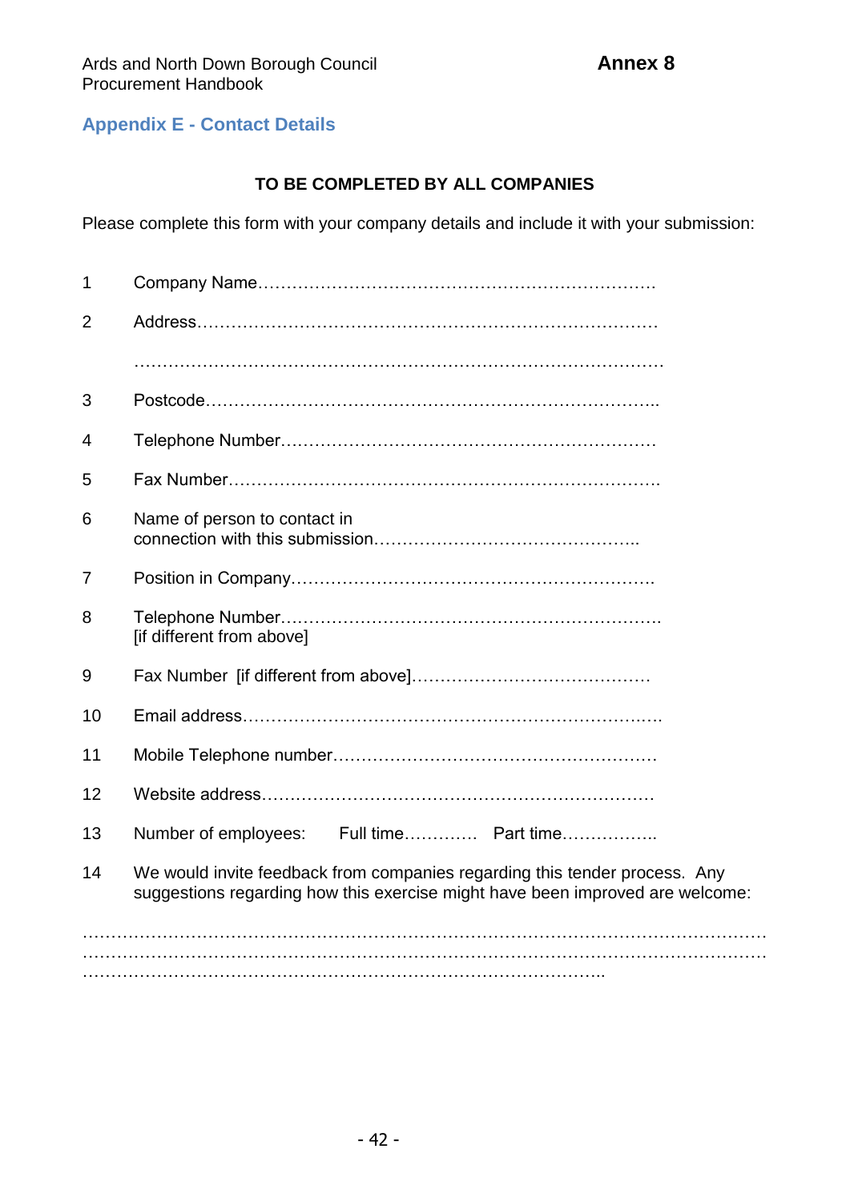Ards and North Down Borough Council
Procurement Handbook

**Annex 8**

## Appendix E - Contact Details

**TO BE COMPLETED BY ALL COMPANIES**

Please complete this form with your company details and include it with your submission:

1. Company Name……………………………………………………………….
2. Address……………………………………………………………………….

   …………………………………………………………………………………
3. Postcode…………………………………………………………………..
4. Telephone Number…………………………………………………………
5. Fax Number………………………………………………………………….
6. Name of person to contact in connection with this submission………………………………………..
7. Position in Company……………………………………………………….
8. Telephone Number………………………………………………………….
   [if different from above]
9. Fax Number [if different from above]……………………………………
10. Email address……………………………………………………………….
11. Mobile Telephone number…………………………………………………
12. Website address……………………………………………………………
13. Number of employees: Full time………… Part time……………..
14. We would invite feedback from companies regarding this tender process. Any suggestions regarding how this exercise might have been improved are welcome:

……………………………………………………………………………………………………
……………………………………………………………………………………………………
……………………………………………………………………………..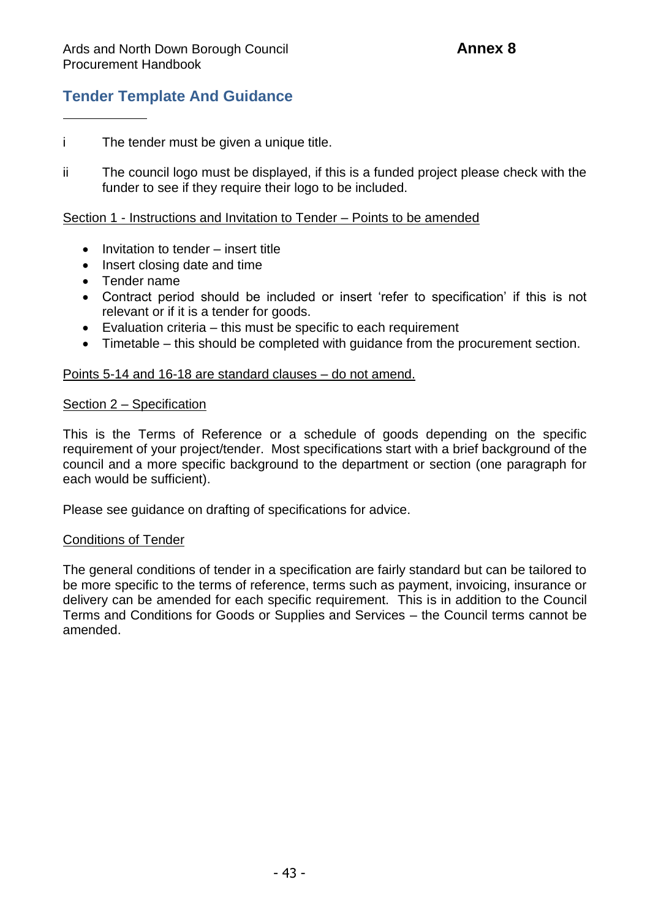**Annex 8**

## Tender Template And Guidance

i The tender must be given a unique title.

ii The council logo must be displayed, if this is a funded project please check with the funder to see if they require their logo to be included.

Section 1 - Instructions and Invitation to Tender – Points to be amended

- Invitation to tender – insert title
- Insert closing date and time
- Tender name
- Contract period should be included or insert 'refer to specification' if this is not relevant or if it is a tender for goods.
- Evaluation criteria – this must be specific to each requirement
- Timetable – this should be completed with guidance from the procurement section.

Points 5-14 and 16-18 are standard clauses – do not amend.

Section 2 – Specification

This is the Terms of Reference or a schedule of goods depending on the specific requirement of your project/tender. Most specifications start with a brief background of the council and a more specific background to the department or section (one paragraph for each would be sufficient).

Please see guidance on drafting of specifications for advice.

Conditions of Tender

The general conditions of tender in a specification are fairly standard but can be tailored to be more specific to the terms of reference, terms such as payment, invoicing, insurance or delivery can be amended for each specific requirement. This is in addition to the Council Terms and Conditions for Goods or Supplies and Services – the Council terms cannot be amended.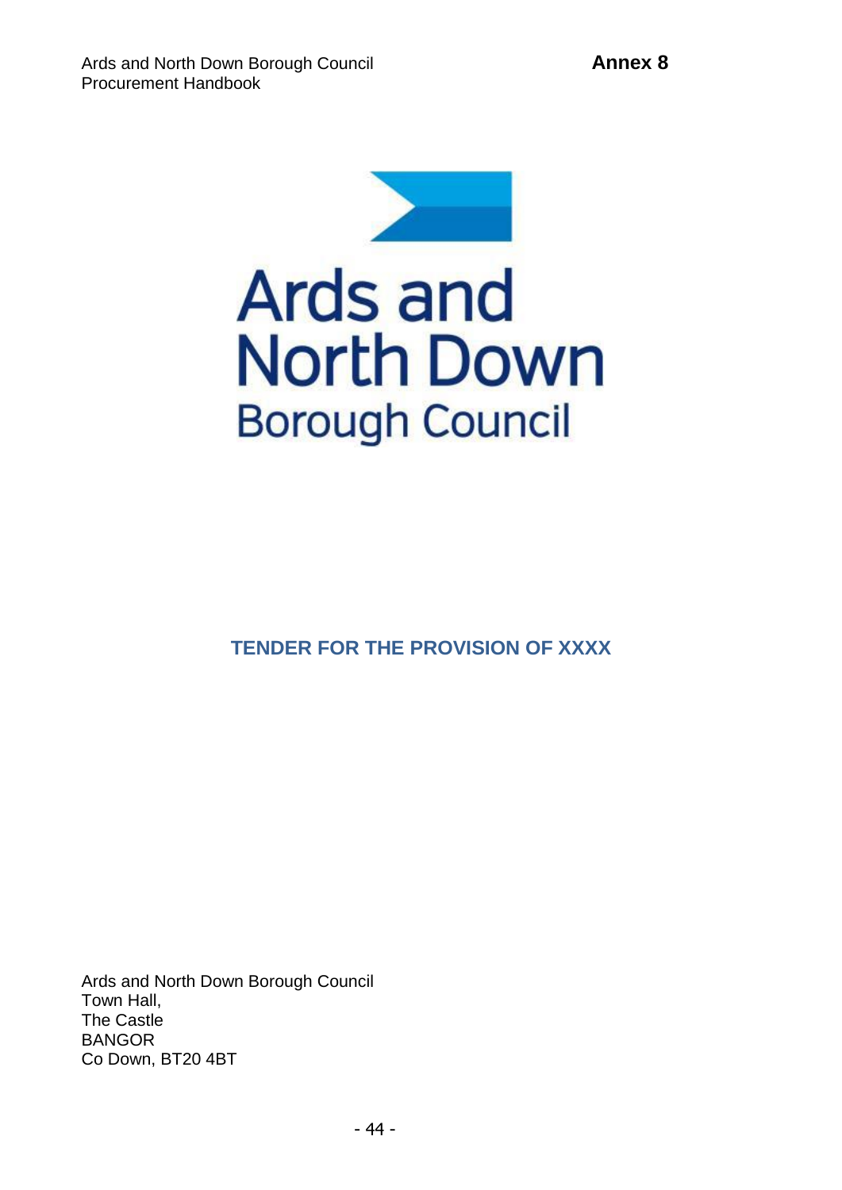Annex 8

Ards and North Down Borough Council

# TENDER FOR THE PROVISION OF XXXX

Ards and North Down Borough Council
Town Hall,
The Castle
BANGOR
Co Down, BT20 4BT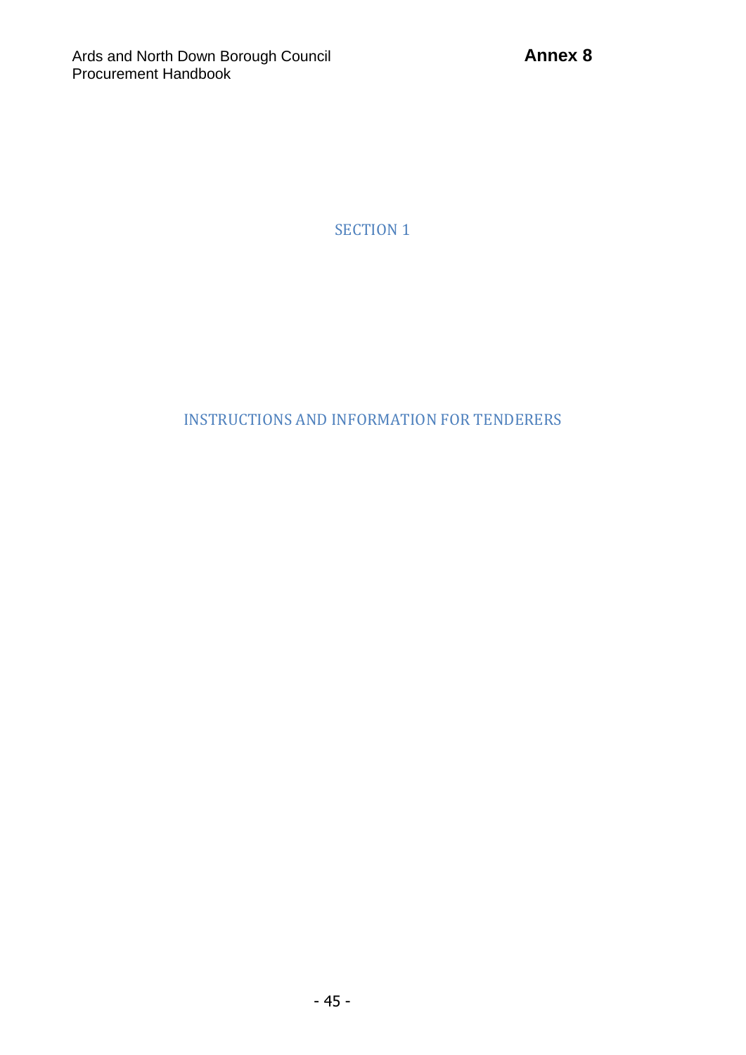# SECTION 1

## INSTRUCTIONS AND INFORMATION FOR TENDERERS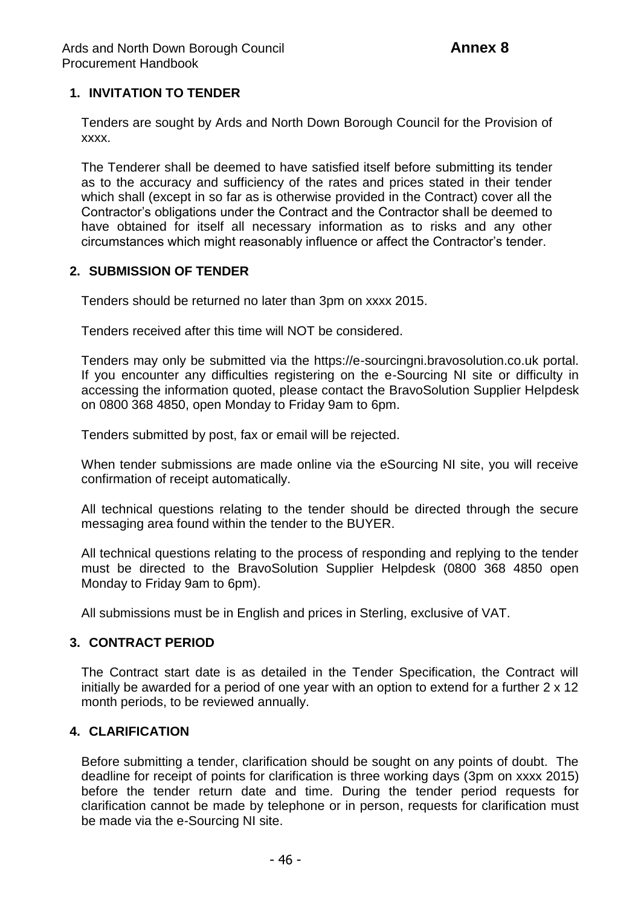## 1. INVITATION TO TENDER

Tenders are sought by Ards and North Down Borough Council for the Provision of xxxx.

The Tenderer shall be deemed to have satisfied itself before submitting its tender as to the accuracy and sufficiency of the rates and prices stated in their tender which shall (except in so far as is otherwise provided in the Contract) cover all the Contractor's obligations under the Contract and the Contractor shall be deemed to have obtained for itself all necessary information as to risks and any other circumstances which might reasonably influence or affect the Contractor's tender.

## 2. SUBMISSION OF TENDER

Tenders should be returned no later than 3pm on xxxx 2015.

Tenders received after this time will NOT be considered.

Tenders may only be submitted via the https://e-sourcingni.bravosolution.co.uk portal. If you encounter any difficulties registering on the e-Sourcing NI site or difficulty in accessing the information quoted, please contact the BravoSolution Supplier Helpdesk on 0800 368 4850, open Monday to Friday 9am to 6pm.

Tenders submitted by post, fax or email will be rejected.

When tender submissions are made online via the eSourcing NI site, you will receive confirmation of receipt automatically.

All technical questions relating to the tender should be directed through the secure messaging area found within the tender to the BUYER.

All technical questions relating to the process of responding and replying to the tender must be directed to the BravoSolution Supplier Helpdesk (0800 368 4850 open Monday to Friday 9am to 6pm).

All submissions must be in English and prices in Sterling, exclusive of VAT.

## 3. CONTRACT PERIOD

The Contract start date is as detailed in the Tender Specification, the Contract will initially be awarded for a period of one year with an option to extend for a further 2 x 12 month periods, to be reviewed annually.

## 4. CLARIFICATION

Before submitting a tender, clarification should be sought on any points of doubt. The deadline for receipt of points for clarification is three working days (3pm on xxxx 2015) before the tender return date and time. During the tender period requests for clarification cannot be made by telephone or in person, requests for clarification must be made via the e-Sourcing NI site.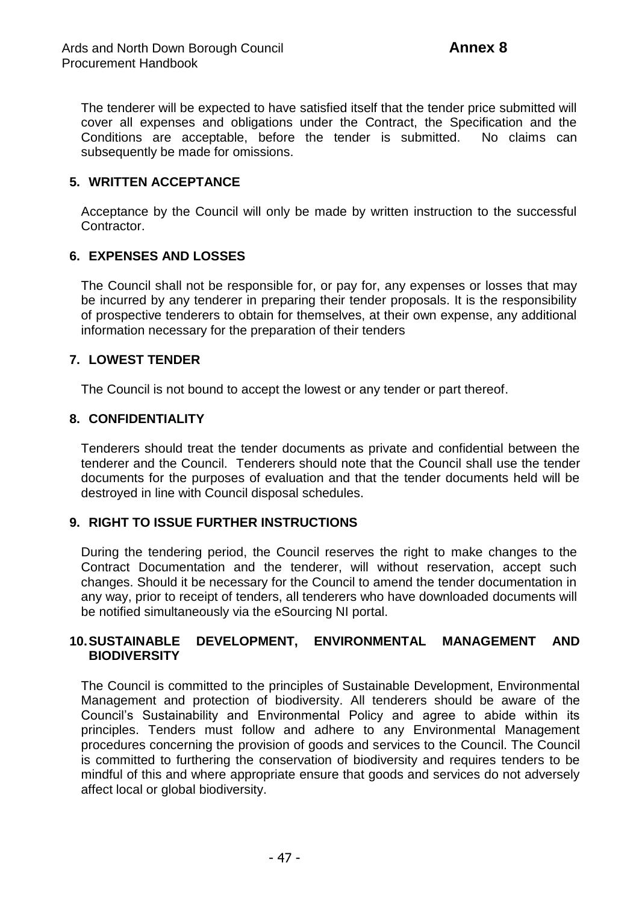The tenderer will be expected to have satisfied itself that the tender price submitted will cover all expenses and obligations under the Contract, the Specification and the Conditions are acceptable, before the tender is submitted. No claims can subsequently be made for omissions.

## 5. WRITTEN ACCEPTANCE

Acceptance by the Council will only be made by written instruction to the successful Contractor.

## 6. EXPENSES AND LOSSES

The Council shall not be responsible for, or pay for, any expenses or losses that may be incurred by any tenderer in preparing their tender proposals. It is the responsibility of prospective tenderers to obtain for themselves, at their own expense, any additional information necessary for the preparation of their tenders

## 7. LOWEST TENDER

The Council is not bound to accept the lowest or any tender or part thereof.

## 8. CONFIDENTIALITY

Tenderers should treat the tender documents as private and confidential between the tenderer and the Council. Tenderers should note that the Council shall use the tender documents for the purposes of evaluation and that the tender documents held will be destroyed in line with Council disposal schedules.

## 9. RIGHT TO ISSUE FURTHER INSTRUCTIONS

During the tendering period, the Council reserves the right to make changes to the Contract Documentation and the tenderer, will without reservation, accept such changes. Should it be necessary for the Council to amend the tender documentation in any way, prior to receipt of tenders, all tenderers who have downloaded documents will be notified simultaneously via the eSourcing NI portal.

## 10. SUSTAINABLE DEVELOPMENT, ENVIRONMENTAL MANAGEMENT AND BIODIVERSITY

The Council is committed to the principles of Sustainable Development, Environmental Management and protection of biodiversity. All tenderers should be aware of the Council's Sustainability and Environmental Policy and agree to abide within its principles. Tenders must follow and adhere to any Environmental Management procedures concerning the provision of goods and services to the Council. The Council is committed to furthering the conservation of biodiversity and requires tenders to be mindful of this and where appropriate ensure that goods and services do not adversely affect local or global biodiversity.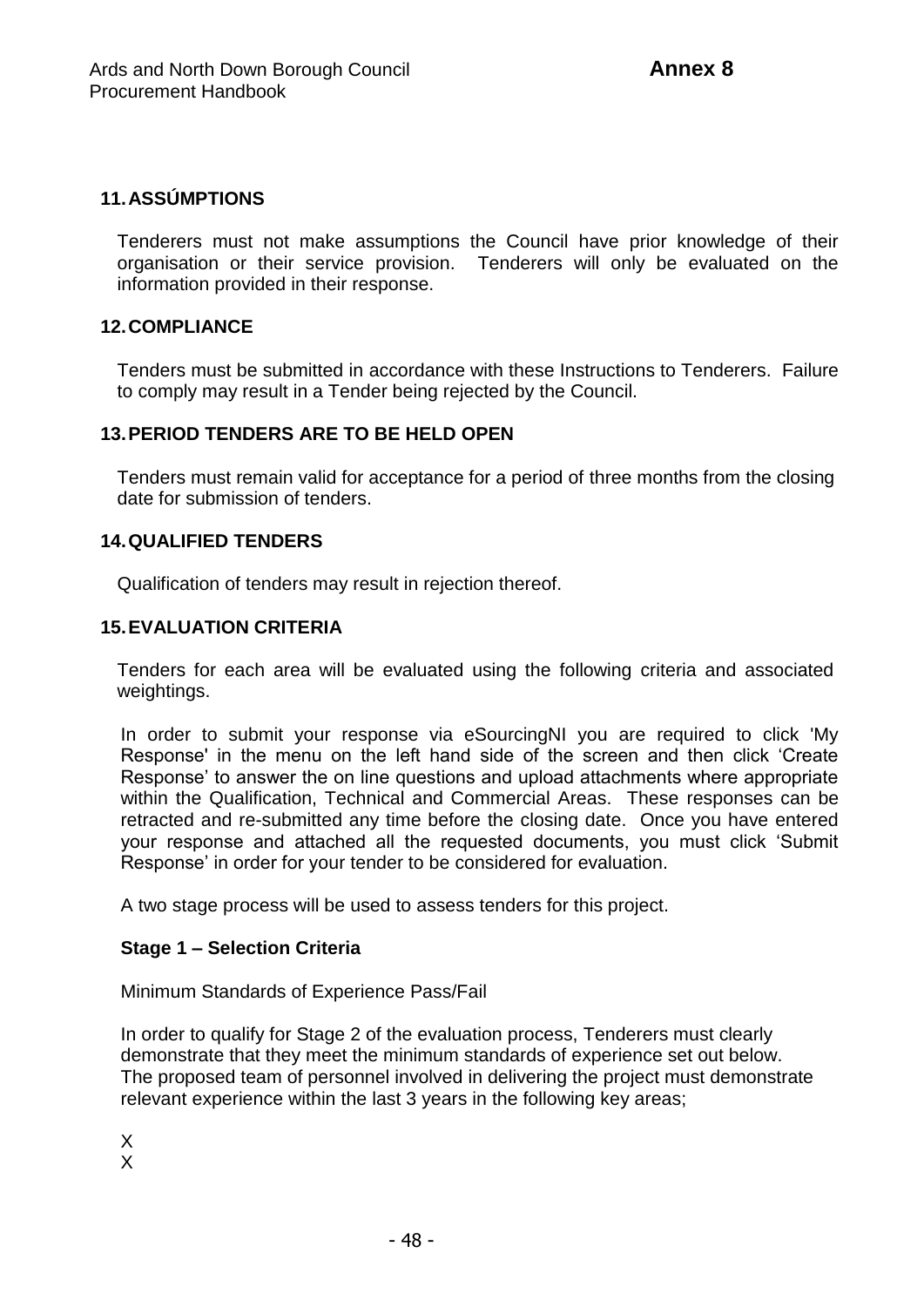## 11. ASSÚMPTIONS

Tenderers must not make assumptions the Council have prior knowledge of their organisation or their service provision. Tenderers will only be evaluated on the information provided in their response.

## 12. COMPLIANCE

Tenders must be submitted in accordance with these Instructions to Tenderers. Failure to comply may result in a Tender being rejected by the Council.

## 13. PERIOD TENDERS ARE TO BE HELD OPEN

Tenders must remain valid for acceptance for a period of three months from the closing date for submission of tenders.

## 14. QUALIFIED TENDERS

Qualification of tenders may result in rejection thereof.

## 15. EVALUATION CRITERIA

Tenders for each area will be evaluated using the following criteria and associated weightings.

In order to submit your response via eSourcingNI you are required to click 'My Response' in the menu on the left hand side of the screen and then click 'Create Response' to answer the on line questions and upload attachments where appropriate within the Qualification, Technical and Commercial Areas. These responses can be retracted and re-submitted any time before the closing date. Once you have entered your response and attached all the requested documents, you must click 'Submit Response' in order for your tender to be considered for evaluation.

A two stage process will be used to assess tenders for this project.

**Stage 1 – Selection Criteria**

Minimum Standards of Experience Pass/Fail

In order to qualify for Stage 2 of the evaluation process, Tenderers must clearly demonstrate that they meet the minimum standards of experience set out below. The proposed team of personnel involved in delivering the project must demonstrate relevant experience within the last 3 years in the following key areas;

X
X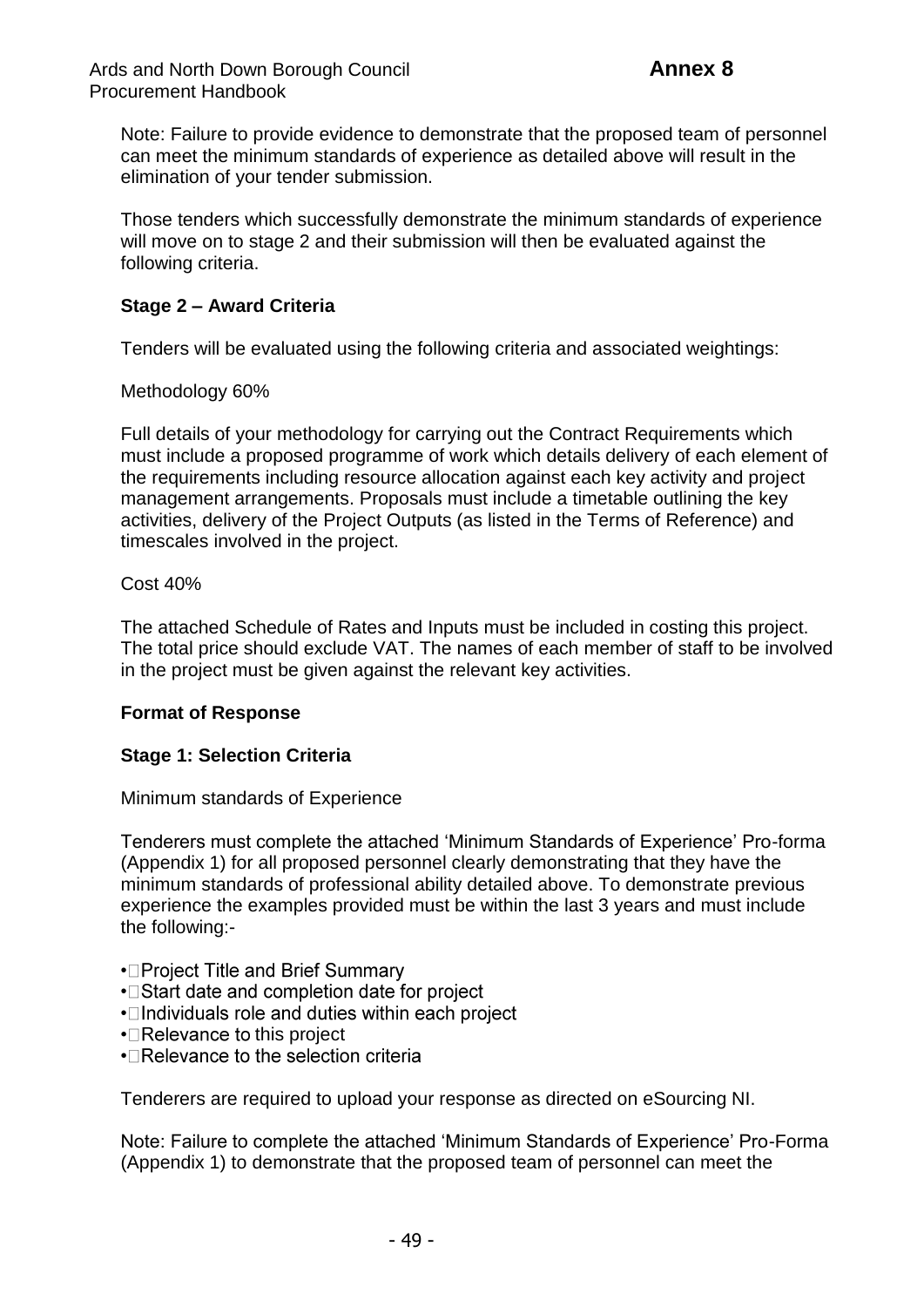Note: Failure to provide evidence to demonstrate that the proposed team of personnel can meet the minimum standards of experience as detailed above will result in the elimination of your tender submission.

Those tenders which successfully demonstrate the minimum standards of experience will move on to stage 2 and their submission will then be evaluated against the following criteria.

**Stage 2 – Award Criteria**

Tenders will be evaluated using the following criteria and associated weightings:

Methodology 60%

Full details of your methodology for carrying out the Contract Requirements which must include a proposed programme of work which details delivery of each element of the requirements including resource allocation against each key activity and project management arrangements. Proposals must include a timetable outlining the key activities, delivery of the Project Outputs (as listed in the Terms of Reference) and timescales involved in the project.

Cost 40%

The attached Schedule of Rates and Inputs must be included in costing this project. The total price should exclude VAT. The names of each member of staff to be involved in the project must be given against the relevant key activities.

**Format of Response**

**Stage 1: Selection Criteria**

Minimum standards of Experience

Tenderers must complete the attached 'Minimum Standards of Experience' Pro-forma (Appendix 1) for all proposed personnel clearly demonstrating that they have the minimum standards of professional ability detailed above. To demonstrate previous experience the examples provided must be within the last 3 years and must include the following:-

- Project Title and Brief Summary
- Start date and completion date for project
- Individuals role and duties within each project
- Relevance to this project
- Relevance to the selection criteria

Tenderers are required to upload your response as directed on eSourcing NI.

Note: Failure to complete the attached 'Minimum Standards of Experience' Pro-Forma (Appendix 1) to demonstrate that the proposed team of personnel can meet the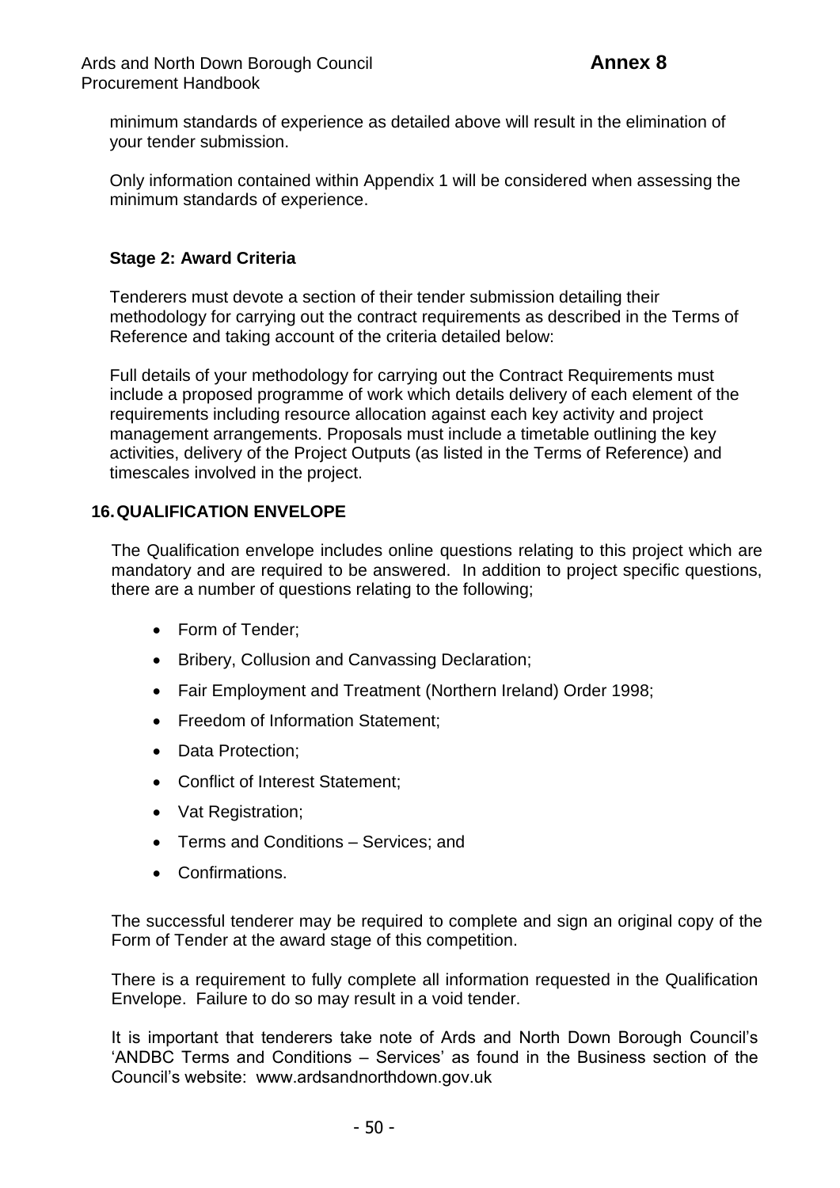minimum standards of experience as detailed above will result in the elimination of your tender submission.

Only information contained within Appendix 1 will be considered when assessing the minimum standards of experience.

**Stage 2: Award Criteria**

Tenderers must devote a section of their tender submission detailing their methodology for carrying out the contract requirements as described in the Terms of Reference and taking account of the criteria detailed below:

Full details of your methodology for carrying out the Contract Requirements must include a proposed programme of work which details delivery of each element of the requirements including resource allocation against each key activity and project management arrangements. Proposals must include a timetable outlining the key activities, delivery of the Project Outputs (as listed in the Terms of Reference) and timescales involved in the project.

## 16. QUALIFICATION ENVELOPE

The Qualification envelope includes online questions relating to this project which are mandatory and are required to be answered. In addition to project specific questions, there are a number of questions relating to the following;

- Form of Tender;
- Bribery, Collusion and Canvassing Declaration;
- Fair Employment and Treatment (Northern Ireland) Order 1998;
- Freedom of Information Statement;
- Data Protection;
- Conflict of Interest Statement;
- Vat Registration;
- Terms and Conditions – Services; and
- Confirmations.

The successful tenderer may be required to complete and sign an original copy of the Form of Tender at the award stage of this competition.

There is a requirement to fully complete all information requested in the Qualification Envelope. Failure to do so may result in a void tender.

It is important that tenderers take note of Ards and North Down Borough Council's 'ANDBC Terms and Conditions – Services' as found in the Business section of the Council's website: www.ardsandnorthdown.gov.uk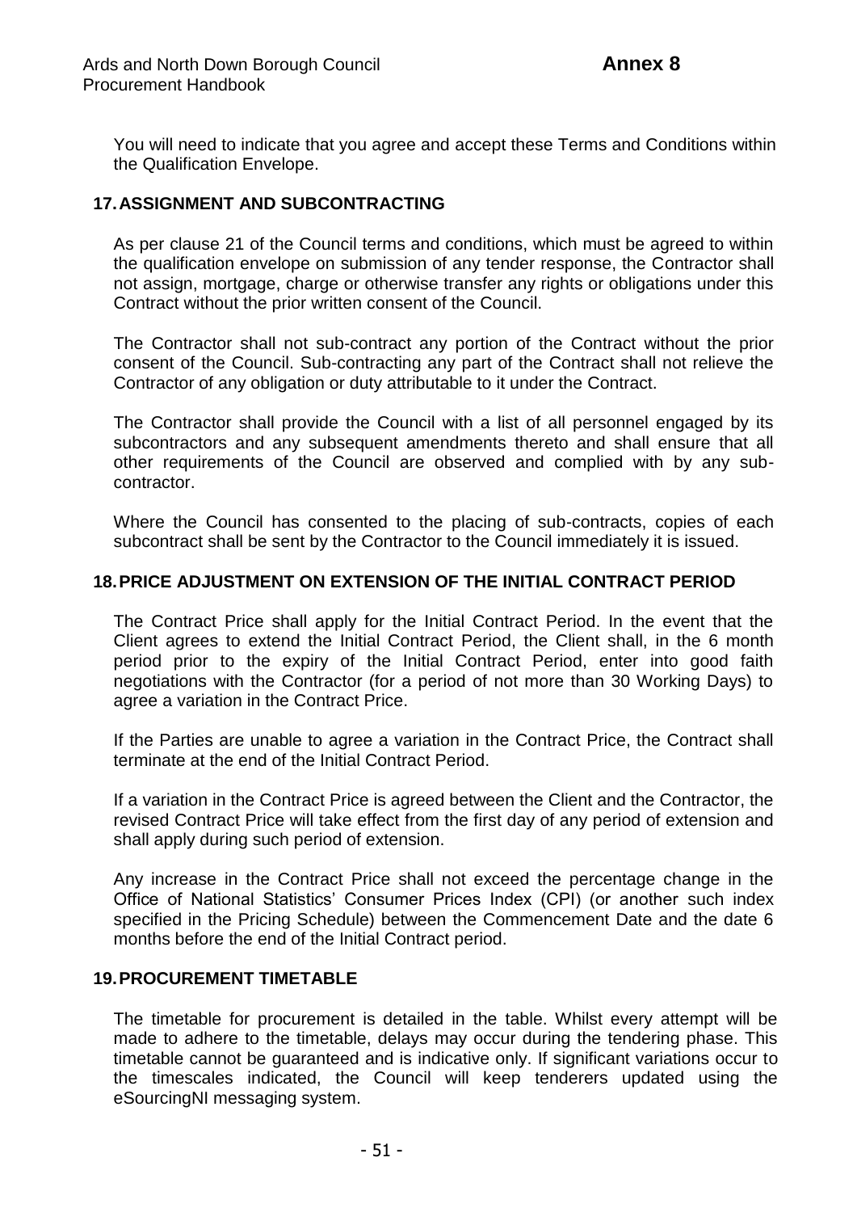You will need to indicate that you agree and accept these Terms and Conditions within the Qualification Envelope.

## 17. ASSIGNMENT AND SUBCONTRACTING

As per clause 21 of the Council terms and conditions, which must be agreed to within the qualification envelope on submission of any tender response, the Contractor shall not assign, mortgage, charge or otherwise transfer any rights or obligations under this Contract without the prior written consent of the Council.

The Contractor shall not sub-contract any portion of the Contract without the prior consent of the Council. Sub-contracting any part of the Contract shall not relieve the Contractor of any obligation or duty attributable to it under the Contract.

The Contractor shall provide the Council with a list of all personnel engaged by its subcontractors and any subsequent amendments thereto and shall ensure that all other requirements of the Council are observed and complied with by any sub-contractor.

Where the Council has consented to the placing of sub-contracts, copies of each subcontract shall be sent by the Contractor to the Council immediately it is issued.

## 18. PRICE ADJUSTMENT ON EXTENSION OF THE INITIAL CONTRACT PERIOD

The Contract Price shall apply for the Initial Contract Period. In the event that the Client agrees to extend the Initial Contract Period, the Client shall, in the 6 month period prior to the expiry of the Initial Contract Period, enter into good faith negotiations with the Contractor (for a period of not more than 30 Working Days) to agree a variation in the Contract Price.

If the Parties are unable to agree a variation in the Contract Price, the Contract shall terminate at the end of the Initial Contract Period.

If a variation in the Contract Price is agreed between the Client and the Contractor, the revised Contract Price will take effect from the first day of any period of extension and shall apply during such period of extension.

Any increase in the Contract Price shall not exceed the percentage change in the Office of National Statistics' Consumer Prices Index (CPI) (or another such index specified in the Pricing Schedule) between the Commencement Date and the date 6 months before the end of the Initial Contract period.

## 19. PROCUREMENT TIMETABLE

The timetable for procurement is detailed in the table. Whilst every attempt will be made to adhere to the timetable, delays may occur during the tendering phase. This timetable cannot be guaranteed and is indicative only. If significant variations occur to the timescales indicated, the Council will keep tenderers updated using the eSourcingNI messaging system.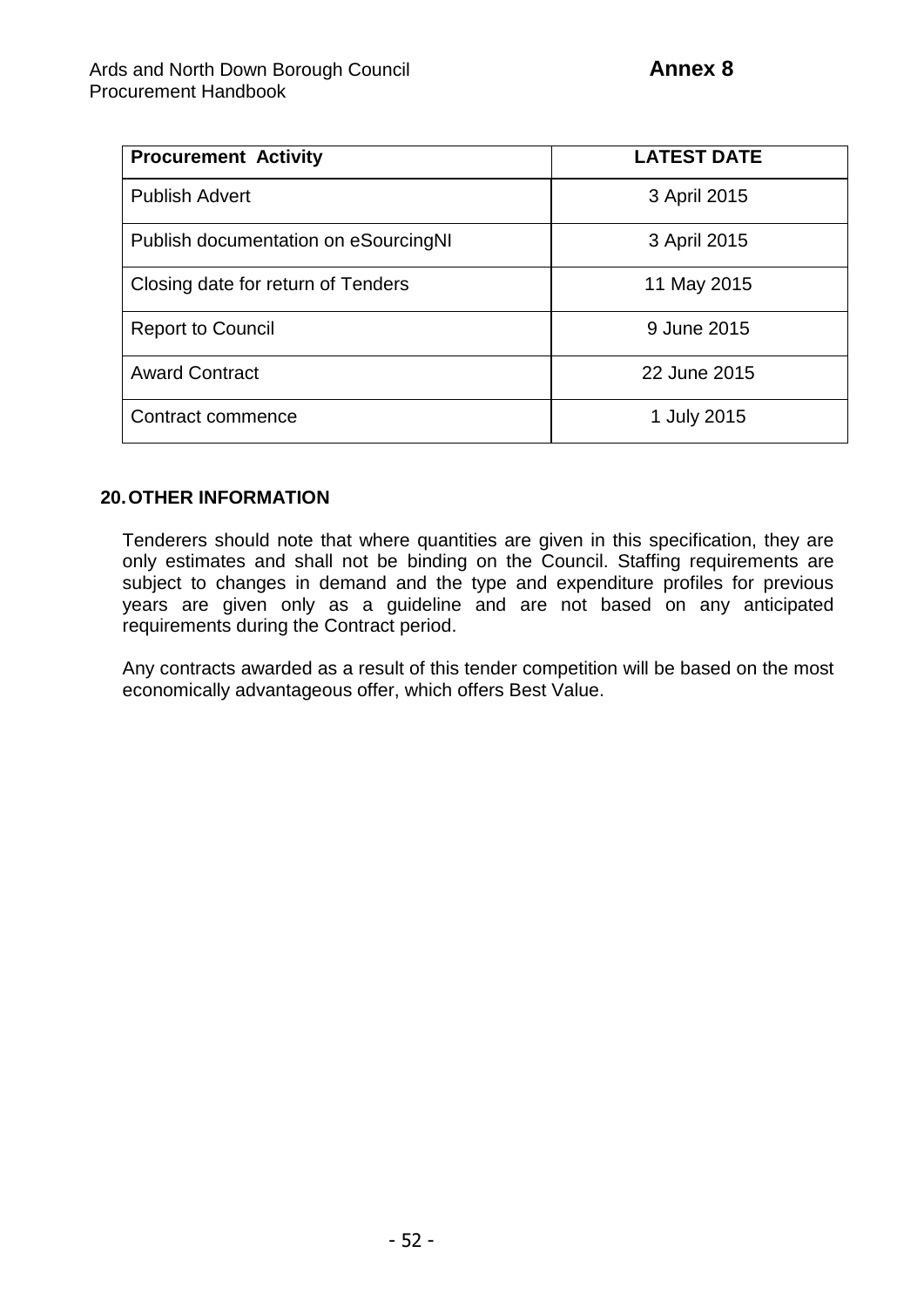| Procurement Activity | LATEST DATE |
|---|---|
| Publish Advert | 3 April 2015 |
| Publish documentation on eSourcingNI | 3 April 2015 |
| Closing date for return of Tenders | 11 May 2015 |
| Report to Council | 9 June 2015 |
| Award Contract | 22 June 2015 |
| Contract commence | 1 July 2015 |

## 20. OTHER INFORMATION

Tenderers should note that where quantities are given in this specification, they are only estimates and shall not be binding on the Council. Staffing requirements are subject to changes in demand and the type and expenditure profiles for previous years are given only as a guideline and are not based on any anticipated requirements during the Contract period.

Any contracts awarded as a result of this tender competition will be based on the most economically advantageous offer, which offers Best Value.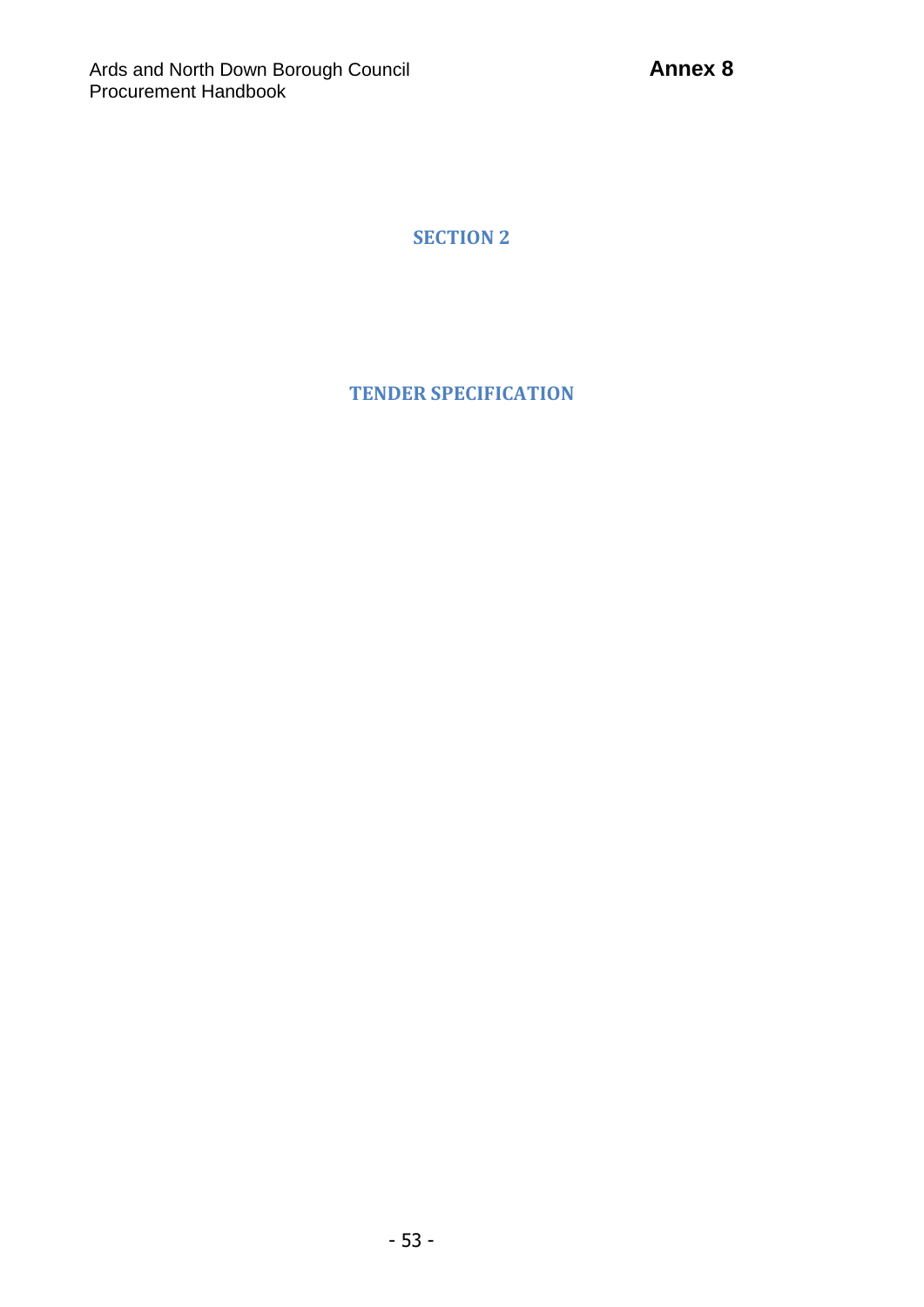# SECTION 2

# TENDER SPECIFICATION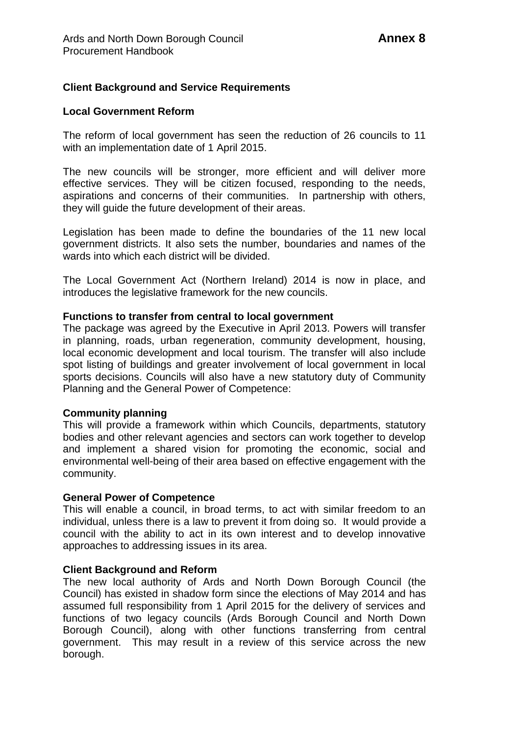**Client Background and Service Requirements**

**Local Government Reform**

The reform of local government has seen the reduction of 26 councils to 11 with an implementation date of 1 April 2015.

The new councils will be stronger, more efficient and will deliver more effective services. They will be citizen focused, responding to the needs, aspirations and concerns of their communities. In partnership with others, they will guide the future development of their areas.

Legislation has been made to define the boundaries of the 11 new local government districts. It also sets the number, boundaries and names of the wards into which each district will be divided.

The Local Government Act (Northern Ireland) 2014 is now in place, and introduces the legislative framework for the new councils.

**Functions to transfer from central to local government**

The package was agreed by the Executive in April 2013. Powers will transfer in planning, roads, urban regeneration, community development, housing, local economic development and local tourism. The transfer will also include spot listing of buildings and greater involvement of local government in local sports decisions. Councils will also have a new statutory duty of Community Planning and the General Power of Competence:

**Community planning**

This will provide a framework within which Councils, departments, statutory bodies and other relevant agencies and sectors can work together to develop and implement a shared vision for promoting the economic, social and environmental well-being of their area based on effective engagement with the community.

**General Power of Competence**

This will enable a council, in broad terms, to act with similar freedom to an individual, unless there is a law to prevent it from doing so. It would provide a council with the ability to act in its own interest and to develop innovative approaches to addressing issues in its area.

**Client Background and Reform**

The new local authority of Ards and North Down Borough Council (the Council) has existed in shadow form since the elections of May 2014 and has assumed full responsibility from 1 April 2015 for the delivery of services and functions of two legacy councils (Ards Borough Council and North Down Borough Council), along with other functions transferring from central government. This may result in a review of this service across the new borough.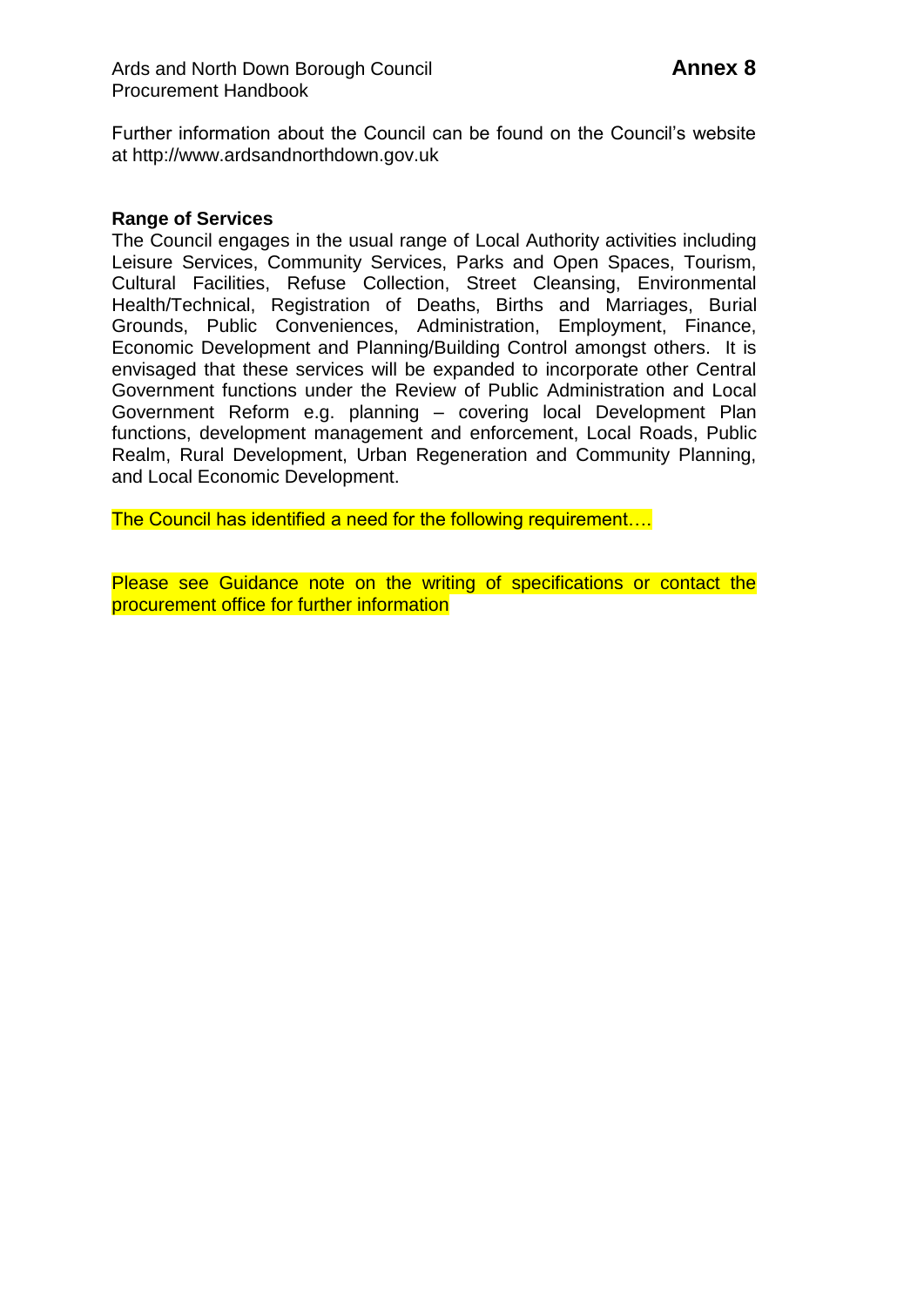Further information about the Council can be found on the Council's website at http://www.ardsandnorthdown.gov.uk

**Range of Services**

The Council engages in the usual range of Local Authority activities including Leisure Services, Community Services, Parks and Open Spaces, Tourism, Cultural Facilities, Refuse Collection, Street Cleansing, Environmental Health/Technical, Registration of Deaths, Births and Marriages, Burial Grounds, Public Conveniences, Administration, Employment, Finance, Economic Development and Planning/Building Control amongst others. It is envisaged that these services will be expanded to incorporate other Central Government functions under the Review of Public Administration and Local Government Reform e.g. planning – covering local Development Plan functions, development management and enforcement, Local Roads, Public Realm, Rural Development, Urban Regeneration and Community Planning, and Local Economic Development.

The Council has identified a need for the following requirement….

Please see Guidance note on the writing of specifications or contact the procurement office for further information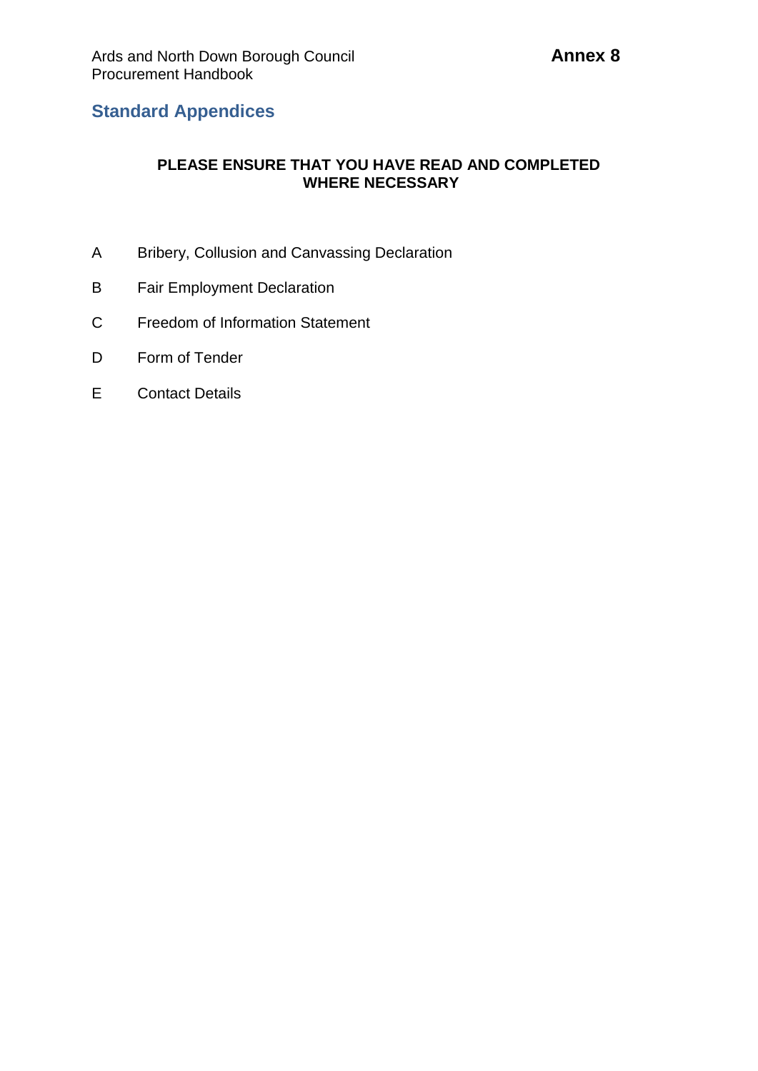**Annex 8**

## Standard Appendices

**PLEASE ENSURE THAT YOU HAVE READ AND COMPLETED WHERE NECESSARY**

A Bribery, Collusion and Canvassing Declaration

B Fair Employment Declaration

C Freedom of Information Statement

D Form of Tender

E Contact Details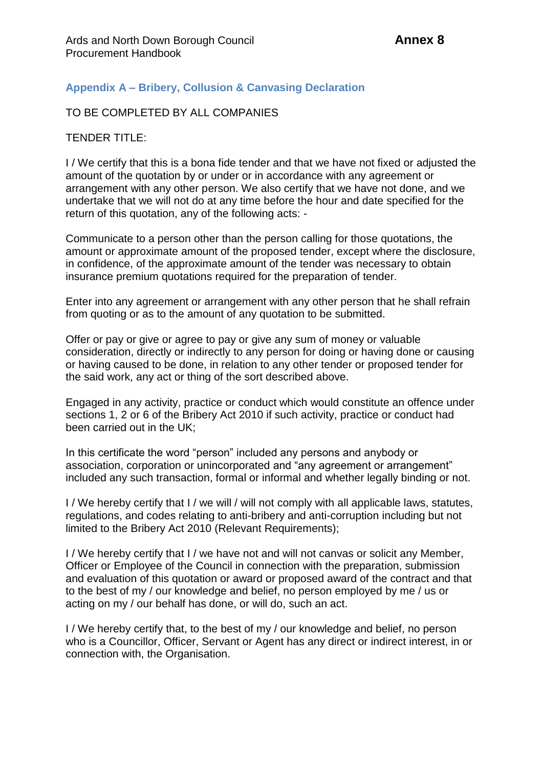## Appendix A – Bribery, Collusion & Canvasing Declaration

TO BE COMPLETED BY ALL COMPANIES

TENDER TITLE:

I / We certify that this is a bona fide tender and that we have not fixed or adjusted the amount of the quotation by or under or in accordance with any agreement or arrangement with any other person. We also certify that we have not done, and we undertake that we will not do at any time before the hour and date specified for the return of this quotation, any of the following acts: -

Communicate to a person other than the person calling for those quotations, the amount or approximate amount of the proposed tender, except where the disclosure, in confidence, of the approximate amount of the tender was necessary to obtain insurance premium quotations required for the preparation of tender.

Enter into any agreement or arrangement with any other person that he shall refrain from quoting or as to the amount of any quotation to be submitted.

Offer or pay or give or agree to pay or give any sum of money or valuable consideration, directly or indirectly to any person for doing or having done or causing or having caused to be done, in relation to any other tender or proposed tender for the said work, any act or thing of the sort described above.

Engaged in any activity, practice or conduct which would constitute an offence under sections 1, 2 or 6 of the Bribery Act 2010 if such activity, practice or conduct had been carried out in the UK;

In this certificate the word "person" included any persons and anybody or association, corporation or unincorporated and "any agreement or arrangement" included any such transaction, formal or informal and whether legally binding or not.

I / We hereby certify that I / we will / will not comply with all applicable laws, statutes, regulations, and codes relating to anti-bribery and anti-corruption including but not limited to the Bribery Act 2010 (Relevant Requirements);

I / We hereby certify that I / we have not and will not canvas or solicit any Member, Officer or Employee of the Council in connection with the preparation, submission and evaluation of this quotation or award or proposed award of the contract and that to the best of my / our knowledge and belief, no person employed by me / us or acting on my / our behalf has done, or will do, such an act.

I / We hereby certify that, to the best of my / our knowledge and belief, no person who is a Councillor, Officer, Servant or Agent has any direct or indirect interest, in or connection with, the Organisation.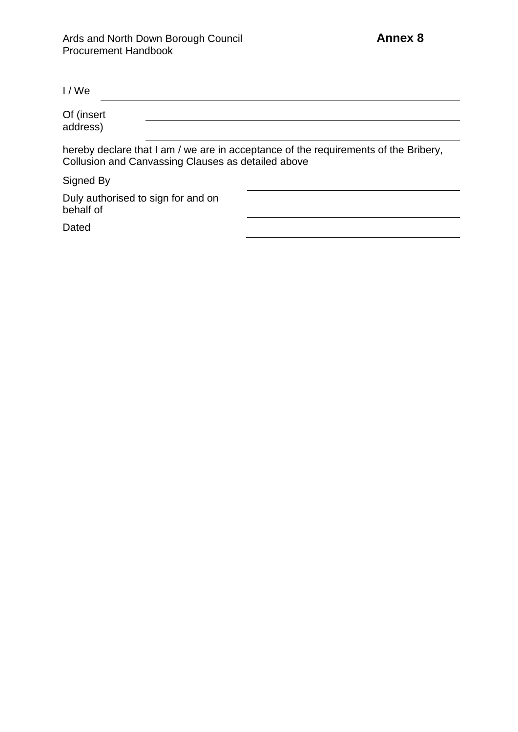**Annex 8**

I / We \_\_\_\_\_\_\_\_\_\_\_\_\_\_\_\_\_\_\_\_\_\_\_\_\_\_\_\_\_\_\_\_\_\_\_\_\_\_\_\_\_\_\_\_\_\_\_\_

Of (insert address) \_\_\_\_\_\_\_\_\_\_\_\_\_\_\_\_\_\_\_\_\_\_\_\_\_\_\_\_\_\_\_\_\_\_\_\_\_\_\_\_\_\_\_\_\_\_\_\_

\_\_\_\_\_\_\_\_\_\_\_\_\_\_\_\_\_\_\_\_\_\_\_\_\_\_\_\_\_\_\_\_\_\_\_\_\_\_\_\_\_\_\_\_\_\_\_\_

hereby declare that I am / we are in acceptance of the requirements of the Bribery, Collusion and Canvassing Clauses as detailed above

Signed By \_\_\_\_\_\_\_\_\_\_\_\_\_\_\_\_\_\_\_\_\_\_\_\_\_\_\_\_\_\_\_\_\_\_\_\_

Duly authorised to sign for and on behalf of \_\_\_\_\_\_\_\_\_\_\_\_\_\_\_\_\_\_\_\_\_\_\_\_\_\_\_\_\_\_\_\_\_\_\_\_

Dated \_\_\_\_\_\_\_\_\_\_\_\_\_\_\_\_\_\_\_\_\_\_\_\_\_\_\_\_\_\_\_\_\_\_\_\_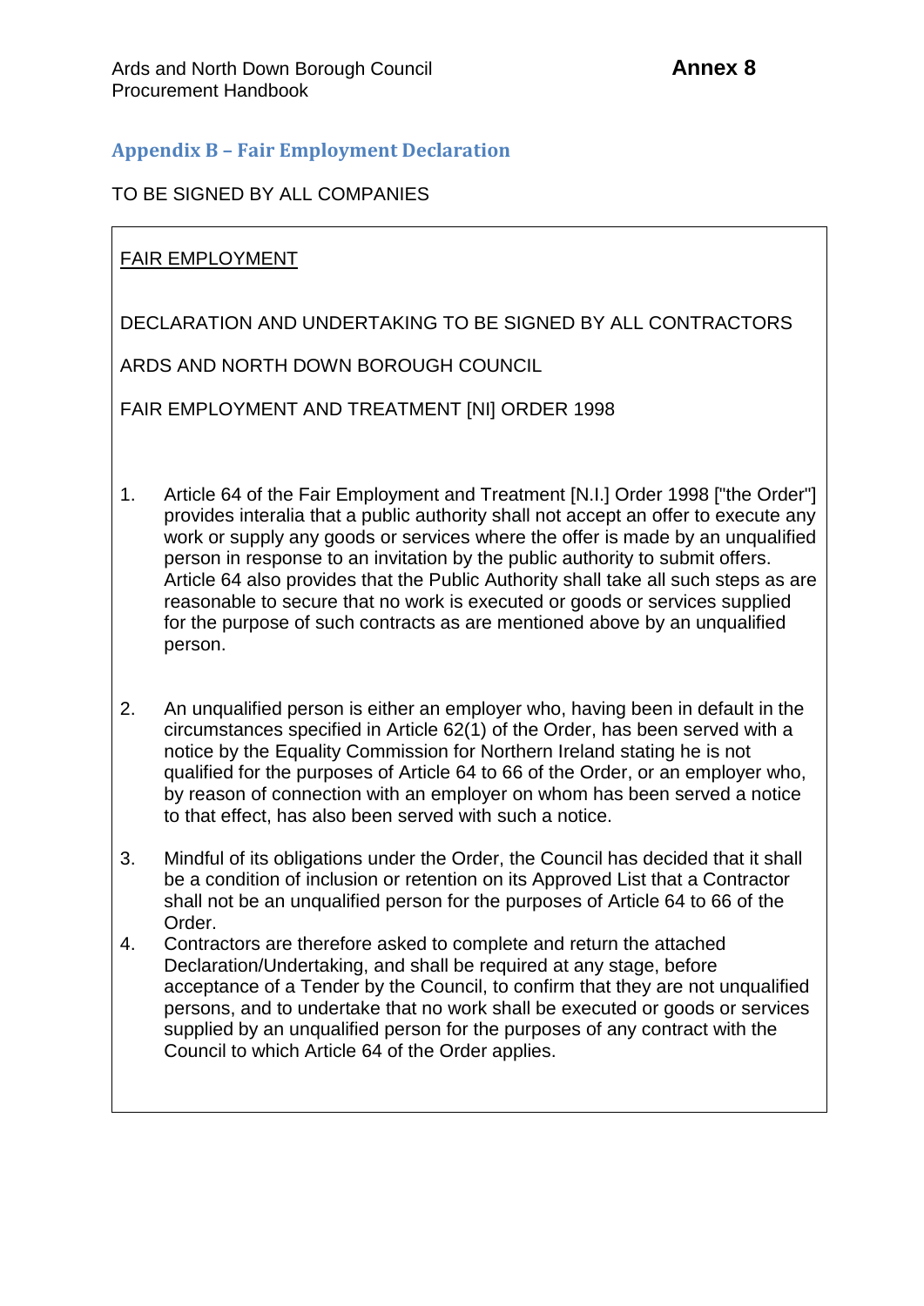## Appendix B – Fair Employment Declaration

TO BE SIGNED BY ALL COMPANIES

FAIR EMPLOYMENT

DECLARATION AND UNDERTAKING TO BE SIGNED BY ALL CONTRACTORS

ARDS AND NORTH DOWN BOROUGH COUNCIL

FAIR EMPLOYMENT AND TREATMENT [NI] ORDER 1998

1. Article 64 of the Fair Employment and Treatment [N.I.] Order 1998 ["the Order"] provides interalia that a public authority shall not accept an offer to execute any work or supply any goods or services where the offer is made by an unqualified person in response to an invitation by the public authority to submit offers. Article 64 also provides that the Public Authority shall take all such steps as are reasonable to secure that no work is executed or goods or services supplied for the purpose of such contracts as are mentioned above by an unqualified person.

2. An unqualified person is either an employer who, having been in default in the circumstances specified in Article 62(1) of the Order, has been served with a notice by the Equality Commission for Northern Ireland stating he is not qualified for the purposes of Article 64 to 66 of the Order, or an employer who, by reason of connection with an employer on whom has been served a notice to that effect, has also been served with such a notice.

3. Mindful of its obligations under the Order, the Council has decided that it shall be a condition of inclusion or retention on its Approved List that a Contractor shall not be an unqualified person for the purposes of Article 64 to 66 of the Order.

4. Contractors are therefore asked to complete and return the attached Declaration/Undertaking, and shall be required at any stage, before acceptance of a Tender by the Council, to confirm that they are not unqualified persons, and to undertake that no work shall be executed or goods or services supplied by an unqualified person for the purposes of any contract with the Council to which Article 64 of the Order applies.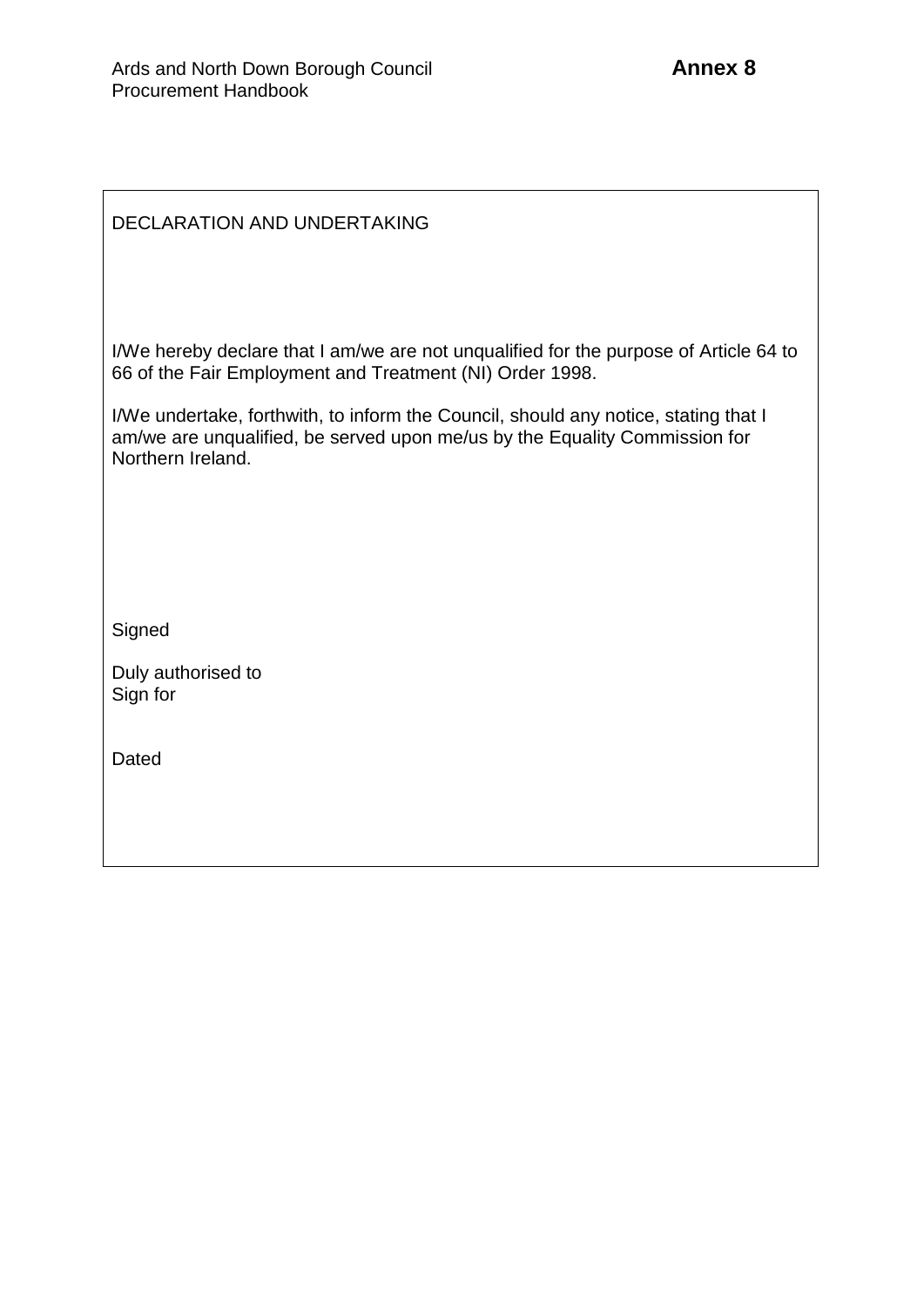**Annex 8**

DECLARATION AND UNDERTAKING

I/We hereby declare that I am/we are not unqualified for the purpose of Article 64 to 66 of the Fair Employment and Treatment (NI) Order 1998.

I/We undertake, forthwith, to inform the Council, should any notice, stating that I am/we are unqualified, be served upon me/us by the Equality Commission for Northern Ireland.

Signed

Duly authorised to
Sign for

Dated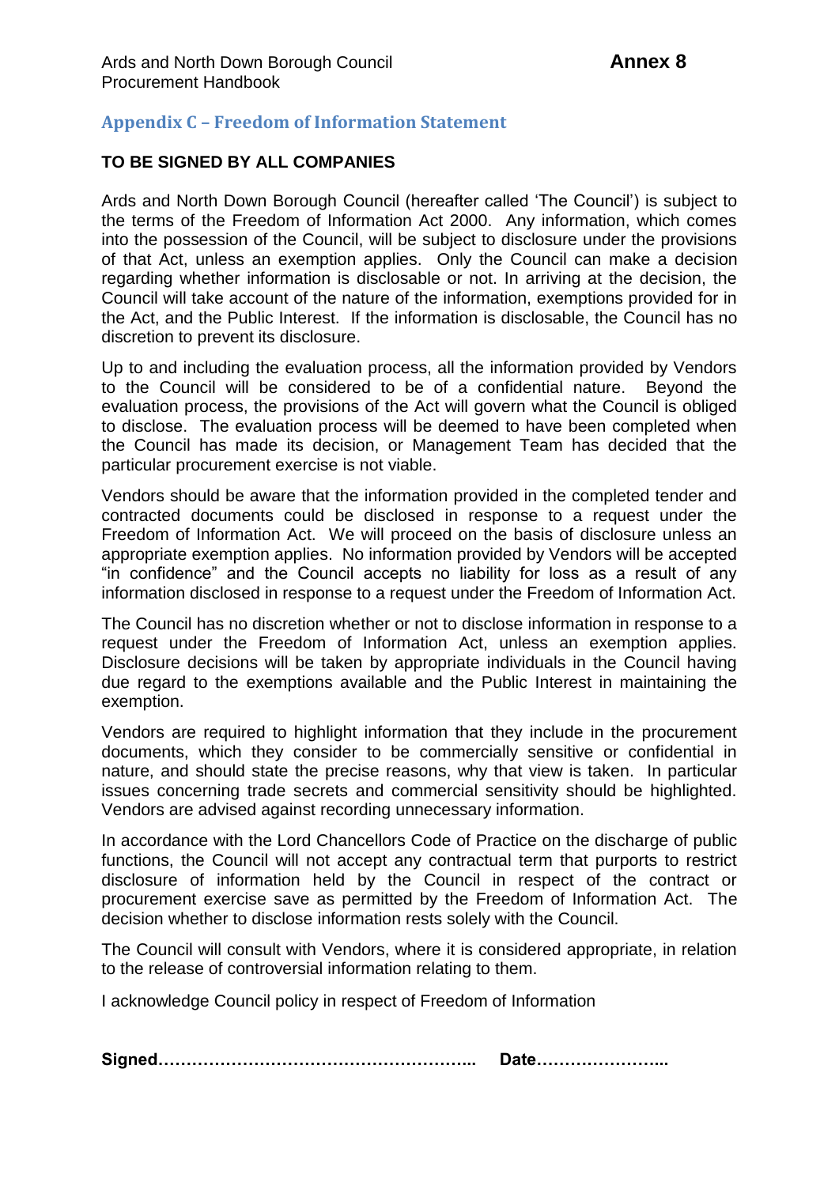## Appendix C – Freedom of Information Statement

**TO BE SIGNED BY ALL COMPANIES**

Ards and North Down Borough Council (hereafter called 'The Council') is subject to the terms of the Freedom of Information Act 2000. Any information, which comes into the possession of the Council, will be subject to disclosure under the provisions of that Act, unless an exemption applies. Only the Council can make a decision regarding whether information is disclosable or not. In arriving at the decision, the Council will take account of the nature of the information, exemptions provided for in the Act, and the Public Interest. If the information is disclosable, the Council has no discretion to prevent its disclosure.

Up to and including the evaluation process, all the information provided by Vendors to the Council will be considered to be of a confidential nature. Beyond the evaluation process, the provisions of the Act will govern what the Council is obliged to disclose. The evaluation process will be deemed to have been completed when the Council has made its decision, or Management Team has decided that the particular procurement exercise is not viable.

Vendors should be aware that the information provided in the completed tender and contracted documents could be disclosed in response to a request under the Freedom of Information Act. We will proceed on the basis of disclosure unless an appropriate exemption applies. No information provided by Vendors will be accepted "in confidence" and the Council accepts no liability for loss as a result of any information disclosed in response to a request under the Freedom of Information Act.

The Council has no discretion whether or not to disclose information in response to a request under the Freedom of Information Act, unless an exemption applies. Disclosure decisions will be taken by appropriate individuals in the Council having due regard to the exemptions available and the Public Interest in maintaining the exemption.

Vendors are required to highlight information that they include in the procurement documents, which they consider to be commercially sensitive or confidential in nature, and should state the precise reasons, why that view is taken. In particular issues concerning trade secrets and commercial sensitivity should be highlighted. Vendors are advised against recording unnecessary information.

In accordance with the Lord Chancellors Code of Practice on the discharge of public functions, the Council will not accept any contractual term that purports to restrict disclosure of information held by the Council in respect of the contract or procurement exercise save as permitted by the Freedom of Information Act. The decision whether to disclose information rests solely with the Council.

The Council will consult with Vendors, where it is considered appropriate, in relation to the release of controversial information relating to them.

I acknowledge Council policy in respect of Freedom of Information

**Signed………………………………………………..  Date…………………..**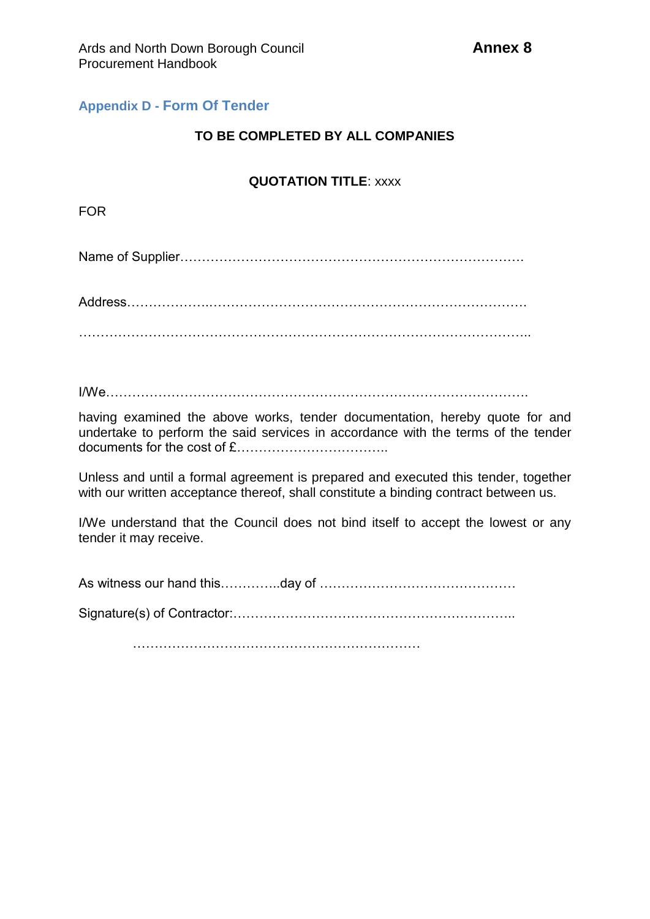## Appendix D - Form Of Tender

**TO BE COMPLETED BY ALL COMPANIES**

**QUOTATION TITLE**: xxxx

FOR

Name of Supplier……………………………………………………………………….

Address……………….……………………………….………………………………

…………………………………………………………………………………………..

I/We……………………………………………………………………………………….

having examined the above works, tender documentation, hereby quote for and undertake to perform the said services in accordance with the terms of the tender documents for the cost of £……………………………..

Unless and until a formal agreement is prepared and executed this tender, together with our written acceptance thereof, shall constitute a binding contract between us.

I/We understand that the Council does not bind itself to accept the lowest or any tender it may receive.

As witness our hand this…………..day of ………………………………………

Signature(s) of Contractor:………………………………………………………..

…………………………………………………………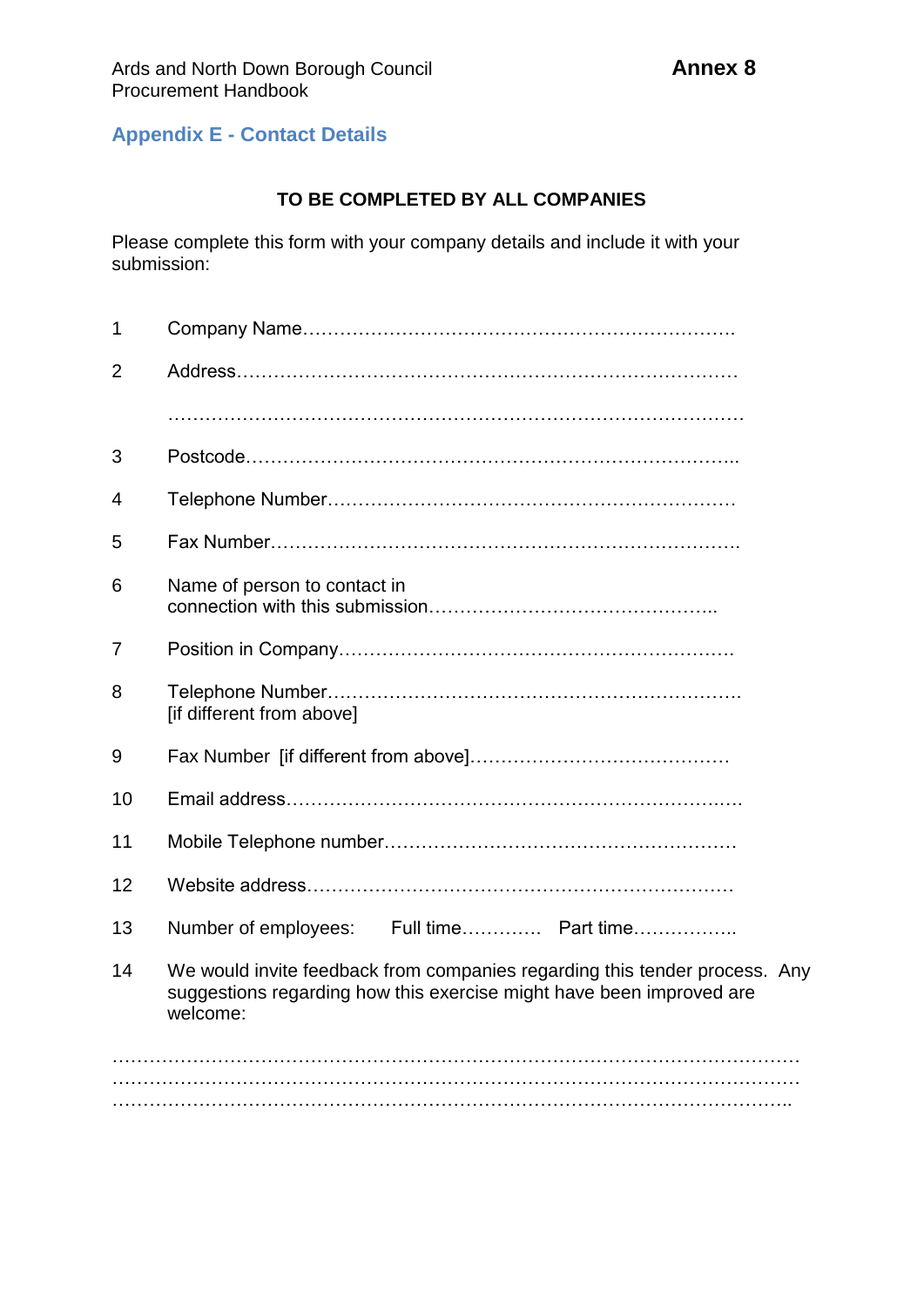**Annex 8**

## Appendix E - Contact Details

**TO BE COMPLETED BY ALL COMPANIES**

Please complete this form with your company details and include it with your submission:

1. Company Name…………………………………………………………….

2. Address………………………………………………………………………

   …………………………………………………………………………………

3. Postcode…………………………………………………………………….

4. Telephone Number………………………………………………………

5. Fax Number…………………………………………………………………

6. Name of person to contact in connection with this submission………………………………………..

7. Position in Company……………………………………………………

8. Telephone Number………………………………………………………. [if different from above]

9. Fax Number [if different from above]……………………………………

10. Email address……………………………………………………………….

11. Mobile Telephone number………………………………………………

12. Website address…………………………………………………………

13. Number of employees: Full time………… Part time……………..

14. We would invite feedback from companies regarding this tender process. Any suggestions regarding how this exercise might have been improved are welcome:

…………………………………………………………………………………………………
…………………………………………………………………………………………………
………………………………………………………………………………………………..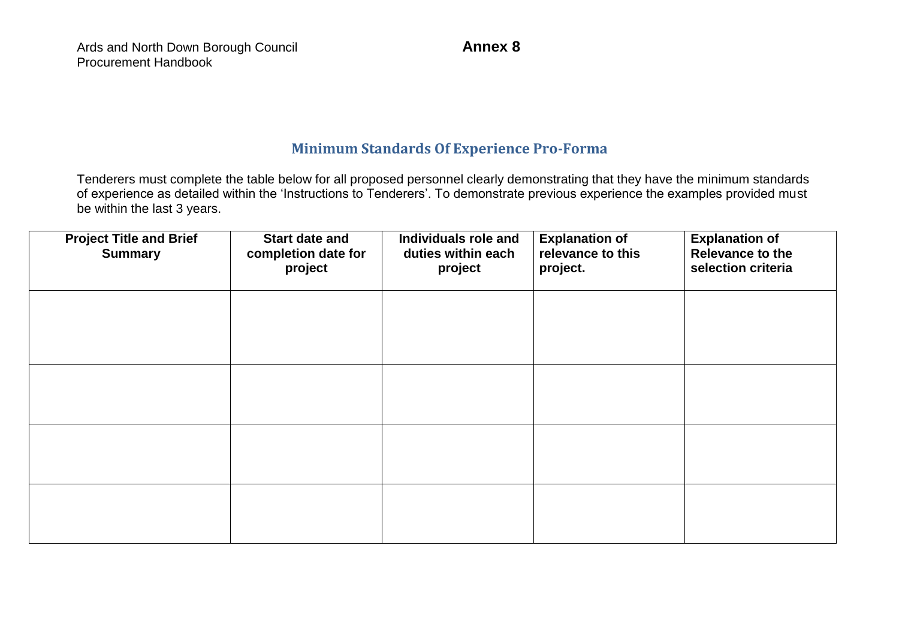Ards and North Down Borough Council
Procurement Handbook

**Annex 8**

## Minimum Standards Of Experience Pro-Forma

Tenderers must complete the table below for all proposed personnel clearly demonstrating that they have the minimum standards of experience as detailed within the 'Instructions to Tenderers'. To demonstrate previous experience the examples provided must be within the last 3 years.

| Project Title and Brief Summary | Start date and completion date for project | Individuals role and duties within each project | Explanation of relevance to this project. | Explanation of Relevance to the selection criteria |
|---|---|---|---|---|
| | | | | |
| | | | | |
| | | | | |
| | | | | |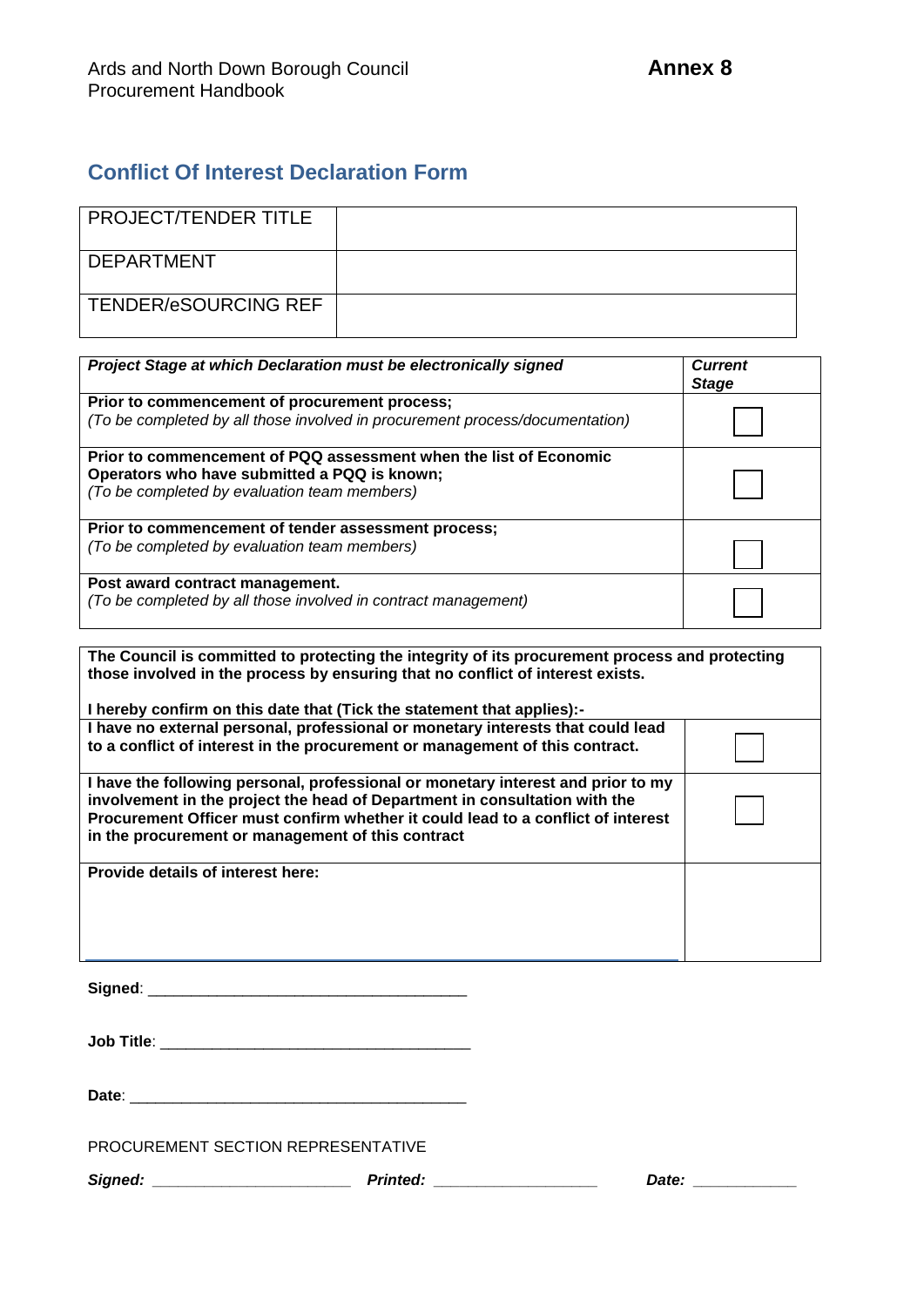Ards and North Down Borough Council
Procurement Handbook

**Annex 8**

## Conflict Of Interest Declaration Form

| PROJECT/TENDER TITLE | |
|---|---|
| DEPARTMENT | |
| TENDER/eSOURCING REF | |

| ***Project Stage at which Declaration must be electronically signed*** | ***Current Stage*** |
|---|---|
| **Prior to commencement of procurement process;** *(To be completed by all those involved in procurement process/documentation)* | ☐ |
| **Prior to commencement of PQQ assessment when the list of Economic Operators who have submitted a PQQ is known;** *(To be completed by evaluation team members)* | ☐ |
| **Prior to commencement of tender assessment process;** *(To be completed by evaluation team members)* | ☐ |
| **Post award contract management.** *(To be completed by all those involved in contract management)* | ☐ |

**The Council is committed to protecting the integrity of its procurement process and protecting those involved in the process by ensuring that no conflict of interest exists.**

**I hereby confirm on this date that (Tick the statement that applies):-**

| | |
|---|---|
| **I have no external personal, professional or monetary interests that could lead to a conflict of interest in the procurement or management of this contract.** | ☐ |
| **I have the following personal, professional or monetary interest and prior to my involvement in the project the head of Department in consultation with the Procurement Officer must confirm whether it could lead to a conflict of interest in the procurement or management of this contract** | ☐ |
| **Provide details of interest here:** | |

**Signed**: ____________________________________

**Job Title**: ____________________________________

**Date**: ____________________________________

PROCUREMENT SECTION REPRESENTATIVE

***Signed:*** ______________________ ***Printed:*** ___________________ ***Date:*** ____________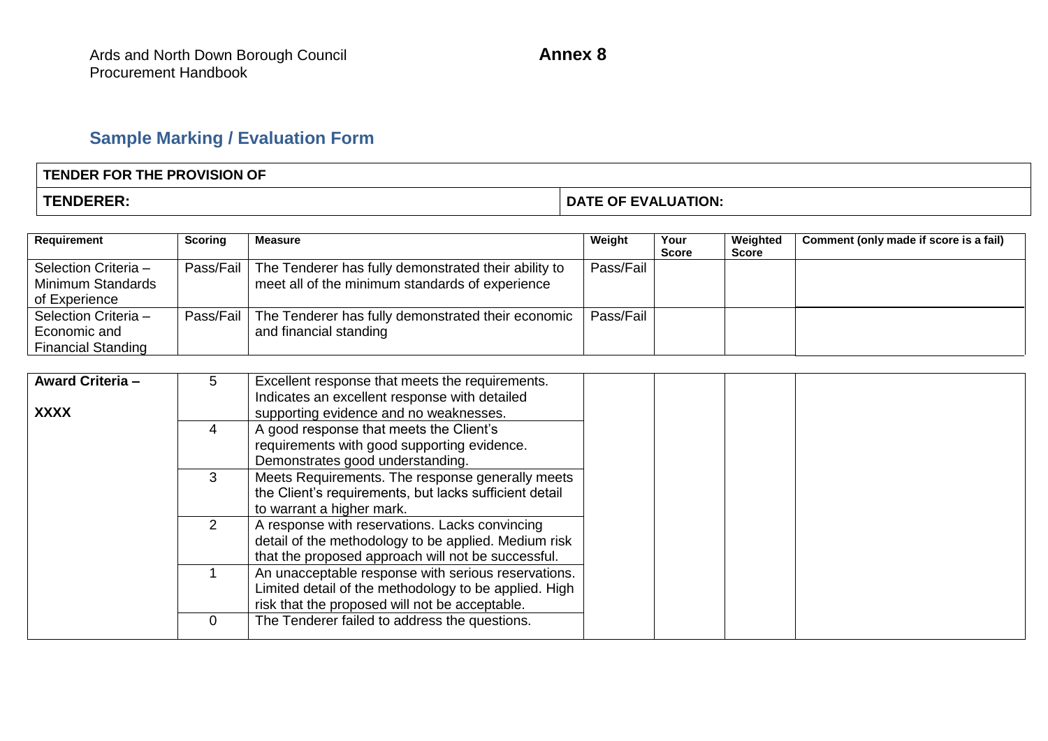Ards and North Down Borough Council
Procurement Handbook

**Annex 8**

## Sample Marking / Evaluation Form

| TENDER FOR THE PROVISION OF | |
|---|---|
| **TENDERER:** | **DATE OF EVALUATION:** |

| Requirement | Scoring | Measure | Weight | Your Score | Weighted Score | Comment (only made if score is a fail) |
|---|---|---|---|---|---|---|
| Selection Criteria – Minimum Standards of Experience | Pass/Fail | The Tenderer has fully demonstrated their ability to meet all of the minimum standards of experience | Pass/Fail | | | |
| Selection Criteria – Economic and Financial Standing | Pass/Fail | The Tenderer has fully demonstrated their economic and financial standing | Pass/Fail | | | |

| | | | | | | |
|---|---|---|---|---|---|---|
| **Award Criteria –** **XXXX** | 5 | Excellent response that meets the requirements. Indicates an excellent response with detailed supporting evidence and no weaknesses. | | | | |
| | 4 | A good response that meets the Client's requirements with good supporting evidence. Demonstrates good understanding. | | | | |
| | 3 | Meets Requirements. The response generally meets the Client's requirements, but lacks sufficient detail to warrant a higher mark. | | | | |
| | 2 | A response with reservations. Lacks convincing detail of the methodology to be applied. Medium risk that the proposed approach will not be successful. | | | | |
| | 1 | An unacceptable response with serious reservations. Limited detail of the methodology to be applied. High risk that the proposed will not be acceptable. | | | | |
| | 0 | The Tenderer failed to address the questions. | | | | |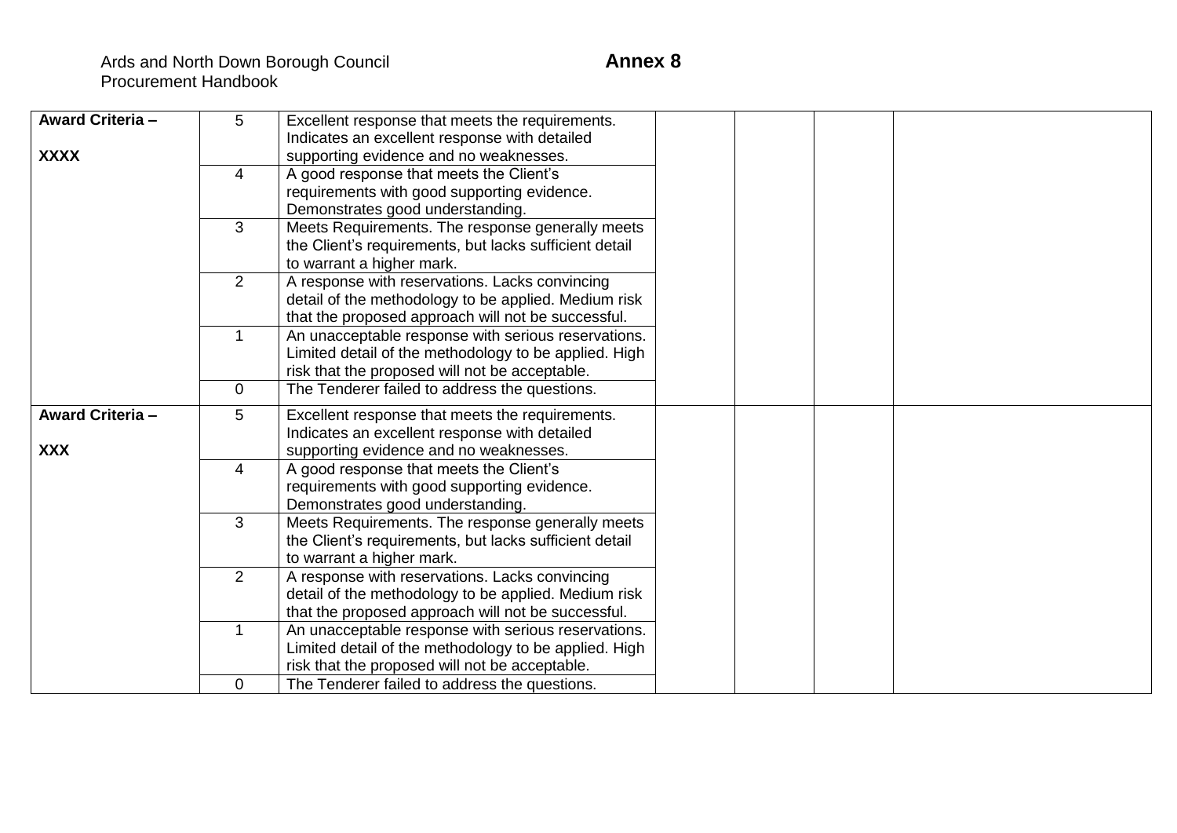Ards and North Down Borough Council
Procurement Handbook

**Annex 8**

| | | | | | | |
|---|---|---|---|---|---|---|
| **Award Criteria – XXXX** | 5 | Excellent response that meets the requirements. Indicates an excellent response with detailed supporting evidence and no weaknesses. | | | | |
| | 4 | A good response that meets the Client's requirements with good supporting evidence. Demonstrates good understanding. | | | | |
| | 3 | Meets Requirements. The response generally meets the Client's requirements, but lacks sufficient detail to warrant a higher mark. | | | | |
| | 2 | A response with reservations. Lacks convincing detail of the methodology to be applied. Medium risk that the proposed approach will not be successful. | | | | |
| | 1 | An unacceptable response with serious reservations. Limited detail of the methodology to be applied. High risk that the proposed will not be acceptable. | | | | |
| | 0 | The Tenderer failed to address the questions. | | | | |
| **Award Criteria – XXX** | 5 | Excellent response that meets the requirements. Indicates an excellent response with detailed supporting evidence and no weaknesses. | | | | |
| | 4 | A good response that meets the Client's requirements with good supporting evidence. Demonstrates good understanding. | | | | |
| | 3 | Meets Requirements. The response generally meets the Client's requirements, but lacks sufficient detail to warrant a higher mark. | | | | |
| | 2 | A response with reservations. Lacks convincing detail of the methodology to be applied. Medium risk that the proposed approach will not be successful. | | | | |
| | 1 | An unacceptable response with serious reservations. Limited detail of the methodology to be applied. High risk that the proposed will not be acceptable. | | | | |
| | 0 | The Tenderer failed to address the questions. | | | | |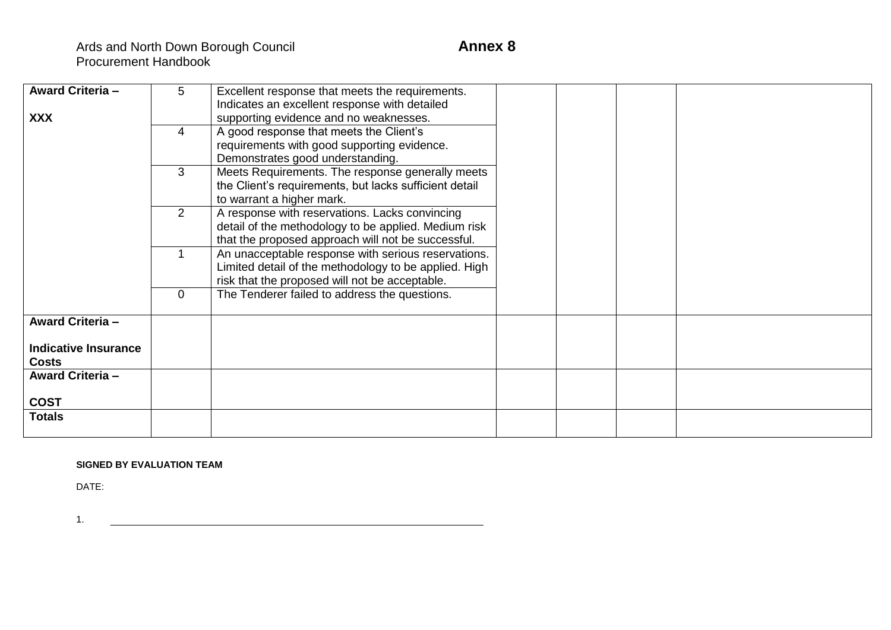| **Award Criteria – XXX** | 5 | Excellent response that meets the requirements. Indicates an excellent response with detailed supporting evidence and no weaknesses. | | | | |
|---|---|---|---|---|---|---|
| | 4 | A good response that meets the Client's requirements with good supporting evidence. Demonstrates good understanding. | | | | |
| | 3 | Meets Requirements. The response generally meets the Client's requirements, but lacks sufficient detail to warrant a higher mark. | | | | |
| | 2 | A response with reservations. Lacks convincing detail of the methodology to be applied. Medium risk that the proposed approach will not be successful. | | | | |
| | 1 | An unacceptable response with serious reservations. Limited detail of the methodology to be applied. High risk that the proposed will not be acceptable. | | | | |
| | 0 | The Tenderer failed to address the questions. | | | | |
| **Award Criteria – Indicative Insurance Costs** | | | | | | |
| **Award Criteria – COST** | | | | | | |
| **Totals** | | | | | | |

**SIGNED BY EVALUATION TEAM**

DATE:

1. \_\_\_\_\_\_\_\_\_\_\_\_\_\_\_\_\_\_\_\_\_\_\_\_\_\_\_\_\_\_\_\_\_\_\_\_\_\_\_\_\_\_\_\_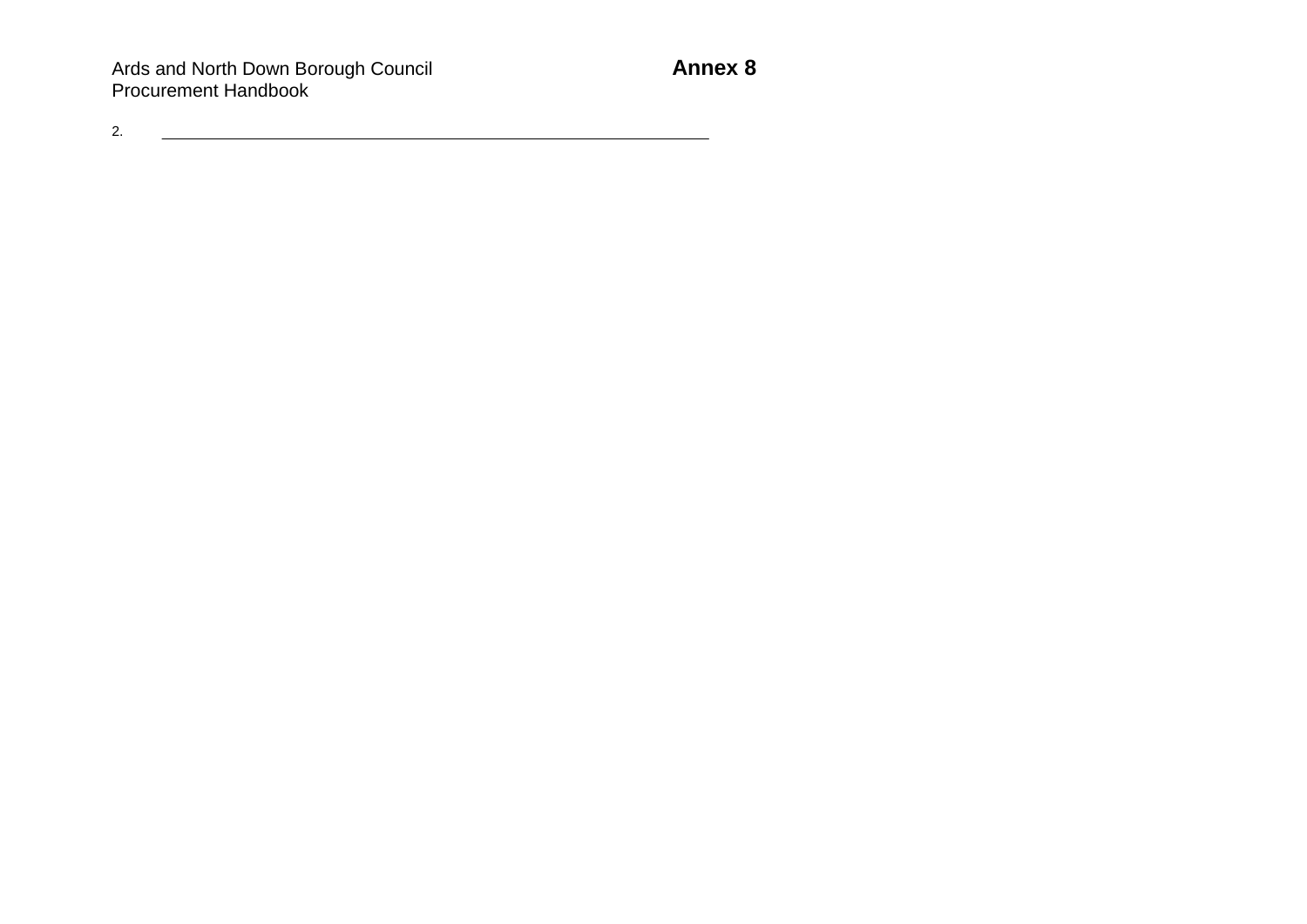2. ________________________________________________________________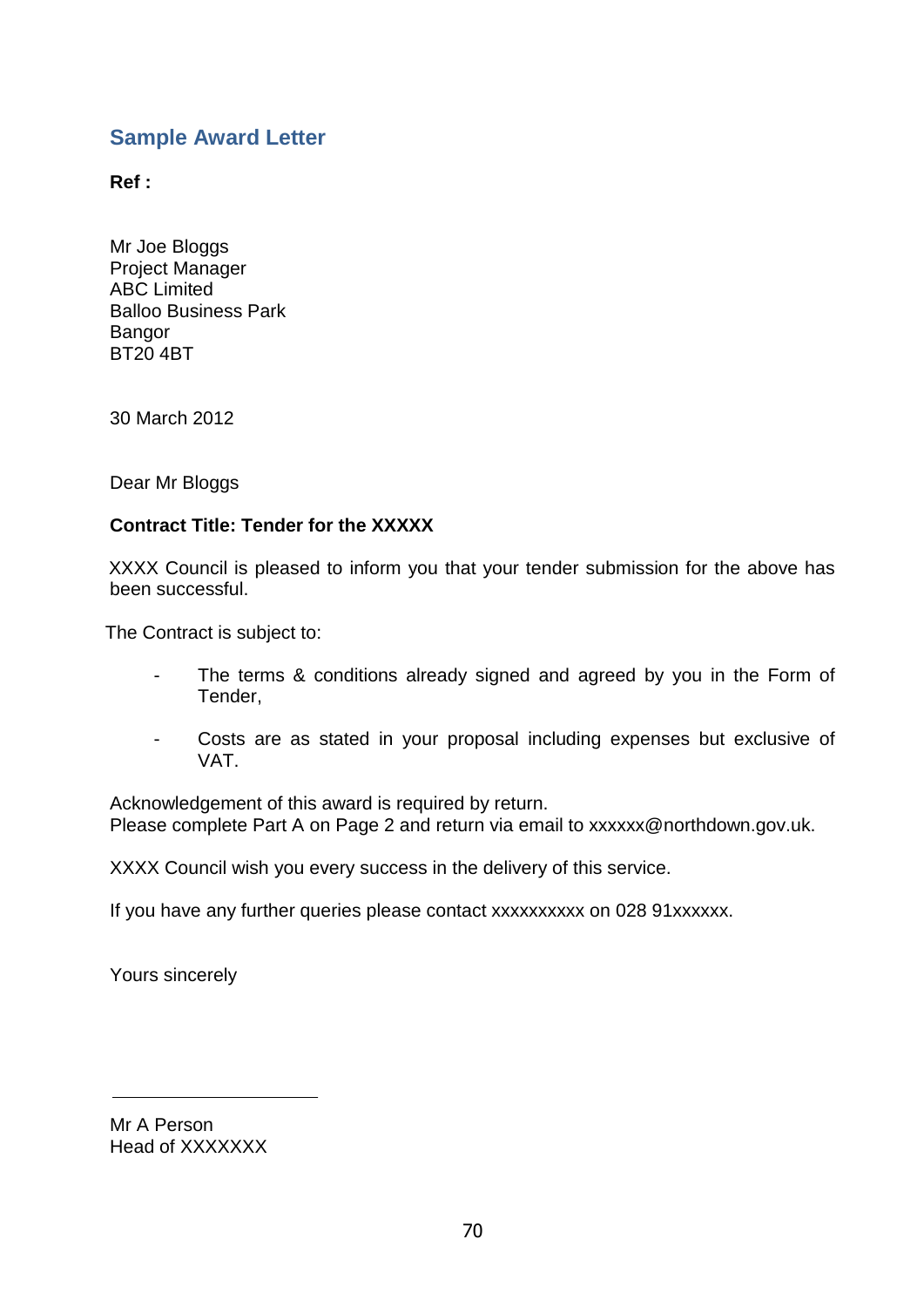## Sample Award Letter

**Ref :**

Mr Joe Bloggs
Project Manager
ABC Limited
Balloo Business Park
Bangor
BT20 4BT

30 March 2012

Dear Mr Bloggs

**Contract Title: Tender for the XXXXX**

XXXX Council is pleased to inform you that your tender submission for the above has been successful.

The Contract is subject to:

- The terms & conditions already signed and agreed by you in the Form of Tender,
- Costs are as stated in your proposal including expenses but exclusive of VAT.

Acknowledgement of this award is required by return.
Please complete Part A on Page 2 and return via email to xxxxxx@northdown.gov.uk.

XXXX Council wish you every success in the delivery of this service.

If you have any further queries please contact xxxxxxxxxx on 028 91xxxxxx.

Yours sincerely

_______________________

Mr A Person
Head of XXXXXXX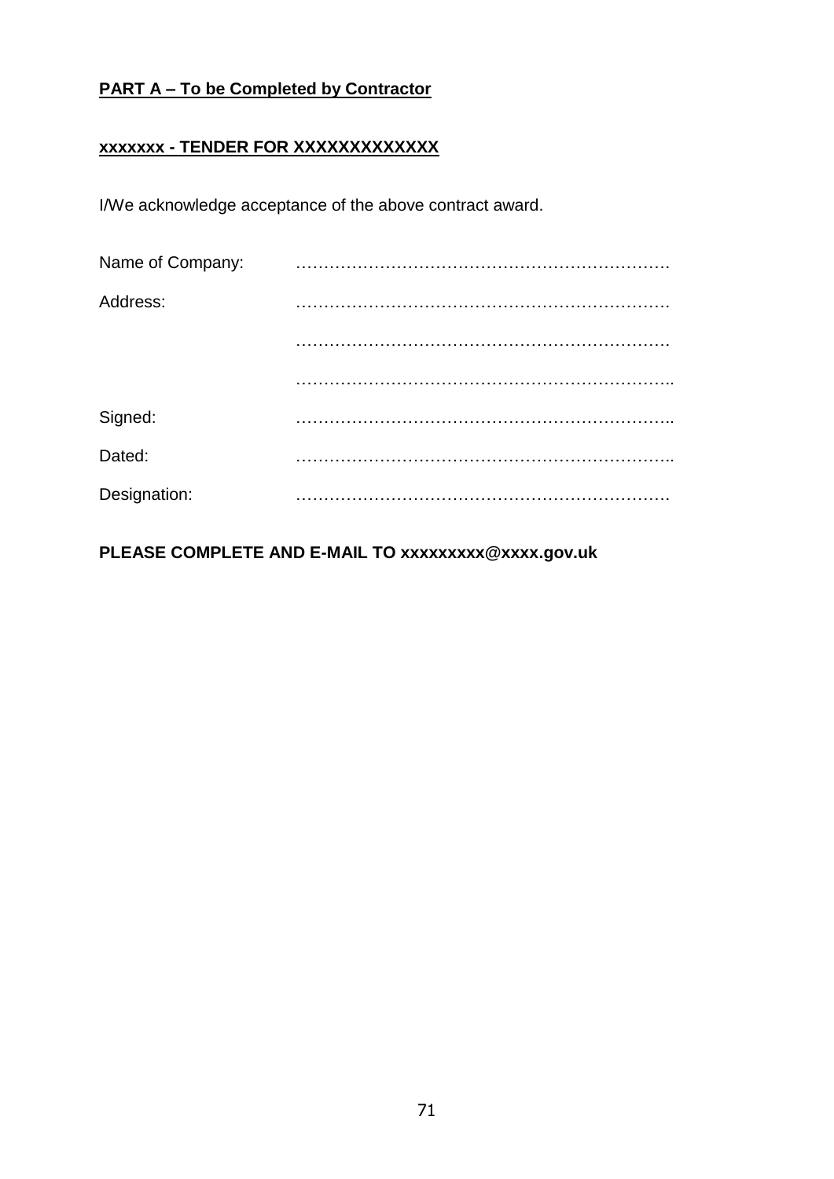**PART A – To be Completed by Contractor**

**xxxxxxx - TENDER FOR XXXXXXXXXXXXX**

I/We acknowledge acceptance of the above contract award.

Name of Company: ………………………………………………………….

Address: ………………………………………………………….

………………………………………………………….

…………………………………………………………..

Signed: …………………………………………………………..

Dated: …………………………………………………………..

Designation: ………………………………………………………….

**PLEASE COMPLETE AND E-MAIL TO xxxxxxxxx@xxxx.gov.uk**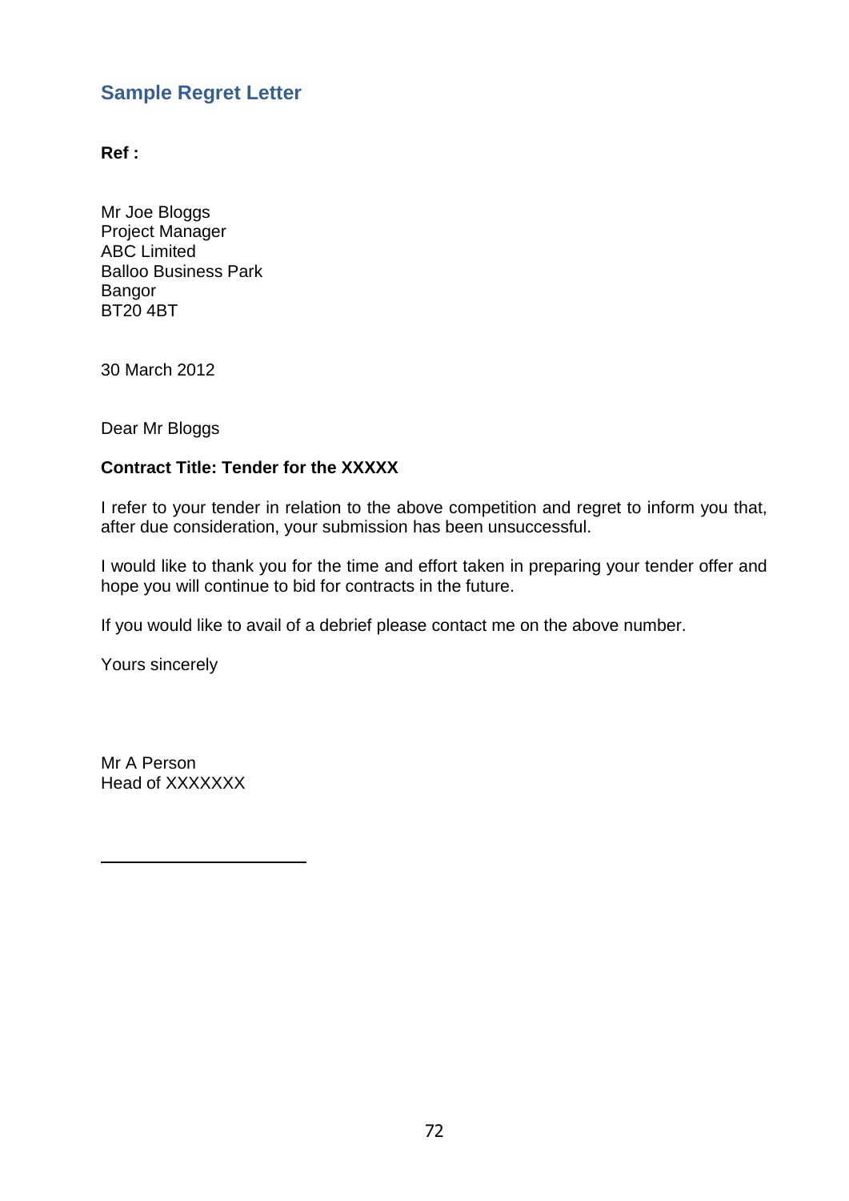## Sample Regret Letter

**Ref :**

Mr Joe Bloggs
Project Manager
ABC Limited
Balloo Business Park
Bangor
BT20 4BT

30 March 2012

Dear Mr Bloggs

**Contract Title: Tender for the XXXXX**

I refer to your tender in relation to the above competition and regret to inform you that, after due consideration, your submission has been unsuccessful.

I would like to thank you for the time and effort taken in preparing your tender offer and hope you will continue to bid for contracts in the future.

If you would like to avail of a debrief please contact me on the above number.

Yours sincerely

Mr A Person
Head of XXXXXXX